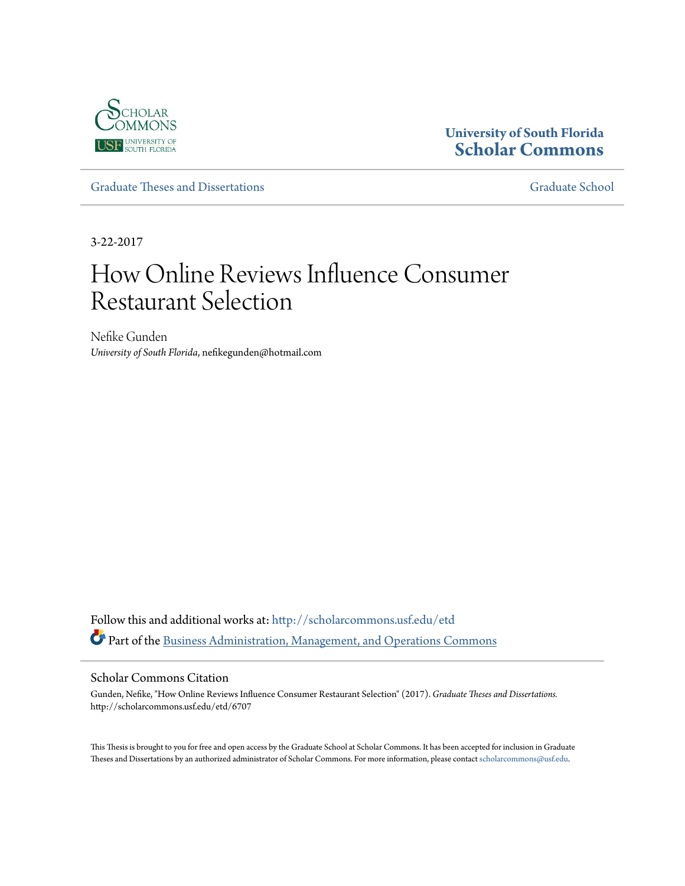University of South Florida
**Scholar Commons**

Graduate Theses and Dissertations | Graduate School

3-22-2017

# How Online Reviews Influence Consumer Restaurant Selection

Nefike Gunden
*University of South Florida*, nefikegunden@hotmail.com

Follow this and additional works at: http://scholarcommons.usf.edu/etd

Part of the Business Administration, Management, and Operations Commons

## Scholar Commons Citation

Gunden, Nefike, "How Online Reviews Influence Consumer Restaurant Selection" (2017). *Graduate Theses and Dissertations.* http://scholarcommons.usf.edu/etd/6707

This Thesis is brought to you for free and open access by the Graduate School at Scholar Commons. It has been accepted for inclusion in Graduate Theses and Dissertations by an authorized administrator of Scholar Commons. For more information, please contact scholarcommons@usf.edu.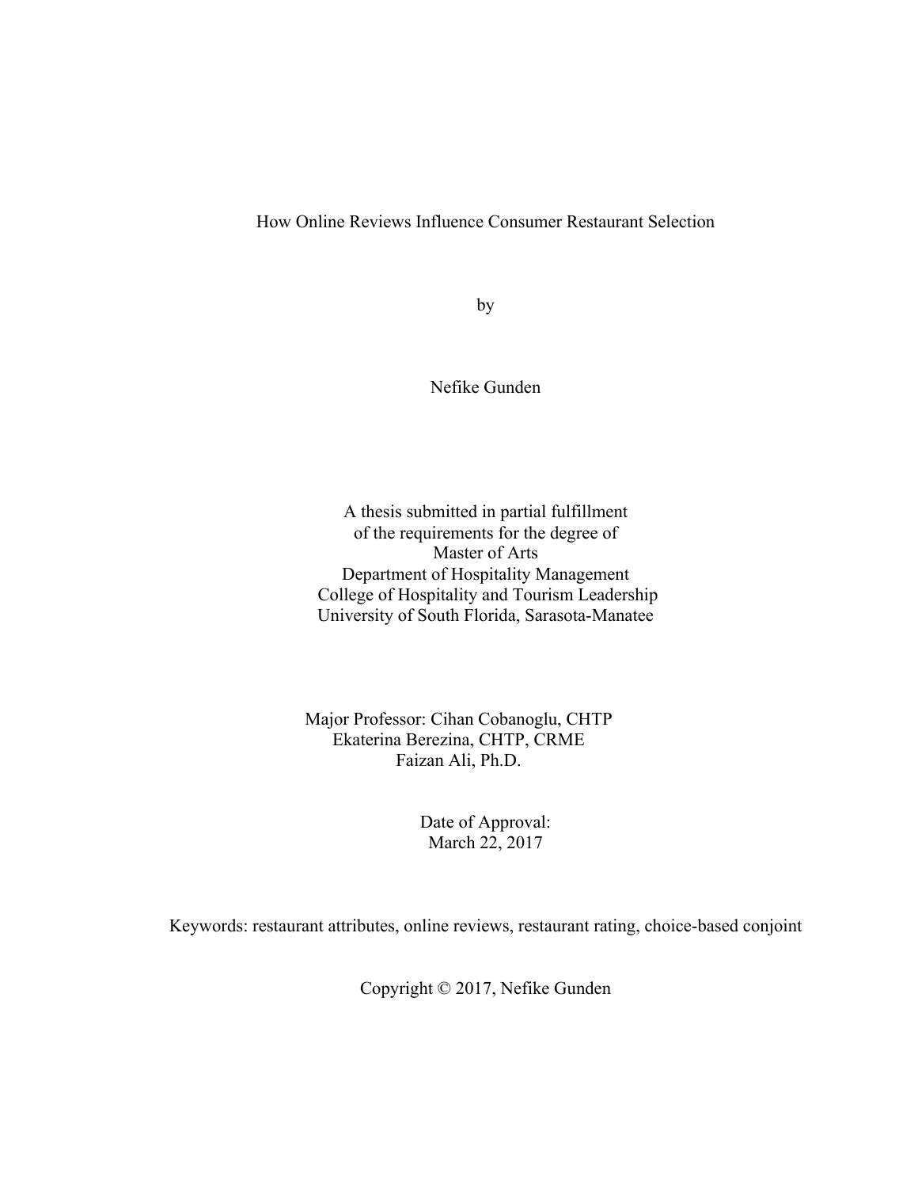How Online Reviews Influence Consumer Restaurant Selection

by

Nefike Gunden

A thesis submitted in partial fulfillment
of the requirements for the degree of
Master of Arts
Department of Hospitality Management
College of Hospitality and Tourism Leadership
University of South Florida, Sarasota-Manatee

Major Professor: Cihan Cobanoglu, CHTP
Ekaterina Berezina, CHTP, CRME
Faizan Ali, Ph.D.

Date of Approval:
March 22, 2017

Keywords: restaurant attributes, online reviews, restaurant rating, choice-based conjoint

Copyright © 2017, Nefike Gunden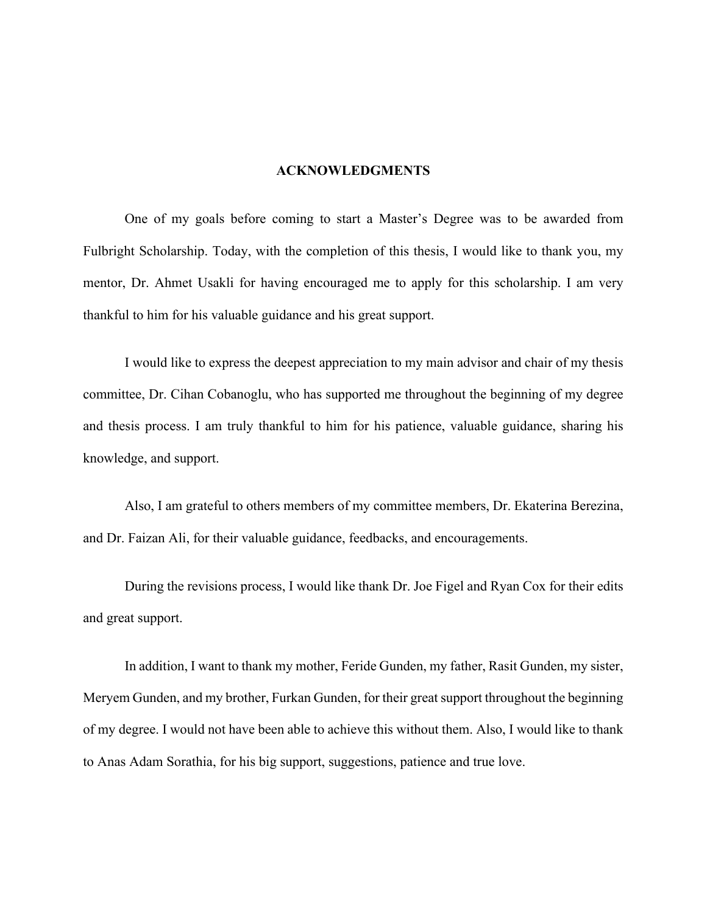# ACKNOWLEDGMENTS

One of my goals before coming to start a Master's Degree was to be awarded from Fulbright Scholarship. Today, with the completion of this thesis, I would like to thank you, my mentor, Dr. Ahmet Usakli for having encouraged me to apply for this scholarship. I am very thankful to him for his valuable guidance and his great support.

I would like to express the deepest appreciation to my main advisor and chair of my thesis committee, Dr. Cihan Cobanoglu, who has supported me throughout the beginning of my degree and thesis process. I am truly thankful to him for his patience, valuable guidance, sharing his knowledge, and support.

Also, I am grateful to others members of my committee members, Dr. Ekaterina Berezina, and Dr. Faizan Ali, for their valuable guidance, feedbacks, and encouragements.

During the revisions process, I would like thank Dr. Joe Figel and Ryan Cox for their edits and great support.

In addition, I want to thank my mother, Feride Gunden, my father, Rasit Gunden, my sister, Meryem Gunden, and my brother, Furkan Gunden, for their great support throughout the beginning of my degree. I would not have been able to achieve this without them. Also, I would like to thank to Anas Adam Sorathia, for his big support, suggestions, patience and true love.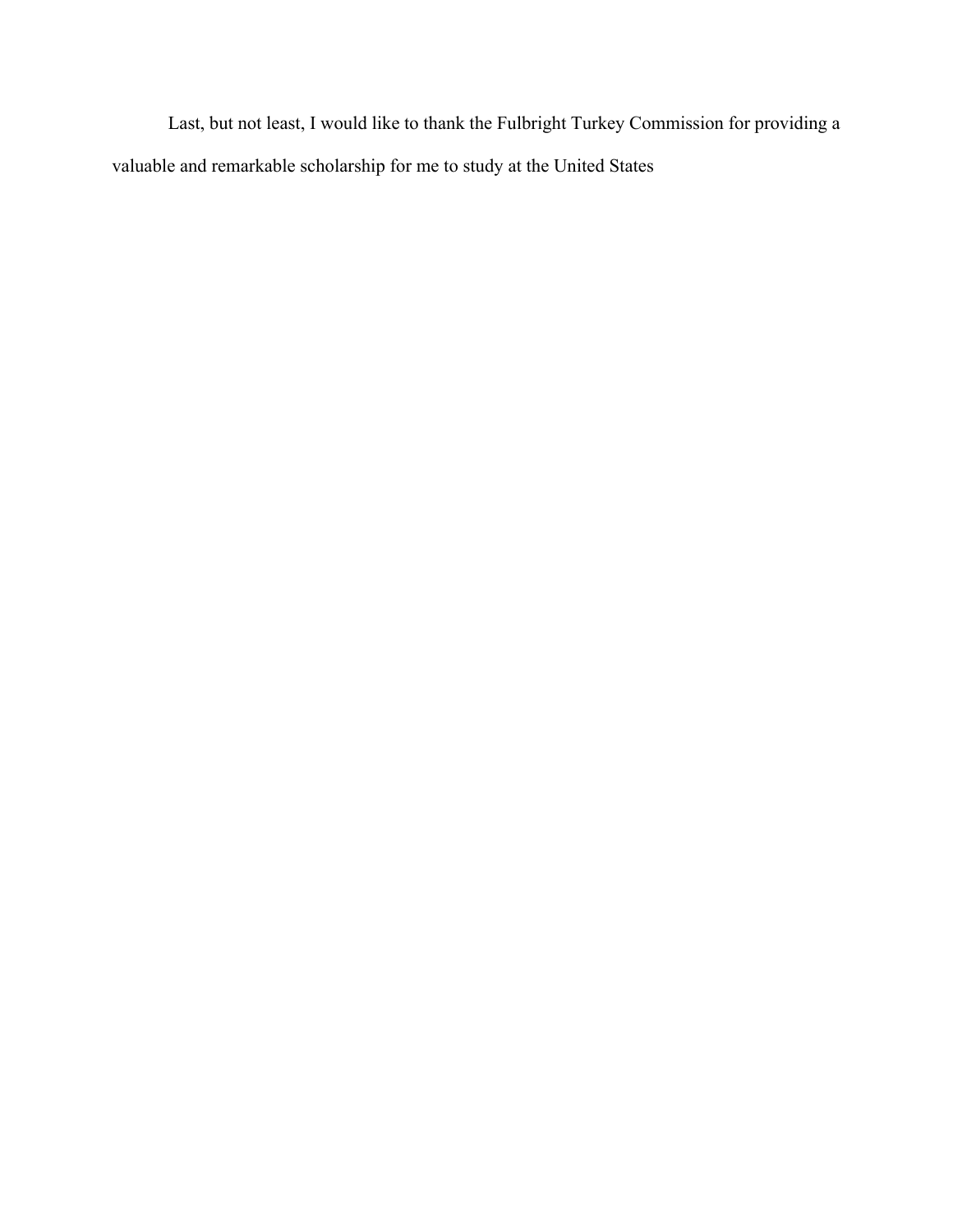Last, but not least, I would like to thank the Fulbright Turkey Commission for providing a valuable and remarkable scholarship for me to study at the United States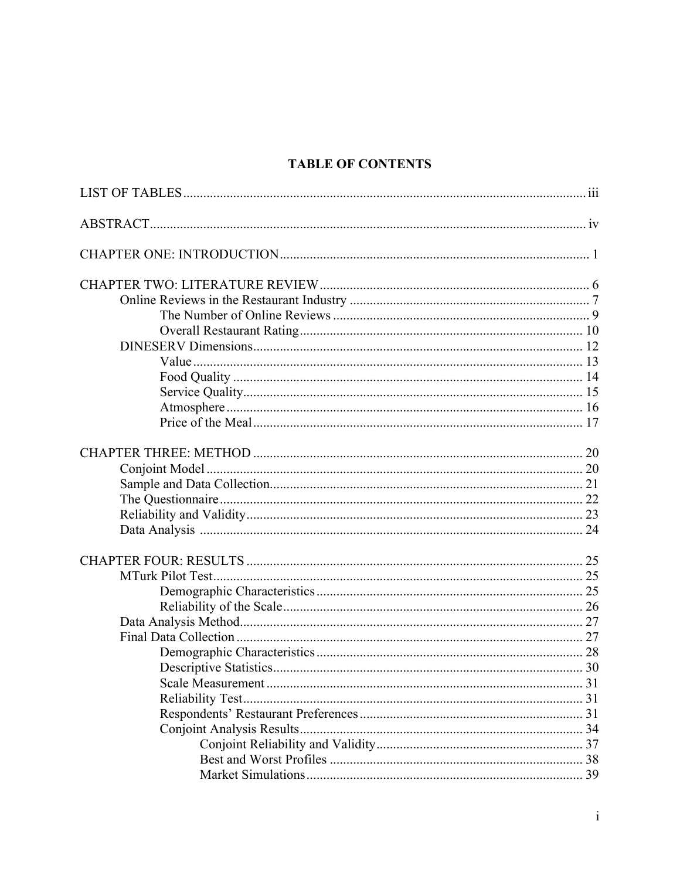# TABLE OF CONTENTS

LIST OF TABLES ........................................................................................................ iii

ABSTRACT ................................................................................................................. iv

CHAPTER ONE: INTRODUCTION ............................................................................ 1

CHAPTER TWO: LITERATURE REVIEW ................................................................ 6
- Online Reviews in the Restaurant Industry ........................................................ 7
  - The Number of Online Reviews ............................................................ 9
  - Overall Restaurant Rating .................................................................... 10
- DINESERV Dimensions .................................................................................. 12
  - Value .................................................................................................... 13
  - Food Quality ........................................................................................ 14
  - Service Quality ..................................................................................... 15
  - Atmosphere .......................................................................................... 16
  - Price of the Meal .................................................................................. 17

CHAPTER THREE: METHOD .................................................................................. 20
- Conjoint Model ................................................................................................ 20
- Sample and Data Collection ............................................................................. 21
- The Questionnaire ............................................................................................ 22
- Reliability and Validity .................................................................................... 23
- Data Analysis ................................................................................................... 24

CHAPTER FOUR: RESULTS .................................................................................... 25
- MTurk Pilot Test .............................................................................................. 25
  - Demographic Characteristics ............................................................... 25
  - Reliability of the Scale ......................................................................... 26
- Data Analysis Method ...................................................................................... 27
- Final Data Collection ....................................................................................... 27
  - Demographic Characteristics ............................................................... 28
  - Descriptive Statistics ............................................................................ 30
  - Scale Measurement .............................................................................. 31
  - Reliability Test ..................................................................................... 31
  - Respondents' Restaurant Preferences .................................................. 31
  - Conjoint Analysis Results .................................................................... 34
    - Conjoint Reliability and Validity ............................................. 37
    - Best and Worst Profiles ............................................................ 38
    - Market Simulations .................................................................. 39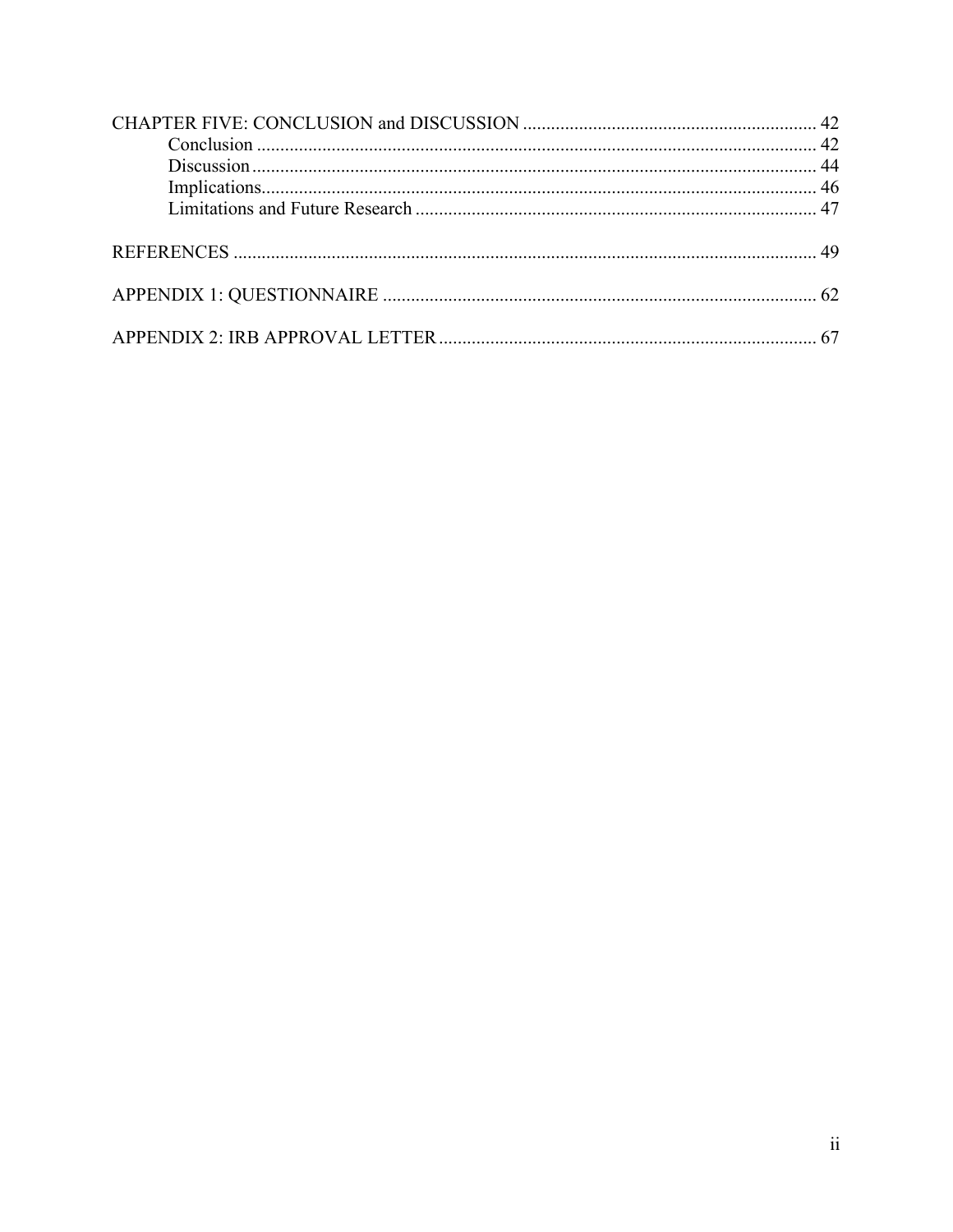CHAPTER FIVE: CONCLUSION and DISCUSSION .............................................................. 42
    Conclusion ........................................................................................................ 42
    Discussion ......................................................................................................... 44
    Implications....................................................................................................... 46
    Limitations and Future Research ...................................................................... 47

REFERENCES ............................................................................................................. 49

APPENDIX 1: QUESTIONNAIRE ............................................................................. 62

APPENDIX 2: IRB APPROVAL LETTER ................................................................. 67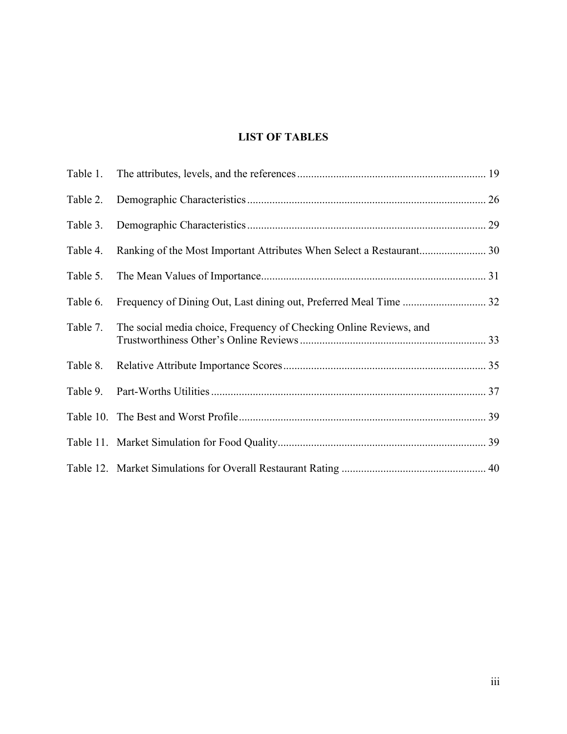# LIST OF TABLES

| | | |
|---|---|---|
| Table 1. | The attributes, levels, and the references | 19 |
| Table 2. | Demographic Characteristics | 26 |
| Table 3. | Demographic Characteristics | 29 |
| Table 4. | Ranking of the Most Important Attributes When Select a Restaurant | 30 |
| Table 5. | The Mean Values of Importance | 31 |
| Table 6. | Frequency of Dining Out, Last dining out, Preferred Meal Time | 32 |
| Table 7. | The social media choice, Frequency of Checking Online Reviews, and Trustworthiness Other's Online Reviews | 33 |
| Table 8. | Relative Attribute Importance Scores | 35 |
| Table 9. | Part-Worths Utilities | 37 |
| Table 10. | The Best and Worst Profile | 39 |
| Table 11. | Market Simulation for Food Quality | 39 |
| Table 12. | Market Simulations for Overall Restaurant Rating | 40 |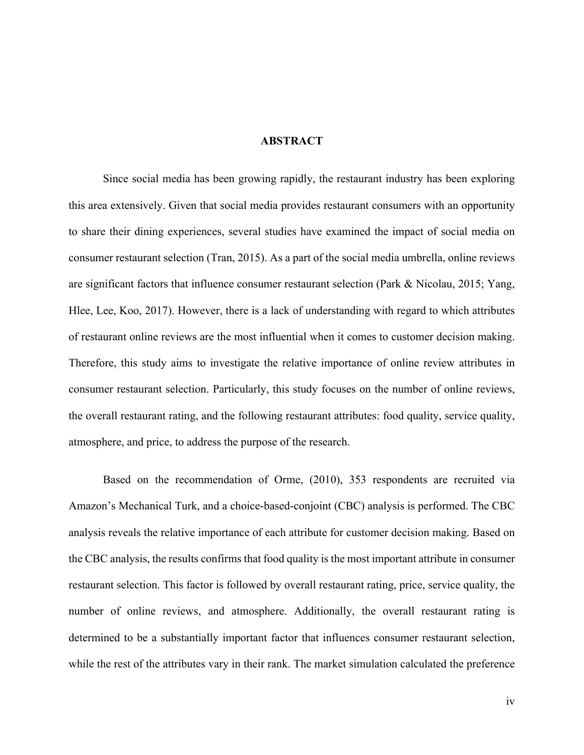## ABSTRACT

Since social media has been growing rapidly, the restaurant industry has been exploring this area extensively. Given that social media provides restaurant consumers with an opportunity to share their dining experiences, several studies have examined the impact of social media on consumer restaurant selection (Tran, 2015). As a part of the social media umbrella, online reviews are significant factors that influence consumer restaurant selection (Park & Nicolau, 2015; Yang, Hlee, Lee, Koo, 2017). However, there is a lack of understanding with regard to which attributes of restaurant online reviews are the most influential when it comes to customer decision making. Therefore, this study aims to investigate the relative importance of online review attributes in consumer restaurant selection. Particularly, this study focuses on the number of online reviews, the overall restaurant rating, and the following restaurant attributes: food quality, service quality, atmosphere, and price, to address the purpose of the research.

Based on the recommendation of Orme, (2010), 353 respondents are recruited via Amazon's Mechanical Turk, and a choice-based-conjoint (CBC) analysis is performed. The CBC analysis reveals the relative importance of each attribute for customer decision making. Based on the CBC analysis, the results confirms that food quality is the most important attribute in consumer restaurant selection. This factor is followed by overall restaurant rating, price, service quality, the number of online reviews, and atmosphere. Additionally, the overall restaurant rating is determined to be a substantially important factor that influences consumer restaurant selection, while the rest of the attributes vary in their rank. The market simulation calculated the preference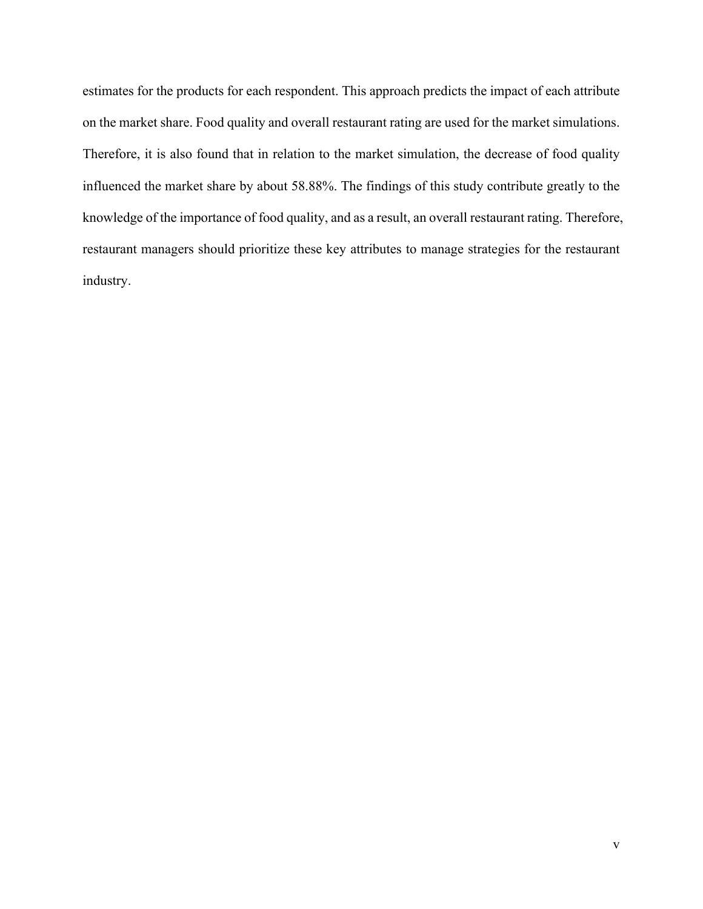estimates for the products for each respondent. This approach predicts the impact of each attribute on the market share. Food quality and overall restaurant rating are used for the market simulations. Therefore, it is also found that in relation to the market simulation, the decrease of food quality influenced the market share by about 58.88%. The findings of this study contribute greatly to the knowledge of the importance of food quality, and as a result, an overall restaurant rating. Therefore, restaurant managers should prioritize these key attributes to manage strategies for the restaurant industry.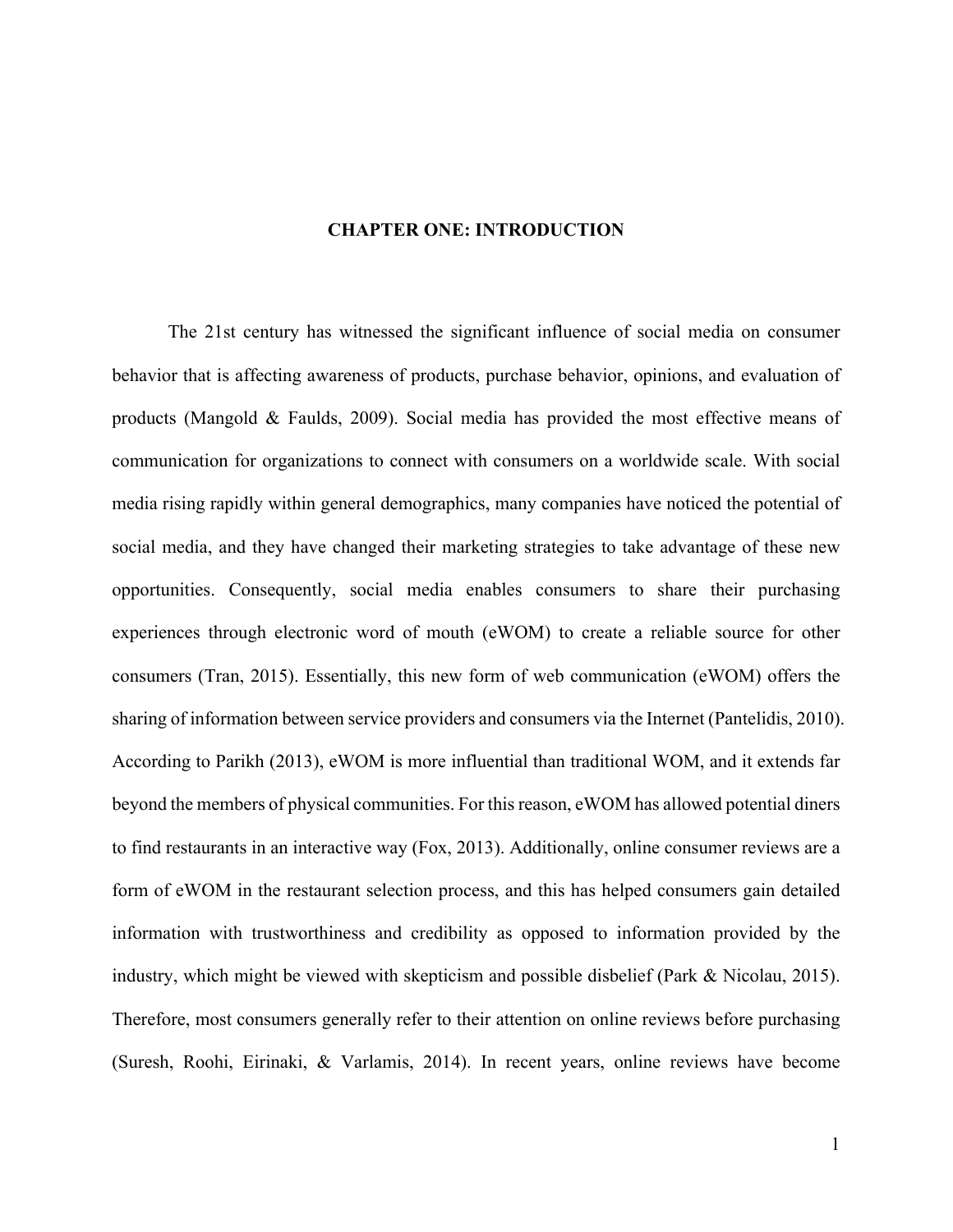# CHAPTER ONE: INTRODUCTION

The 21st century has witnessed the significant influence of social media on consumer behavior that is affecting awareness of products, purchase behavior, opinions, and evaluation of products (Mangold & Faulds, 2009). Social media has provided the most effective means of communication for organizations to connect with consumers on a worldwide scale. With social media rising rapidly within general demographics, many companies have noticed the potential of social media, and they have changed their marketing strategies to take advantage of these new opportunities. Consequently, social media enables consumers to share their purchasing experiences through electronic word of mouth (eWOM) to create a reliable source for other consumers (Tran, 2015). Essentially, this new form of web communication (eWOM) offers the sharing of information between service providers and consumers via the Internet (Pantelidis, 2010). According to Parikh (2013), eWOM is more influential than traditional WOM, and it extends far beyond the members of physical communities. For this reason, eWOM has allowed potential diners to find restaurants in an interactive way (Fox, 2013). Additionally, online consumer reviews are a form of eWOM in the restaurant selection process, and this has helped consumers gain detailed information with trustworthiness and credibility as opposed to information provided by the industry, which might be viewed with skepticism and possible disbelief (Park & Nicolau, 2015). Therefore, most consumers generally refer to their attention on online reviews before purchasing (Suresh, Roohi, Eirinaki, & Varlamis, 2014). In recent years, online reviews have become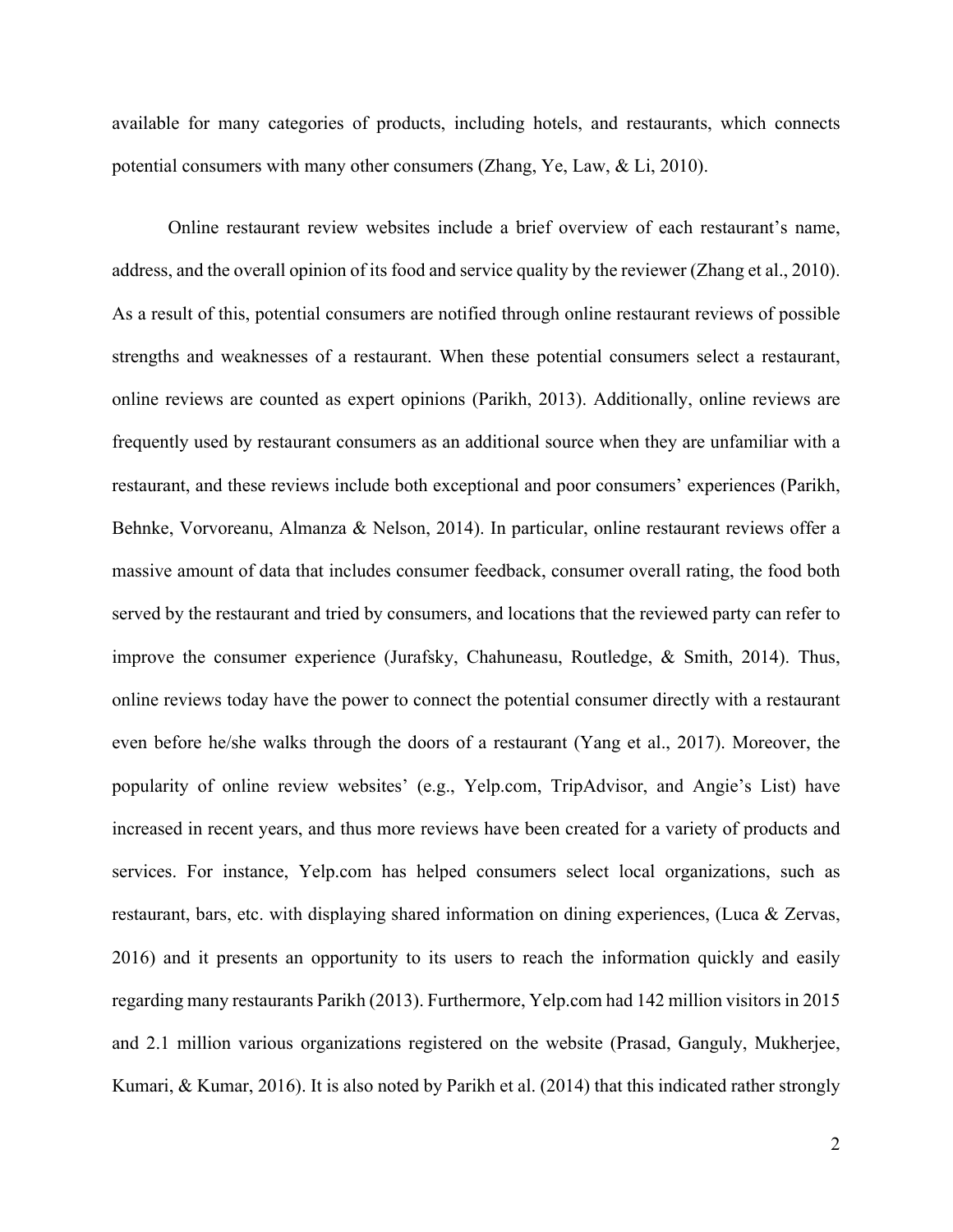available for many categories of products, including hotels, and restaurants, which connects potential consumers with many other consumers (Zhang, Ye, Law, & Li, 2010).

Online restaurant review websites include a brief overview of each restaurant's name, address, and the overall opinion of its food and service quality by the reviewer (Zhang et al., 2010). As a result of this, potential consumers are notified through online restaurant reviews of possible strengths and weaknesses of a restaurant. When these potential consumers select a restaurant, online reviews are counted as expert opinions (Parikh, 2013). Additionally, online reviews are frequently used by restaurant consumers as an additional source when they are unfamiliar with a restaurant, and these reviews include both exceptional and poor consumers' experiences (Parikh, Behnke, Vorvoreanu, Almanza & Nelson, 2014). In particular, online restaurant reviews offer a massive amount of data that includes consumer feedback, consumer overall rating, the food both served by the restaurant and tried by consumers, and locations that the reviewed party can refer to improve the consumer experience (Jurafsky, Chahuneasu, Routledge, & Smith, 2014). Thus, online reviews today have the power to connect the potential consumer directly with a restaurant even before he/she walks through the doors of a restaurant (Yang et al., 2017). Moreover, the popularity of online review websites' (e.g., Yelp.com, TripAdvisor, and Angie's List) have increased in recent years, and thus more reviews have been created for a variety of products and services. For instance, Yelp.com has helped consumers select local organizations, such as restaurant, bars, etc. with displaying shared information on dining experiences, (Luca & Zervas, 2016) and it presents an opportunity to its users to reach the information quickly and easily regarding many restaurants Parikh (2013). Furthermore, Yelp.com had 142 million visitors in 2015 and 2.1 million various organizations registered on the website (Prasad, Ganguly, Mukherjee, Kumari, & Kumar, 2016). It is also noted by Parikh et al. (2014) that this indicated rather strongly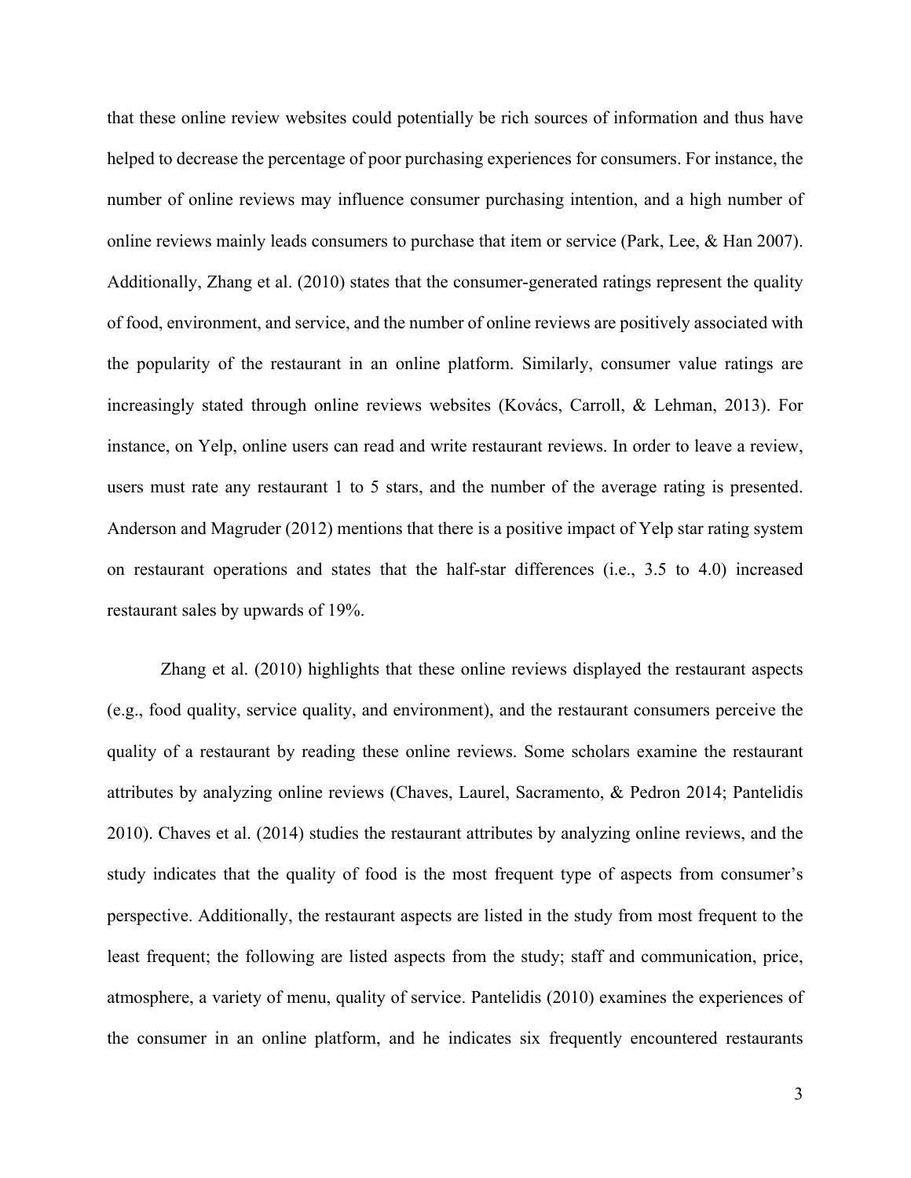that these online review websites could potentially be rich sources of information and thus have helped to decrease the percentage of poor purchasing experiences for consumers. For instance, the number of online reviews may influence consumer purchasing intention, and a high number of online reviews mainly leads consumers to purchase that item or service (Park, Lee, & Han 2007). Additionally, Zhang et al. (2010) states that the consumer-generated ratings represent the quality of food, environment, and service, and the number of online reviews are positively associated with the popularity of the restaurant in an online platform. Similarly, consumer value ratings are increasingly stated through online reviews websites (Kovács, Carroll, & Lehman, 2013). For instance, on Yelp, online users can read and write restaurant reviews. In order to leave a review, users must rate any restaurant 1 to 5 stars, and the number of the average rating is presented. Anderson and Magruder (2012) mentions that there is a positive impact of Yelp star rating system on restaurant operations and states that the half-star differences (i.e., 3.5 to 4.0) increased restaurant sales by upwards of 19%.

Zhang et al. (2010) highlights that these online reviews displayed the restaurant aspects (e.g., food quality, service quality, and environment), and the restaurant consumers perceive the quality of a restaurant by reading these online reviews. Some scholars examine the restaurant attributes by analyzing online reviews (Chaves, Laurel, Sacramento, & Pedron 2014; Pantelidis 2010). Chaves et al. (2014) studies the restaurant attributes by analyzing online reviews, and the study indicates that the quality of food is the most frequent type of aspects from consumer's perspective. Additionally, the restaurant aspects are listed in the study from most frequent to the least frequent; the following are listed aspects from the study; staff and communication, price, atmosphere, a variety of menu, quality of service. Pantelidis (2010) examines the experiences of the consumer in an online platform, and he indicates six frequently encountered restaurants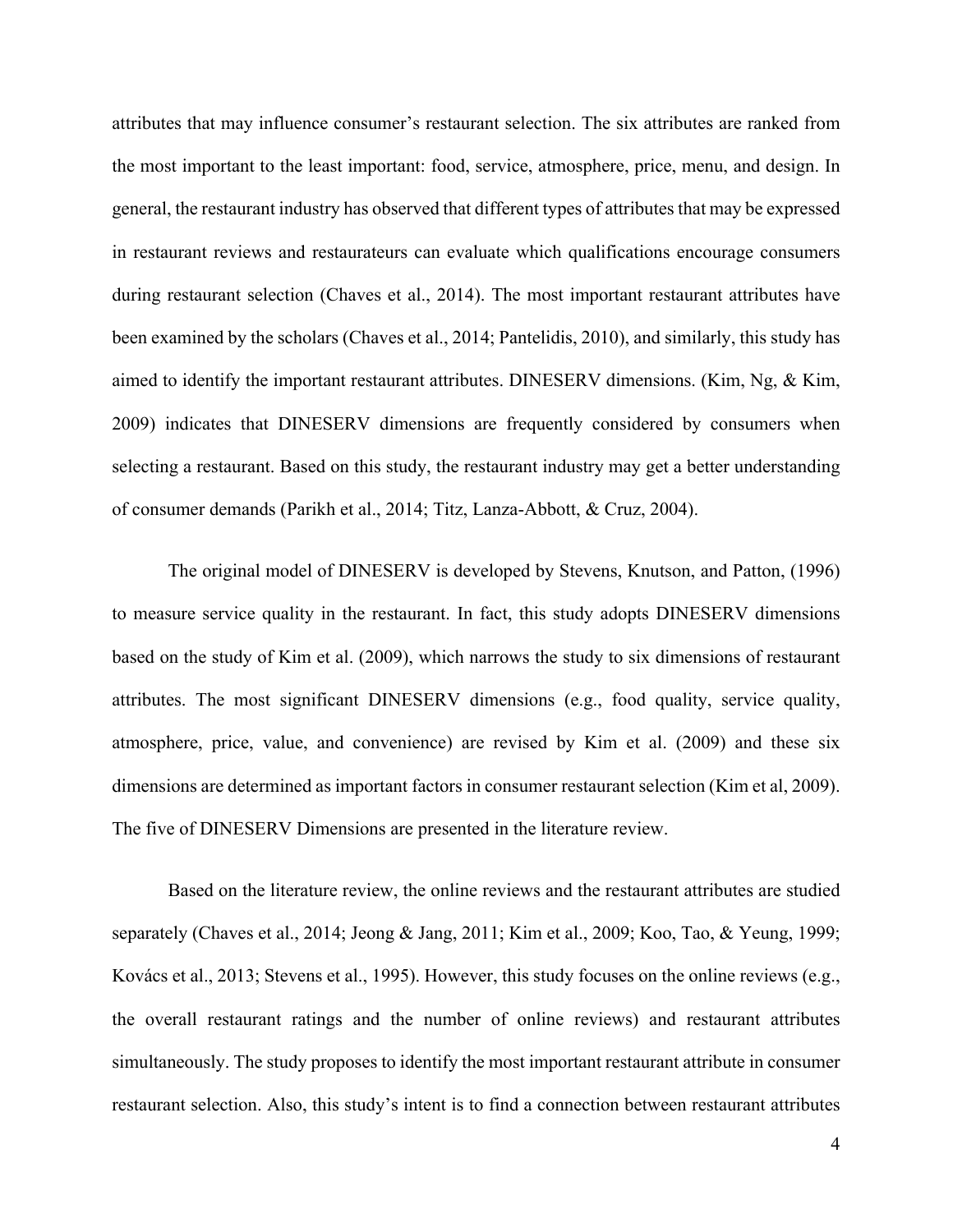attributes that may influence consumer's restaurant selection. The six attributes are ranked from the most important to the least important: food, service, atmosphere, price, menu, and design. In general, the restaurant industry has observed that different types of attributes that may be expressed in restaurant reviews and restaurateurs can evaluate which qualifications encourage consumers during restaurant selection (Chaves et al., 2014). The most important restaurant attributes have been examined by the scholars (Chaves et al., 2014; Pantelidis, 2010), and similarly, this study has aimed to identify the important restaurant attributes. DINESERV dimensions. (Kim, Ng, & Kim, 2009) indicates that DINESERV dimensions are frequently considered by consumers when selecting a restaurant. Based on this study, the restaurant industry may get a better understanding of consumer demands (Parikh et al., 2014; Titz, Lanza-Abbott, & Cruz, 2004).

The original model of DINESERV is developed by Stevens, Knutson, and Patton, (1996) to measure service quality in the restaurant. In fact, this study adopts DINESERV dimensions based on the study of Kim et al. (2009), which narrows the study to six dimensions of restaurant attributes. The most significant DINESERV dimensions (e.g., food quality, service quality, atmosphere, price, value, and convenience) are revised by Kim et al. (2009) and these six dimensions are determined as important factors in consumer restaurant selection (Kim et al, 2009). The five of DINESERV Dimensions are presented in the literature review.

Based on the literature review, the online reviews and the restaurant attributes are studied separately (Chaves et al., 2014; Jeong & Jang, 2011; Kim et al., 2009; Koo, Tao, & Yeung, 1999; Kovács et al., 2013; Stevens et al., 1995). However, this study focuses on the online reviews (e.g., the overall restaurant ratings and the number of online reviews) and restaurant attributes simultaneously. The study proposes to identify the most important restaurant attribute in consumer restaurant selection. Also, this study's intent is to find a connection between restaurant attributes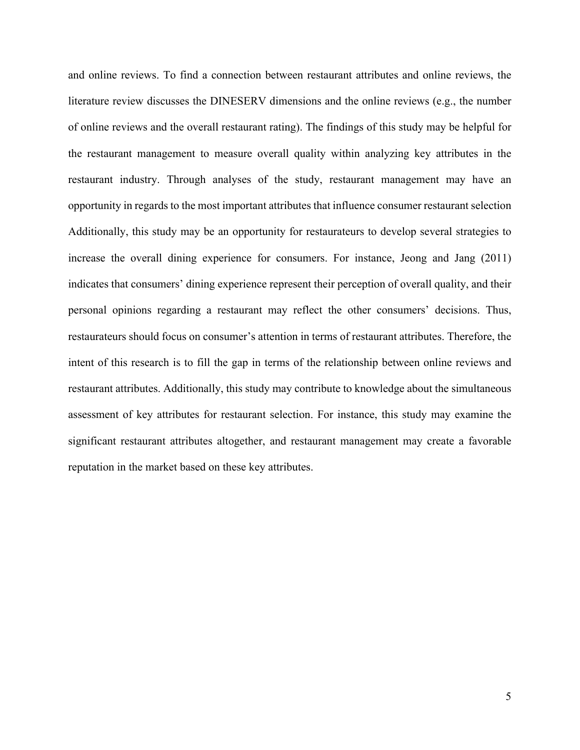and online reviews. To find a connection between restaurant attributes and online reviews, the literature review discusses the DINESERV dimensions and the online reviews (e.g., the number of online reviews and the overall restaurant rating). The findings of this study may be helpful for the restaurant management to measure overall quality within analyzing key attributes in the restaurant industry. Through analyses of the study, restaurant management may have an opportunity in regards to the most important attributes that influence consumer restaurant selection Additionally, this study may be an opportunity for restaurateurs to develop several strategies to increase the overall dining experience for consumers. For instance, Jeong and Jang (2011) indicates that consumers' dining experience represent their perception of overall quality, and their personal opinions regarding a restaurant may reflect the other consumers' decisions. Thus, restaurateurs should focus on consumer's attention in terms of restaurant attributes. Therefore, the intent of this research is to fill the gap in terms of the relationship between online reviews and restaurant attributes. Additionally, this study may contribute to knowledge about the simultaneous assessment of key attributes for restaurant selection. For instance, this study may examine the significant restaurant attributes altogether, and restaurant management may create a favorable reputation in the market based on these key attributes.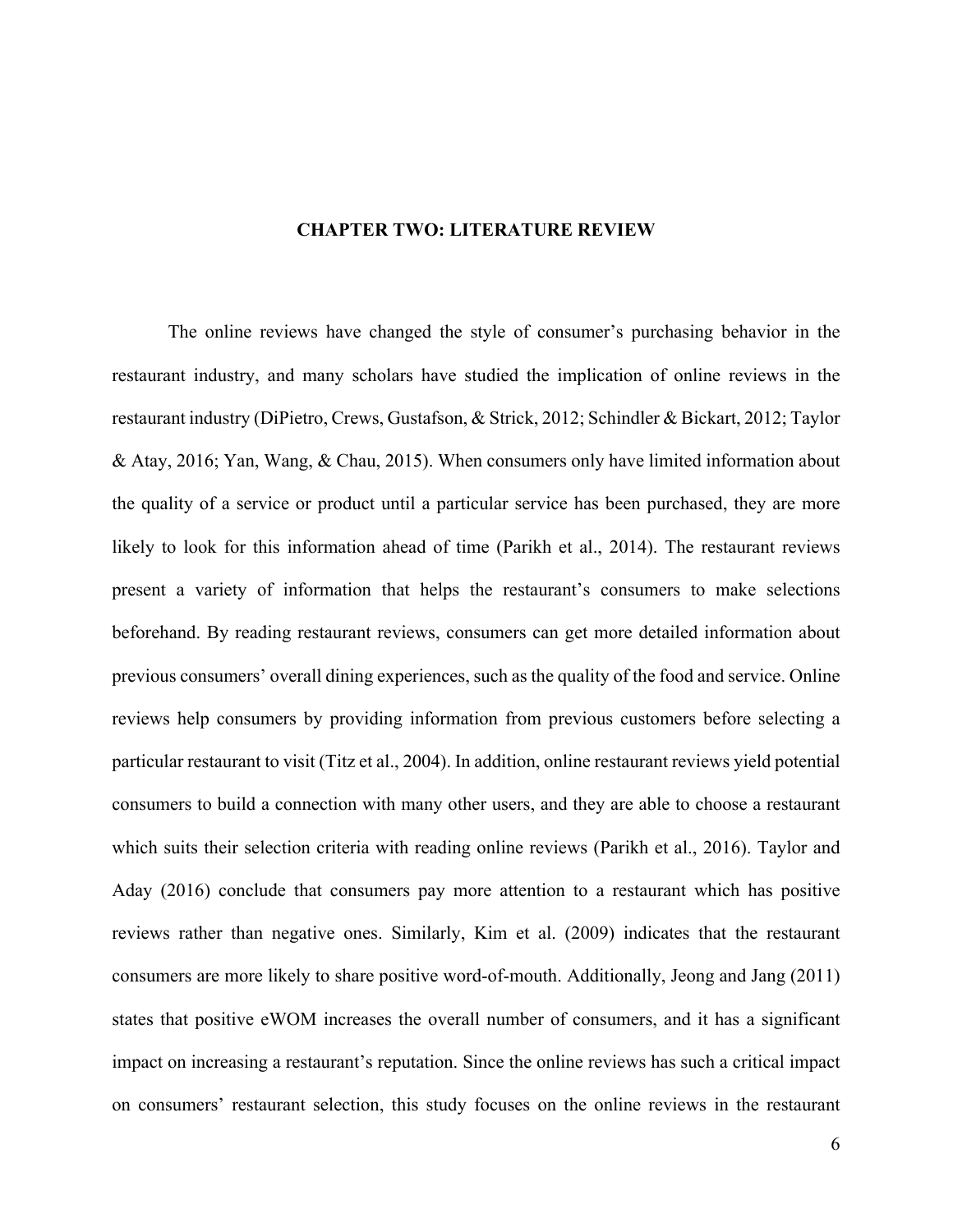# CHAPTER TWO: LITERATURE REVIEW

The online reviews have changed the style of consumer's purchasing behavior in the restaurant industry, and many scholars have studied the implication of online reviews in the restaurant industry (DiPietro, Crews, Gustafson, & Strick, 2012; Schindler & Bickart, 2012; Taylor & Atay, 2016; Yan, Wang, & Chau, 2015). When consumers only have limited information about the quality of a service or product until a particular service has been purchased, they are more likely to look for this information ahead of time (Parikh et al., 2014). The restaurant reviews present a variety of information that helps the restaurant's consumers to make selections beforehand. By reading restaurant reviews, consumers can get more detailed information about previous consumers' overall dining experiences, such as the quality of the food and service. Online reviews help consumers by providing information from previous customers before selecting a particular restaurant to visit (Titz et al., 2004). In addition, online restaurant reviews yield potential consumers to build a connection with many other users, and they are able to choose a restaurant which suits their selection criteria with reading online reviews (Parikh et al., 2016). Taylor and Aday (2016) conclude that consumers pay more attention to a restaurant which has positive reviews rather than negative ones. Similarly, Kim et al. (2009) indicates that the restaurant consumers are more likely to share positive word-of-mouth. Additionally, Jeong and Jang (2011) states that positive eWOM increases the overall number of consumers, and it has a significant impact on increasing a restaurant's reputation. Since the online reviews has such a critical impact on consumers' restaurant selection, this study focuses on the online reviews in the restaurant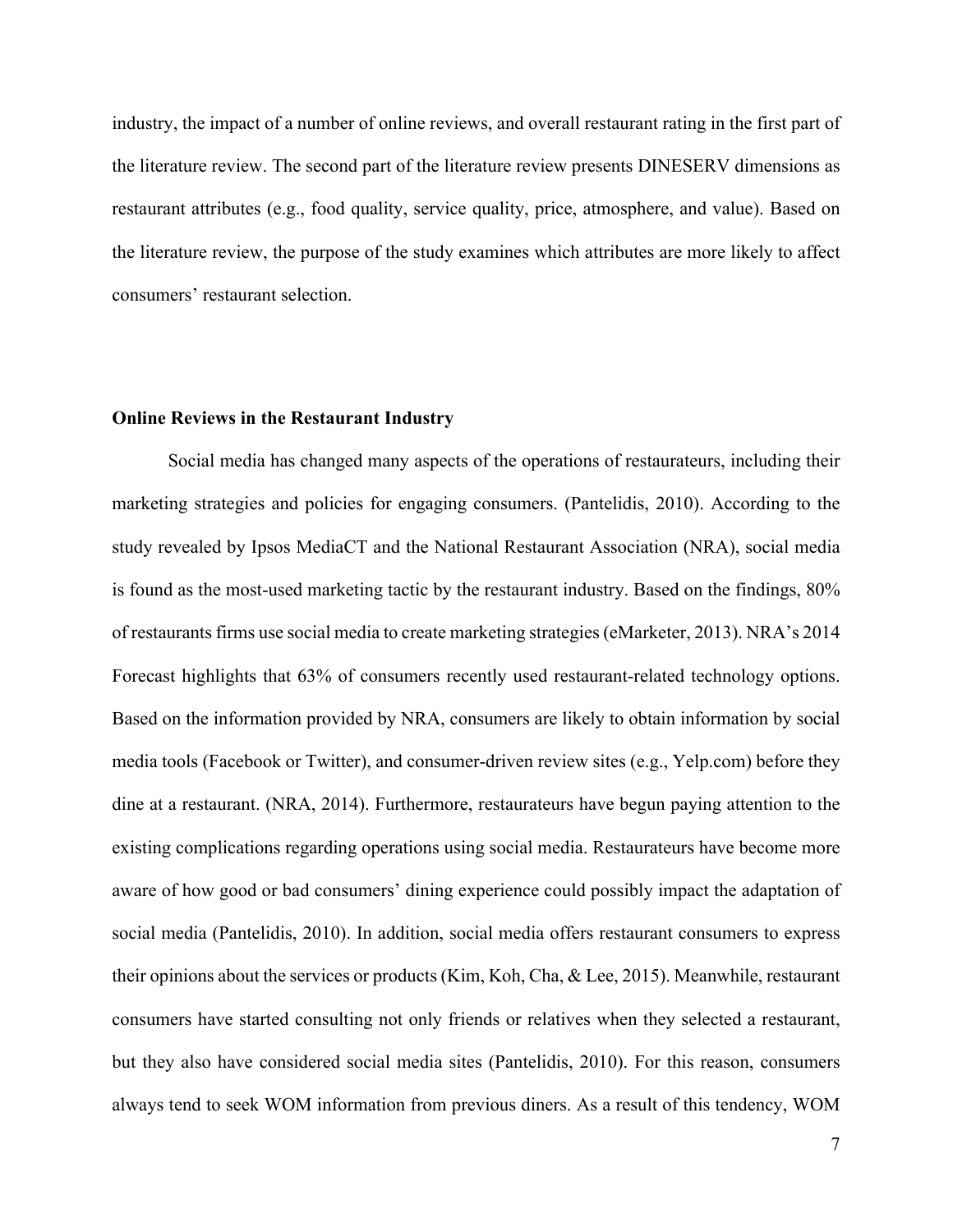industry, the impact of a number of online reviews, and overall restaurant rating in the first part of the literature review. The second part of the literature review presents DINESERV dimensions as restaurant attributes (e.g., food quality, service quality, price, atmosphere, and value). Based on the literature review, the purpose of the study examines which attributes are more likely to affect consumers' restaurant selection.

**Online Reviews in the Restaurant Industry**

Social media has changed many aspects of the operations of restaurateurs, including their marketing strategies and policies for engaging consumers. (Pantelidis, 2010). According to the study revealed by Ipsos MediaCT and the National Restaurant Association (NRA), social media is found as the most-used marketing tactic by the restaurant industry. Based on the findings, 80% of restaurants firms use social media to create marketing strategies (eMarketer, 2013). NRA's 2014 Forecast highlights that 63% of consumers recently used restaurant-related technology options. Based on the information provided by NRA, consumers are likely to obtain information by social media tools (Facebook or Twitter), and consumer-driven review sites (e.g., Yelp.com) before they dine at a restaurant. (NRA, 2014). Furthermore, restaurateurs have begun paying attention to the existing complications regarding operations using social media. Restaurateurs have become more aware of how good or bad consumers' dining experience could possibly impact the adaptation of social media (Pantelidis, 2010). In addition, social media offers restaurant consumers to express their opinions about the services or products (Kim, Koh, Cha, & Lee, 2015). Meanwhile, restaurant consumers have started consulting not only friends or relatives when they selected a restaurant, but they also have considered social media sites (Pantelidis, 2010). For this reason, consumers always tend to seek WOM information from previous diners. As a result of this tendency, WOM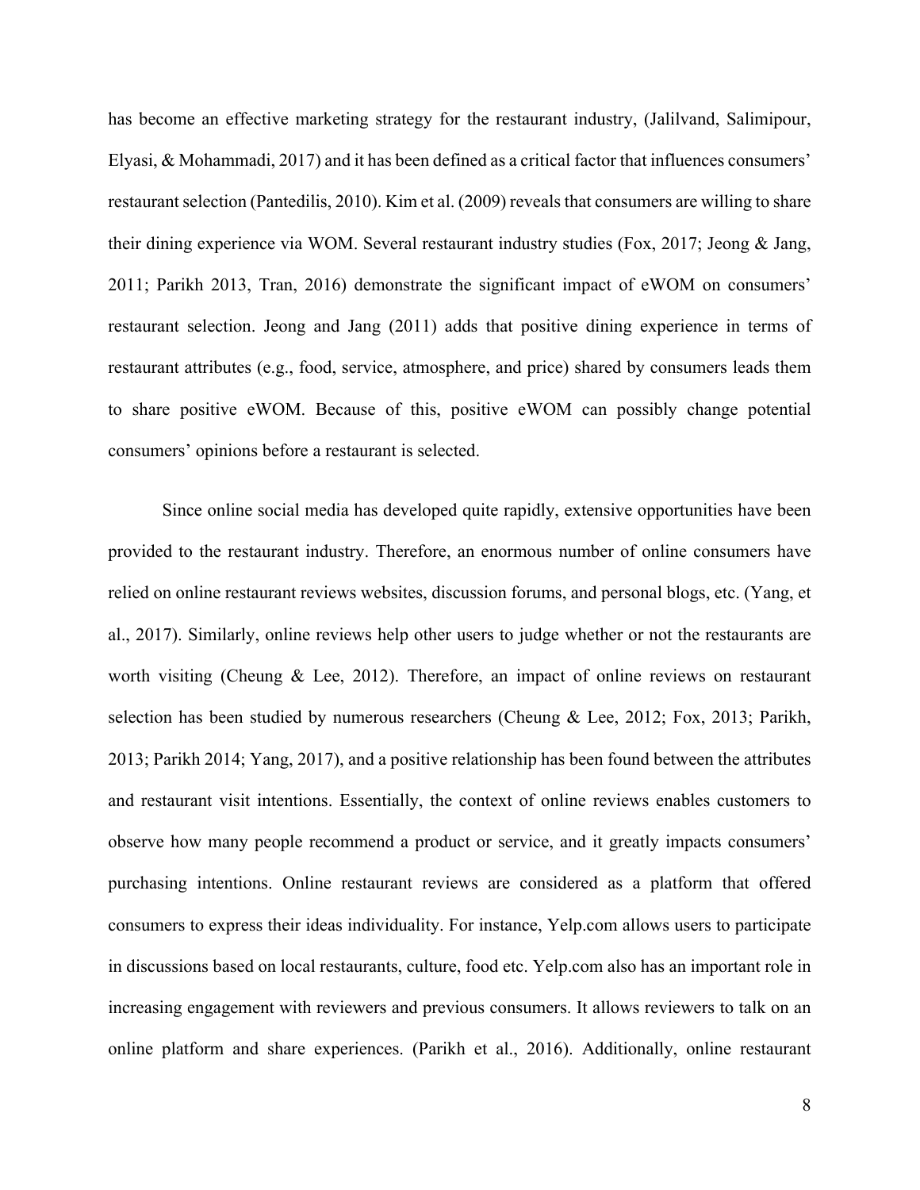has become an effective marketing strategy for the restaurant industry, (Jalilvand, Salimipour, Elyasi, & Mohammadi, 2017) and it has been defined as a critical factor that influences consumers' restaurant selection (Pantedilis, 2010). Kim et al. (2009) reveals that consumers are willing to share their dining experience via WOM. Several restaurant industry studies (Fox, 2017; Jeong & Jang, 2011; Parikh 2013, Tran, 2016) demonstrate the significant impact of eWOM on consumers' restaurant selection. Jeong and Jang (2011) adds that positive dining experience in terms of restaurant attributes (e.g., food, service, atmosphere, and price) shared by consumers leads them to share positive eWOM. Because of this, positive eWOM can possibly change potential consumers' opinions before a restaurant is selected.

Since online social media has developed quite rapidly, extensive opportunities have been provided to the restaurant industry. Therefore, an enormous number of online consumers have relied on online restaurant reviews websites, discussion forums, and personal blogs, etc. (Yang, et al., 2017). Similarly, online reviews help other users to judge whether or not the restaurants are worth visiting (Cheung & Lee, 2012). Therefore, an impact of online reviews on restaurant selection has been studied by numerous researchers (Cheung & Lee, 2012; Fox, 2013; Parikh, 2013; Parikh 2014; Yang, 2017), and a positive relationship has been found between the attributes and restaurant visit intentions. Essentially, the context of online reviews enables customers to observe how many people recommend a product or service, and it greatly impacts consumers' purchasing intentions. Online restaurant reviews are considered as a platform that offered consumers to express their ideas individuality. For instance, Yelp.com allows users to participate in discussions based on local restaurants, culture, food etc. Yelp.com also has an important role in increasing engagement with reviewers and previous consumers. It allows reviewers to talk on an online platform and share experiences. (Parikh et al., 2016). Additionally, online restaurant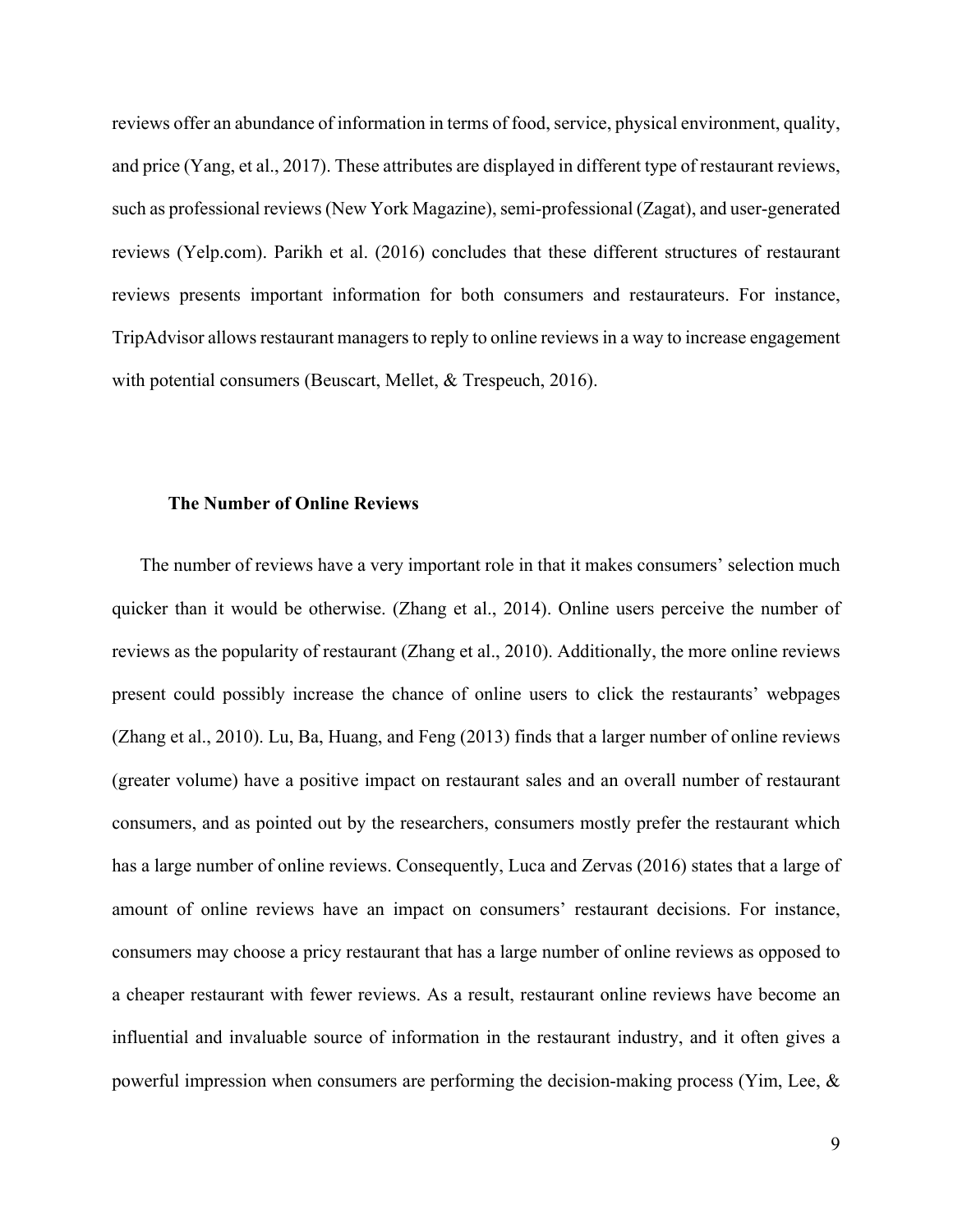reviews offer an abundance of information in terms of food, service, physical environment, quality, and price (Yang, et al., 2017). These attributes are displayed in different type of restaurant reviews, such as professional reviews (New York Magazine), semi-professional (Zagat), and user-generated reviews (Yelp.com). Parikh et al. (2016) concludes that these different structures of restaurant reviews presents important information for both consumers and restaurateurs. For instance, TripAdvisor allows restaurant managers to reply to online reviews in a way to increase engagement with potential consumers (Beuscart, Mellet, & Trespeuch, 2016).

### The Number of Online Reviews

The number of reviews have a very important role in that it makes consumers' selection much quicker than it would be otherwise. (Zhang et al., 2014). Online users perceive the number of reviews as the popularity of restaurant (Zhang et al., 2010). Additionally, the more online reviews present could possibly increase the chance of online users to click the restaurants' webpages (Zhang et al., 2010). Lu, Ba, Huang, and Feng (2013) finds that a larger number of online reviews (greater volume) have a positive impact on restaurant sales and an overall number of restaurant consumers, and as pointed out by the researchers, consumers mostly prefer the restaurant which has a large number of online reviews. Consequently, Luca and Zervas (2016) states that a large of amount of online reviews have an impact on consumers' restaurant decisions. For instance, consumers may choose a pricy restaurant that has a large number of online reviews as opposed to a cheaper restaurant with fewer reviews. As a result, restaurant online reviews have become an influential and invaluable source of information in the restaurant industry, and it often gives a powerful impression when consumers are performing the decision-making process (Yim, Lee, &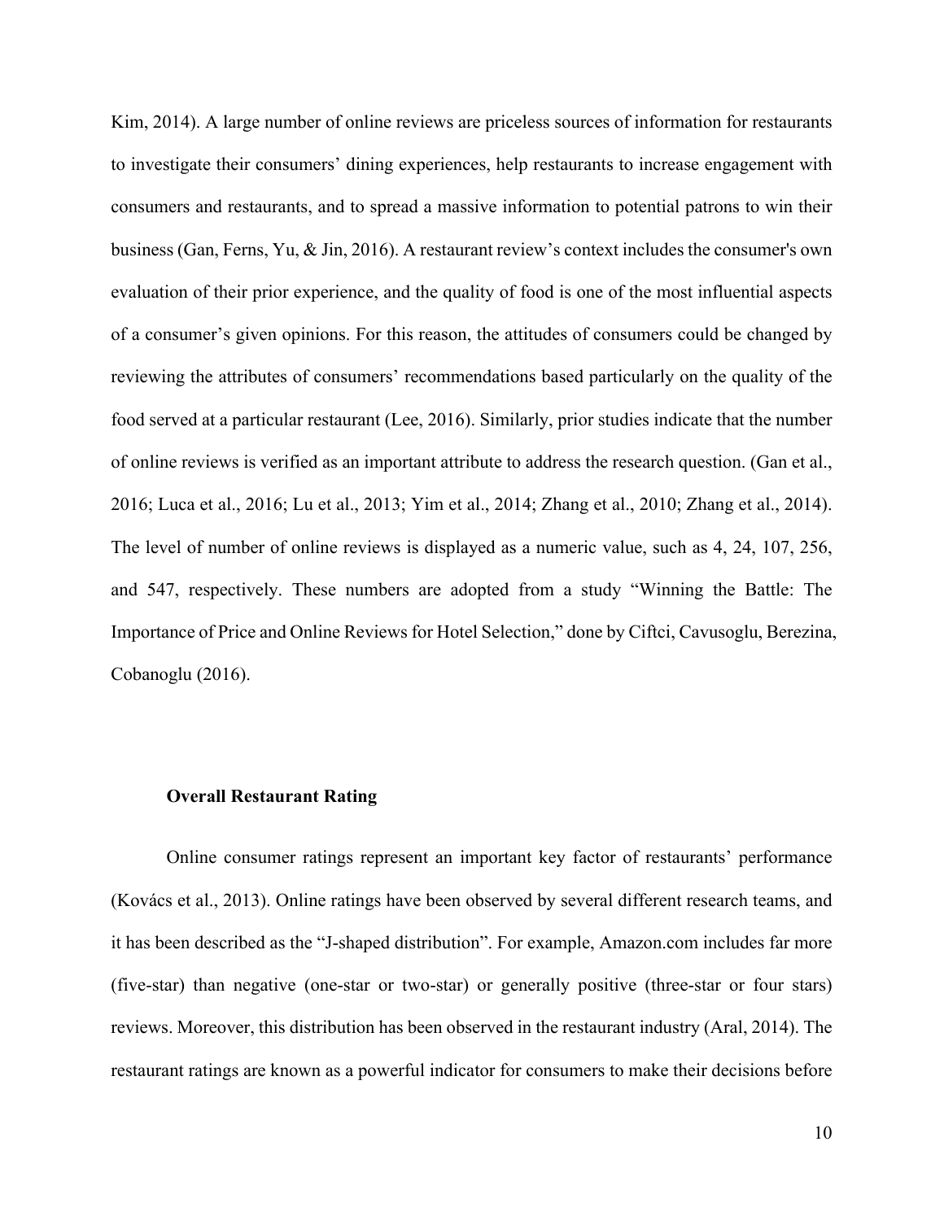Kim, 2014). A large number of online reviews are priceless sources of information for restaurants to investigate their consumers' dining experiences, help restaurants to increase engagement with consumers and restaurants, and to spread a massive information to potential patrons to win their business (Gan, Ferns, Yu, & Jin, 2016). A restaurant review's context includes the consumer's own evaluation of their prior experience, and the quality of food is one of the most influential aspects of a consumer's given opinions. For this reason, the attitudes of consumers could be changed by reviewing the attributes of consumers' recommendations based particularly on the quality of the food served at a particular restaurant (Lee, 2016). Similarly, prior studies indicate that the number of online reviews is verified as an important attribute to address the research question. (Gan et al., 2016; Luca et al., 2016; Lu et al., 2013; Yim et al., 2014; Zhang et al., 2010; Zhang et al., 2014). The level of number of online reviews is displayed as a numeric value, such as 4, 24, 107, 256, and 547, respectively. These numbers are adopted from a study "Winning the Battle: The Importance of Price and Online Reviews for Hotel Selection," done by Ciftci, Cavusoglu, Berezina, Cobanoglu (2016).

**Overall Restaurant Rating**

Online consumer ratings represent an important key factor of restaurants' performance (Kovács et al., 2013). Online ratings have been observed by several different research teams, and it has been described as the "J-shaped distribution". For example, Amazon.com includes far more (five-star) than negative (one-star or two-star) or generally positive (three-star or four stars) reviews. Moreover, this distribution has been observed in the restaurant industry (Aral, 2014). The restaurant ratings are known as a powerful indicator for consumers to make their decisions before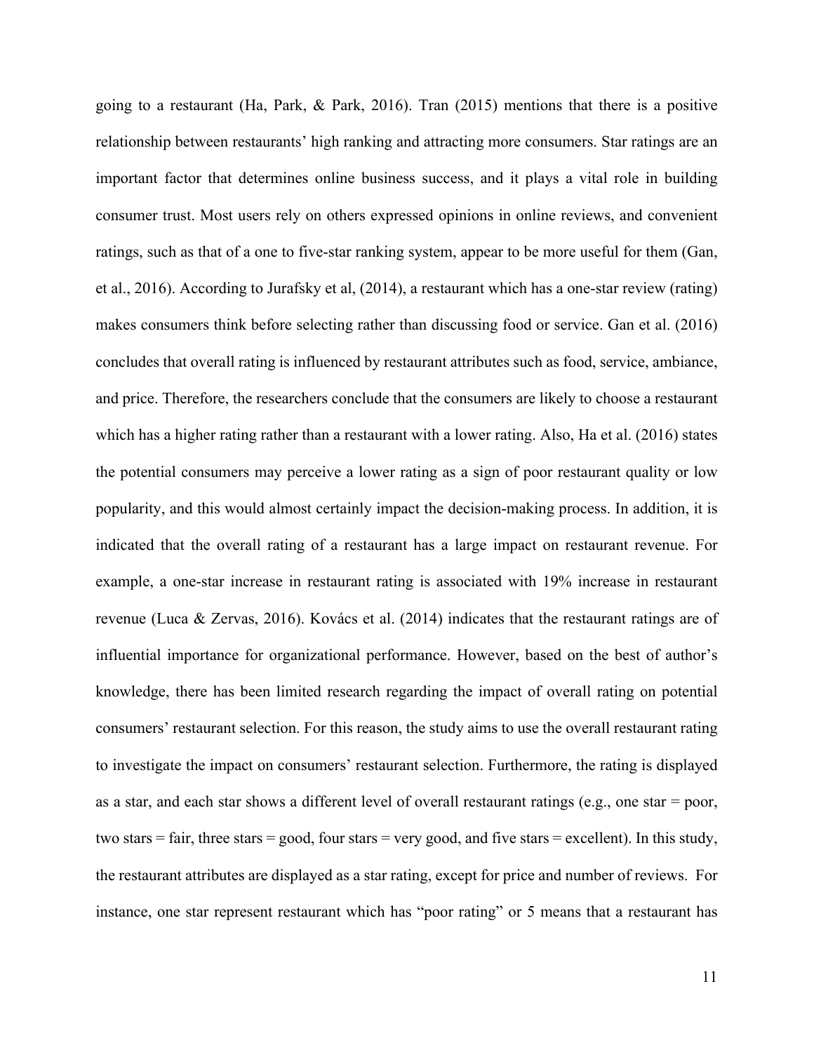going to a restaurant (Ha, Park, & Park, 2016). Tran (2015) mentions that there is a positive relationship between restaurants' high ranking and attracting more consumers. Star ratings are an important factor that determines online business success, and it plays a vital role in building consumer trust. Most users rely on others expressed opinions in online reviews, and convenient ratings, such as that of a one to five-star ranking system, appear to be more useful for them (Gan, et al., 2016). According to Jurafsky et al, (2014), a restaurant which has a one-star review (rating) makes consumers think before selecting rather than discussing food or service. Gan et al. (2016) concludes that overall rating is influenced by restaurant attributes such as food, service, ambiance, and price. Therefore, the researchers conclude that the consumers are likely to choose a restaurant which has a higher rating rather than a restaurant with a lower rating. Also, Ha et al. (2016) states the potential consumers may perceive a lower rating as a sign of poor restaurant quality or low popularity, and this would almost certainly impact the decision-making process. In addition, it is indicated that the overall rating of a restaurant has a large impact on restaurant revenue. For example, a one-star increase in restaurant rating is associated with 19% increase in restaurant revenue (Luca & Zervas, 2016). Kovács et al. (2014) indicates that the restaurant ratings are of influential importance for organizational performance. However, based on the best of author's knowledge, there has been limited research regarding the impact of overall rating on potential consumers' restaurant selection. For this reason, the study aims to use the overall restaurant rating to investigate the impact on consumers' restaurant selection. Furthermore, the rating is displayed as a star, and each star shows a different level of overall restaurant ratings (e.g., one star = poor, two stars = fair, three stars = good, four stars = very good, and five stars = excellent). In this study, the restaurant attributes are displayed as a star rating, except for price and number of reviews. For instance, one star represent restaurant which has "poor rating" or 5 means that a restaurant has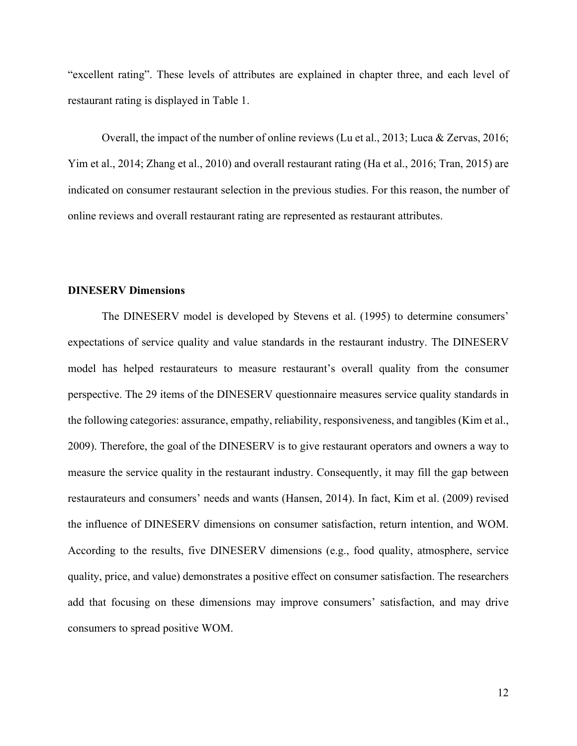"excellent rating". These levels of attributes are explained in chapter three, and each level of restaurant rating is displayed in Table 1.

Overall, the impact of the number of online reviews (Lu et al., 2013; Luca & Zervas, 2016; Yim et al., 2014; Zhang et al., 2010) and overall restaurant rating (Ha et al., 2016; Tran, 2015) are indicated on consumer restaurant selection in the previous studies. For this reason, the number of online reviews and overall restaurant rating are represented as restaurant attributes.

## DINESERV Dimensions

The DINESERV model is developed by Stevens et al. (1995) to determine consumers' expectations of service quality and value standards in the restaurant industry. The DINESERV model has helped restaurateurs to measure restaurant's overall quality from the consumer perspective. The 29 items of the DINESERV questionnaire measures service quality standards in the following categories: assurance, empathy, reliability, responsiveness, and tangibles (Kim et al., 2009). Therefore, the goal of the DINESERV is to give restaurant operators and owners a way to measure the service quality in the restaurant industry. Consequently, it may fill the gap between restaurateurs and consumers' needs and wants (Hansen, 2014). In fact, Kim et al. (2009) revised the influence of DINESERV dimensions on consumer satisfaction, return intention, and WOM. According to the results, five DINESERV dimensions (e.g., food quality, atmosphere, service quality, price, and value) demonstrates a positive effect on consumer satisfaction. The researchers add that focusing on these dimensions may improve consumers' satisfaction, and may drive consumers to spread positive WOM.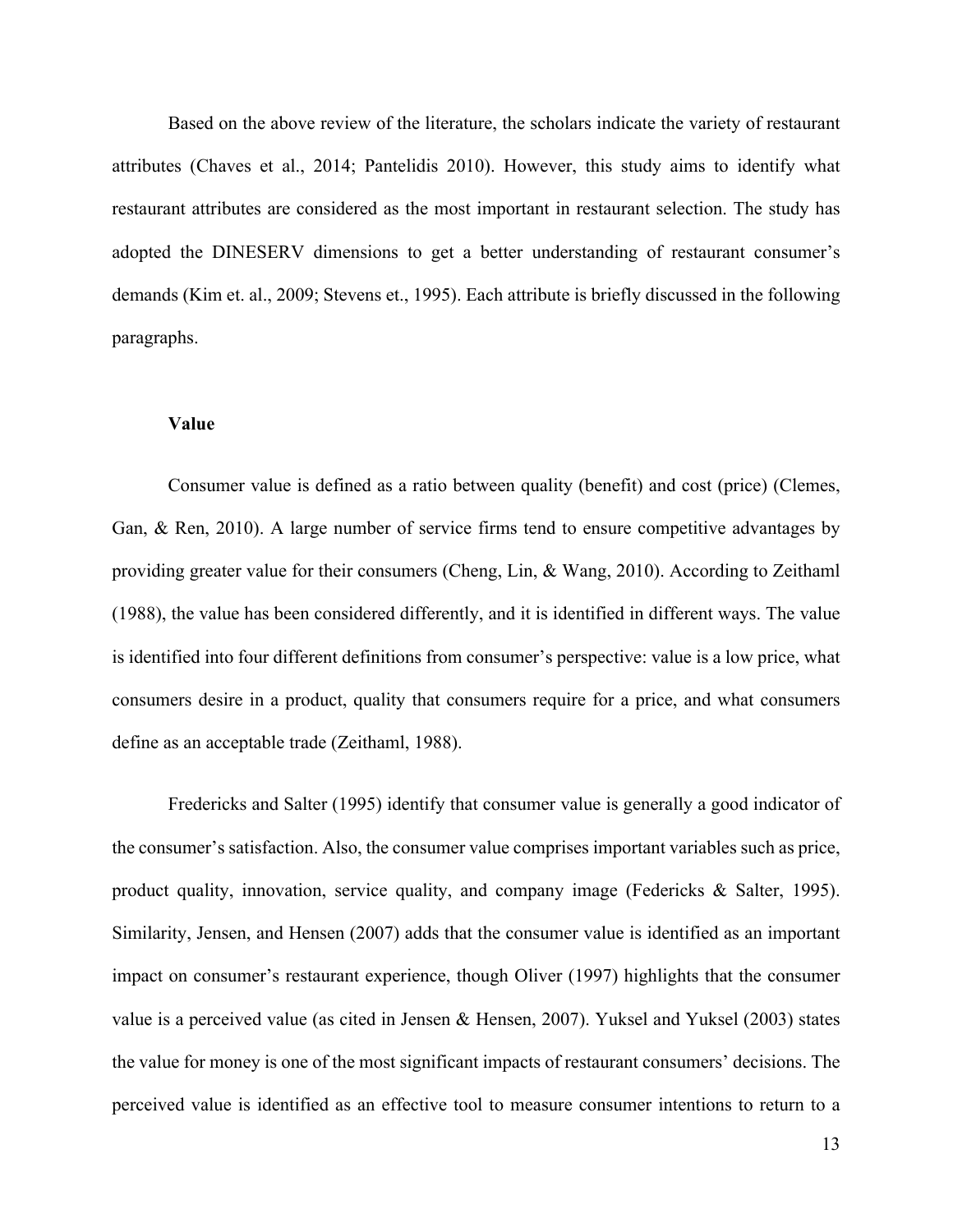Based on the above review of the literature, the scholars indicate the variety of restaurant attributes (Chaves et al., 2014; Pantelidis 2010). However, this study aims to identify what restaurant attributes are considered as the most important in restaurant selection. The study has adopted the DINESERV dimensions to get a better understanding of restaurant consumer's demands (Kim et. al., 2009; Stevens et., 1995). Each attribute is briefly discussed in the following paragraphs.

**Value**

Consumer value is defined as a ratio between quality (benefit) and cost (price) (Clemes, Gan, & Ren, 2010). A large number of service firms tend to ensure competitive advantages by providing greater value for their consumers (Cheng, Lin, & Wang, 2010). According to Zeithaml (1988), the value has been considered differently, and it is identified in different ways. The value is identified into four different definitions from consumer's perspective: value is a low price, what consumers desire in a product, quality that consumers require for a price, and what consumers define as an acceptable trade (Zeithaml, 1988).

Fredericks and Salter (1995) identify that consumer value is generally a good indicator of the consumer's satisfaction. Also, the consumer value comprises important variables such as price, product quality, innovation, service quality, and company image (Federicks & Salter, 1995). Similarity, Jensen, and Hensen (2007) adds that the consumer value is identified as an important impact on consumer's restaurant experience, though Oliver (1997) highlights that the consumer value is a perceived value (as cited in Jensen & Hensen, 2007). Yuksel and Yuksel (2003) states the value for money is one of the most significant impacts of restaurant consumers' decisions. The perceived value is identified as an effective tool to measure consumer intentions to return to a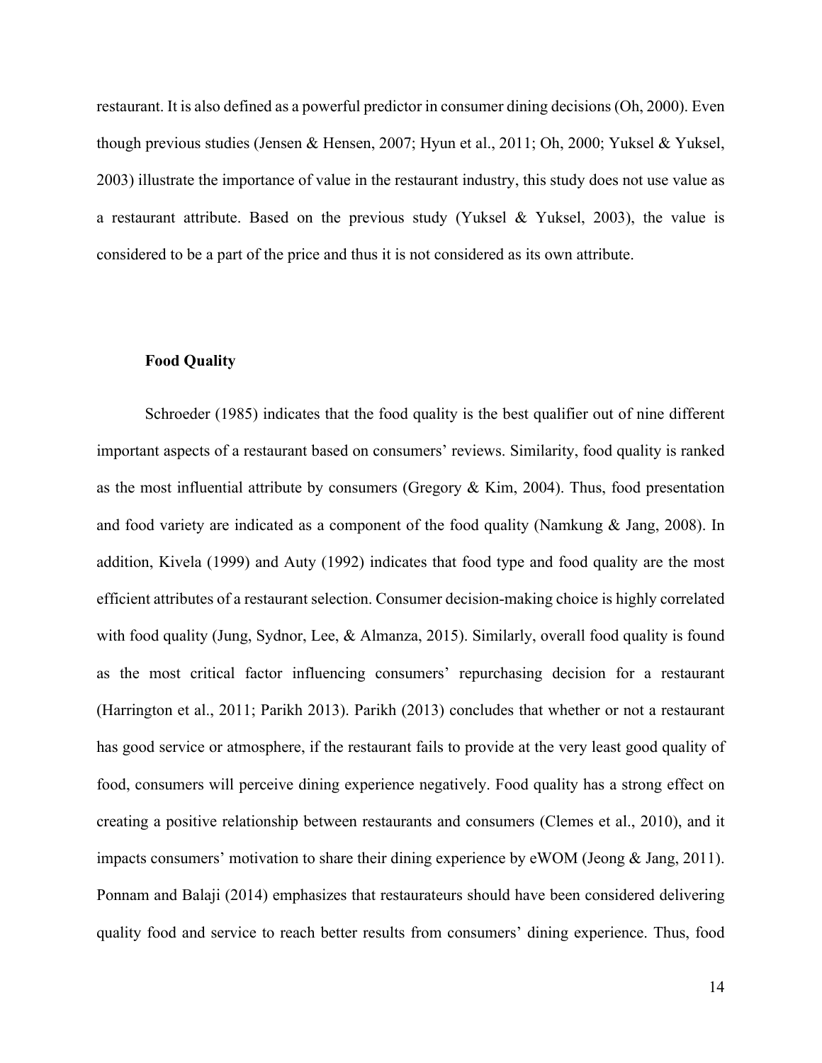restaurant. It is also defined as a powerful predictor in consumer dining decisions (Oh, 2000). Even though previous studies (Jensen & Hensen, 2007; Hyun et al., 2011; Oh, 2000; Yuksel & Yuksel, 2003) illustrate the importance of value in the restaurant industry, this study does not use value as a restaurant attribute. Based on the previous study (Yuksel & Yuksel, 2003), the value is considered to be a part of the price and thus it is not considered as its own attribute.

### Food Quality

Schroeder (1985) indicates that the food quality is the best qualifier out of nine different important aspects of a restaurant based on consumers' reviews. Similarity, food quality is ranked as the most influential attribute by consumers (Gregory & Kim, 2004). Thus, food presentation and food variety are indicated as a component of the food quality (Namkung & Jang, 2008). In addition, Kivela (1999) and Auty (1992) indicates that food type and food quality are the most efficient attributes of a restaurant selection. Consumer decision-making choice is highly correlated with food quality (Jung, Sydnor, Lee, & Almanza, 2015). Similarly, overall food quality is found as the most critical factor influencing consumers' repurchasing decision for a restaurant (Harrington et al., 2011; Parikh 2013). Parikh (2013) concludes that whether or not a restaurant has good service or atmosphere, if the restaurant fails to provide at the very least good quality of food, consumers will perceive dining experience negatively. Food quality has a strong effect on creating a positive relationship between restaurants and consumers (Clemes et al., 2010), and it impacts consumers' motivation to share their dining experience by eWOM (Jeong & Jang, 2011). Ponnam and Balaji (2014) emphasizes that restaurateurs should have been considered delivering quality food and service to reach better results from consumers' dining experience. Thus, food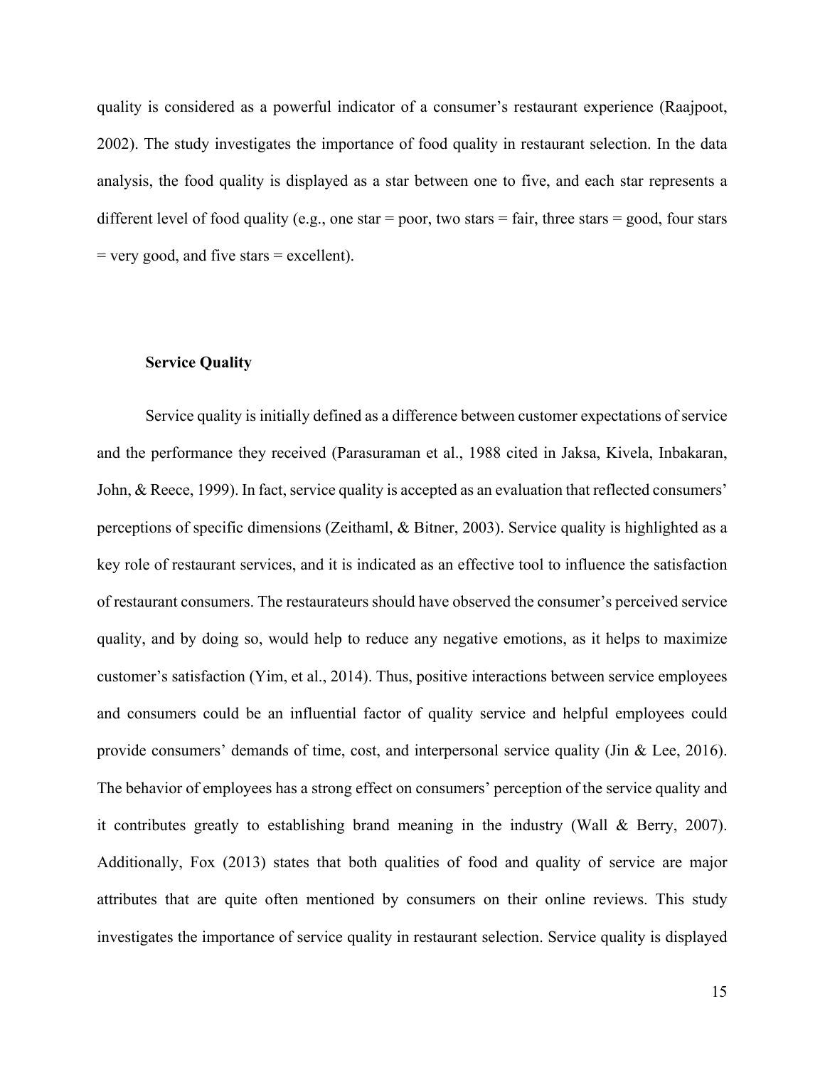quality is considered as a powerful indicator of a consumer's restaurant experience (Raajpoot, 2002). The study investigates the importance of food quality in restaurant selection. In the data analysis, the food quality is displayed as a star between one to five, and each star represents a different level of food quality (e.g., one star = poor, two stars = fair, three stars = good, four stars = very good, and five stars = excellent).

### Service Quality

Service quality is initially defined as a difference between customer expectations of service and the performance they received (Parasuraman et al., 1988 cited in Jaksa, Kivela, Inbakaran, John, & Reece, 1999). In fact, service quality is accepted as an evaluation that reflected consumers' perceptions of specific dimensions (Zeithaml, & Bitner, 2003). Service quality is highlighted as a key role of restaurant services, and it is indicated as an effective tool to influence the satisfaction of restaurant consumers. The restaurateurs should have observed the consumer's perceived service quality, and by doing so, would help to reduce any negative emotions, as it helps to maximize customer's satisfaction (Yim, et al., 2014). Thus, positive interactions between service employees and consumers could be an influential factor of quality service and helpful employees could provide consumers' demands of time, cost, and interpersonal service quality (Jin & Lee, 2016). The behavior of employees has a strong effect on consumers' perception of the service quality and it contributes greatly to establishing brand meaning in the industry (Wall & Berry, 2007). Additionally, Fox (2013) states that both qualities of food and quality of service are major attributes that are quite often mentioned by consumers on their online reviews. This study investigates the importance of service quality in restaurant selection. Service quality is displayed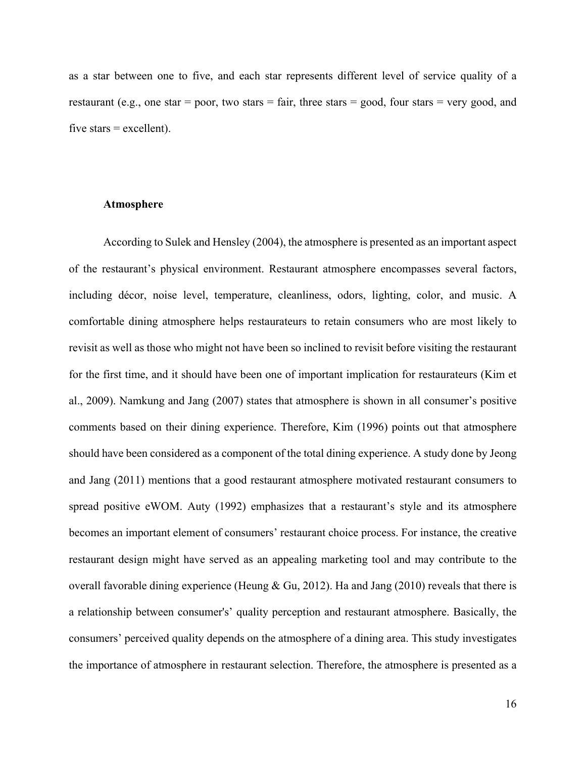as a star between one to five, and each star represents different level of service quality of a restaurant (e.g., one star = poor, two stars = fair, three stars = good, four stars = very good, and five stars = excellent).

**Atmosphere**

According to Sulek and Hensley (2004), the atmosphere is presented as an important aspect of the restaurant's physical environment. Restaurant atmosphere encompasses several factors, including décor, noise level, temperature, cleanliness, odors, lighting, color, and music. A comfortable dining atmosphere helps restaurateurs to retain consumers who are most likely to revisit as well as those who might not have been so inclined to revisit before visiting the restaurant for the first time, and it should have been one of important implication for restaurateurs (Kim et al., 2009). Namkung and Jang (2007) states that atmosphere is shown in all consumer's positive comments based on their dining experience. Therefore, Kim (1996) points out that atmosphere should have been considered as a component of the total dining experience. A study done by Jeong and Jang (2011) mentions that a good restaurant atmosphere motivated restaurant consumers to spread positive eWOM. Auty (1992) emphasizes that a restaurant's style and its atmosphere becomes an important element of consumers' restaurant choice process. For instance, the creative restaurant design might have served as an appealing marketing tool and may contribute to the overall favorable dining experience (Heung & Gu, 2012). Ha and Jang (2010) reveals that there is a relationship between consumer's' quality perception and restaurant atmosphere. Basically, the consumers' perceived quality depends on the atmosphere of a dining area. This study investigates the importance of atmosphere in restaurant selection. Therefore, the atmosphere is presented as a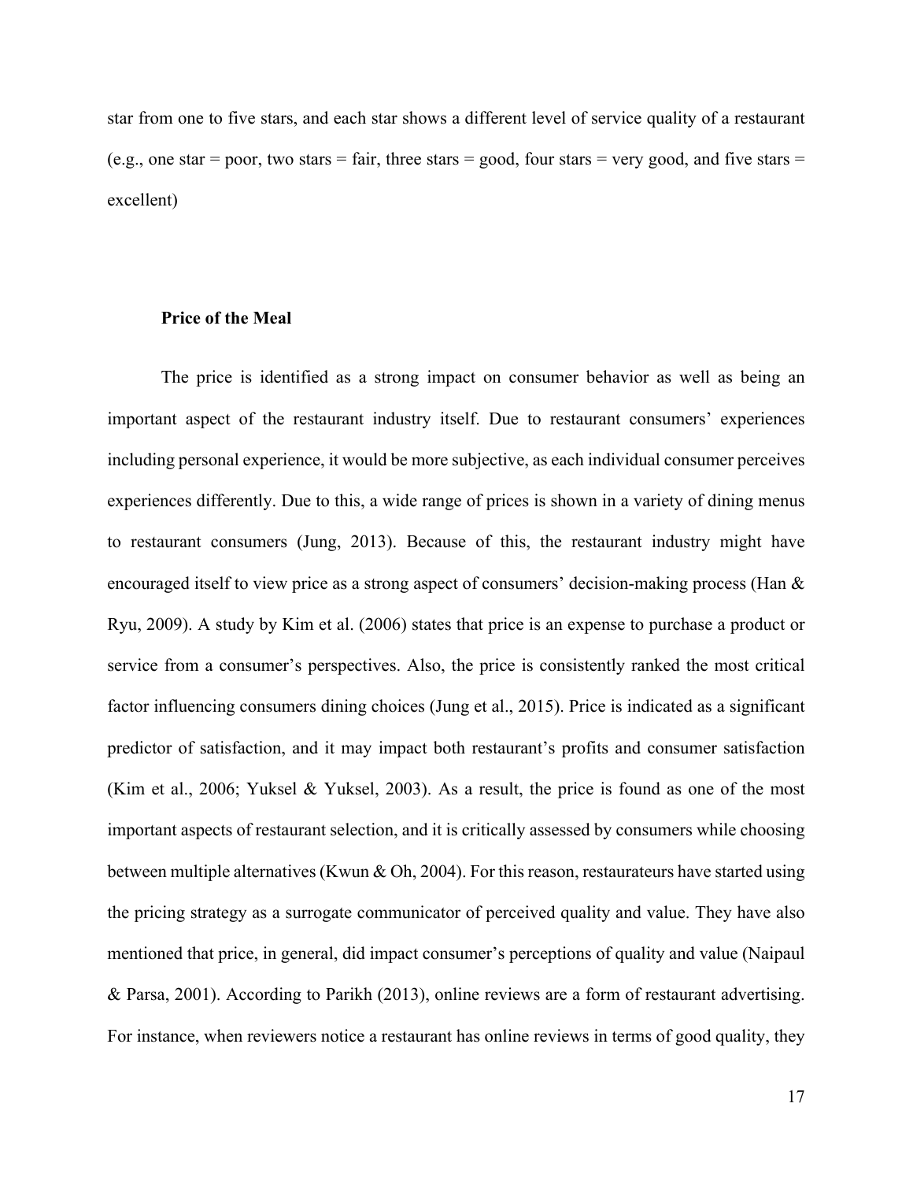star from one to five stars, and each star shows a different level of service quality of a restaurant (e.g., one star = poor, two stars = fair, three stars = good, four stars = very good, and five stars = excellent)

### Price of the Meal

The price is identified as a strong impact on consumer behavior as well as being an important aspect of the restaurant industry itself. Due to restaurant consumers' experiences including personal experience, it would be more subjective, as each individual consumer perceives experiences differently. Due to this, a wide range of prices is shown in a variety of dining menus to restaurant consumers (Jung, 2013). Because of this, the restaurant industry might have encouraged itself to view price as a strong aspect of consumers' decision-making process (Han & Ryu, 2009). A study by Kim et al. (2006) states that price is an expense to purchase a product or service from a consumer's perspectives. Also, the price is consistently ranked the most critical factor influencing consumers dining choices (Jung et al., 2015). Price is indicated as a significant predictor of satisfaction, and it may impact both restaurant's profits and consumer satisfaction (Kim et al., 2006; Yuksel & Yuksel, 2003). As a result, the price is found as one of the most important aspects of restaurant selection, and it is critically assessed by consumers while choosing between multiple alternatives (Kwun & Oh, 2004). For this reason, restaurateurs have started using the pricing strategy as a surrogate communicator of perceived quality and value. They have also mentioned that price, in general, did impact consumer's perceptions of quality and value (Naipaul & Parsa, 2001). According to Parikh (2013), online reviews are a form of restaurant advertising. For instance, when reviewers notice a restaurant has online reviews in terms of good quality, they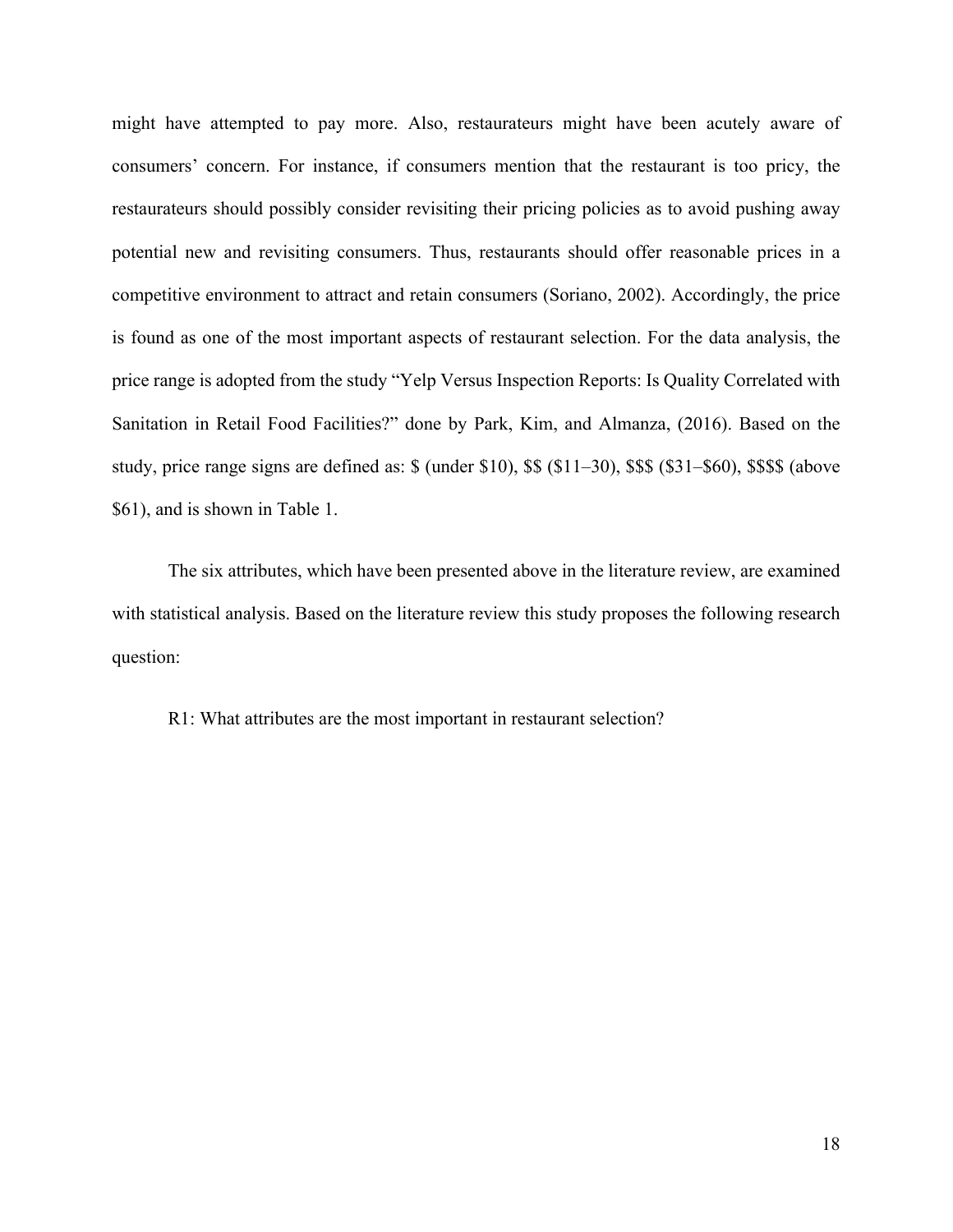might have attempted to pay more. Also, restaurateurs might have been acutely aware of consumers' concern. For instance, if consumers mention that the restaurant is too pricy, the restaurateurs should possibly consider revisiting their pricing policies as to avoid pushing away potential new and revisiting consumers. Thus, restaurants should offer reasonable prices in a competitive environment to attract and retain consumers (Soriano, 2002). Accordingly, the price is found as one of the most important aspects of restaurant selection. For the data analysis, the price range is adopted from the study "Yelp Versus Inspection Reports: Is Quality Correlated with Sanitation in Retail Food Facilities?" done by Park, Kim, and Almanza, (2016). Based on the study, price range signs are defined as: $ (under $10), $$ ($11–30), $$$ ($31–$60), $$$$ (above $61), and is shown in Table 1.

The six attributes, which have been presented above in the literature review, are examined with statistical analysis. Based on the literature review this study proposes the following research question:

R1: What attributes are the most important in restaurant selection?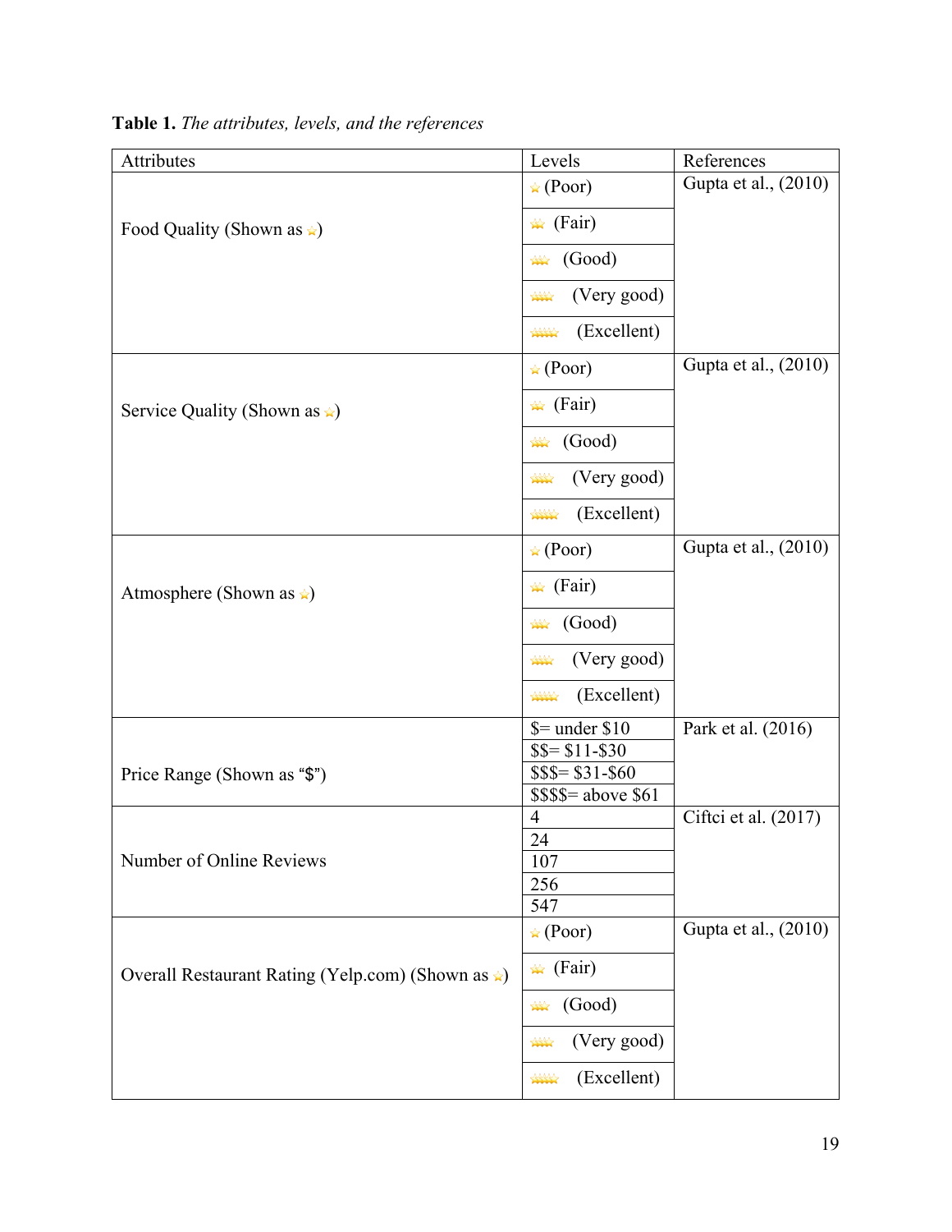**Table 1.** *The attributes, levels, and the references*

| Attributes | Levels | References |
|---|---|---|
| Food Quality (Shown as ⭐) | ⭐ (Poor) | Gupta et al., (2010) |
| | ⭐⭐ (Fair) | |
| | ⭐⭐⭐ (Good) | |
| | ⭐⭐⭐⭐ (Very good) | |
| | ⭐⭐⭐⭐⭐ (Excellent) | |
| Service Quality (Shown as ⭐) | ⭐ (Poor) | Gupta et al., (2010) |
| | ⭐⭐ (Fair) | |
| | ⭐⭐⭐ (Good) | |
| | ⭐⭐⭐⭐ (Very good) | |
| | ⭐⭐⭐⭐⭐ (Excellent) | |
| Atmosphere (Shown as ⭐) | ⭐ (Poor) | Gupta et al., (2010) |
| | ⭐⭐ (Fair) | |
| | ⭐⭐⭐ (Good) | |
| | ⭐⭐⭐⭐ (Very good) | |
| | ⭐⭐⭐⭐⭐ (Excellent) | |
| Price Range (Shown as "$") | $= under $10 | Park et al. (2016) |
| | $$= $11-$30 | |
| | $$$= $31-$60 | |
| | $$$$= above $61 | |
| Number of Online Reviews | 4 | Ciftci et al. (2017) |
| | 24 | |
| | 107 | |
| | 256 | |
| | 547 | |
| Overall Restaurant Rating (Yelp.com) (Shown as ⭐) | ⭐ (Poor) | Gupta et al., (2010) |
| | ⭐⭐ (Fair) | |
| | ⭐⭐⭐ (Good) | |
| | ⭐⭐⭐⭐ (Very good) | |
| | ⭐⭐⭐⭐⭐ (Excellent) | |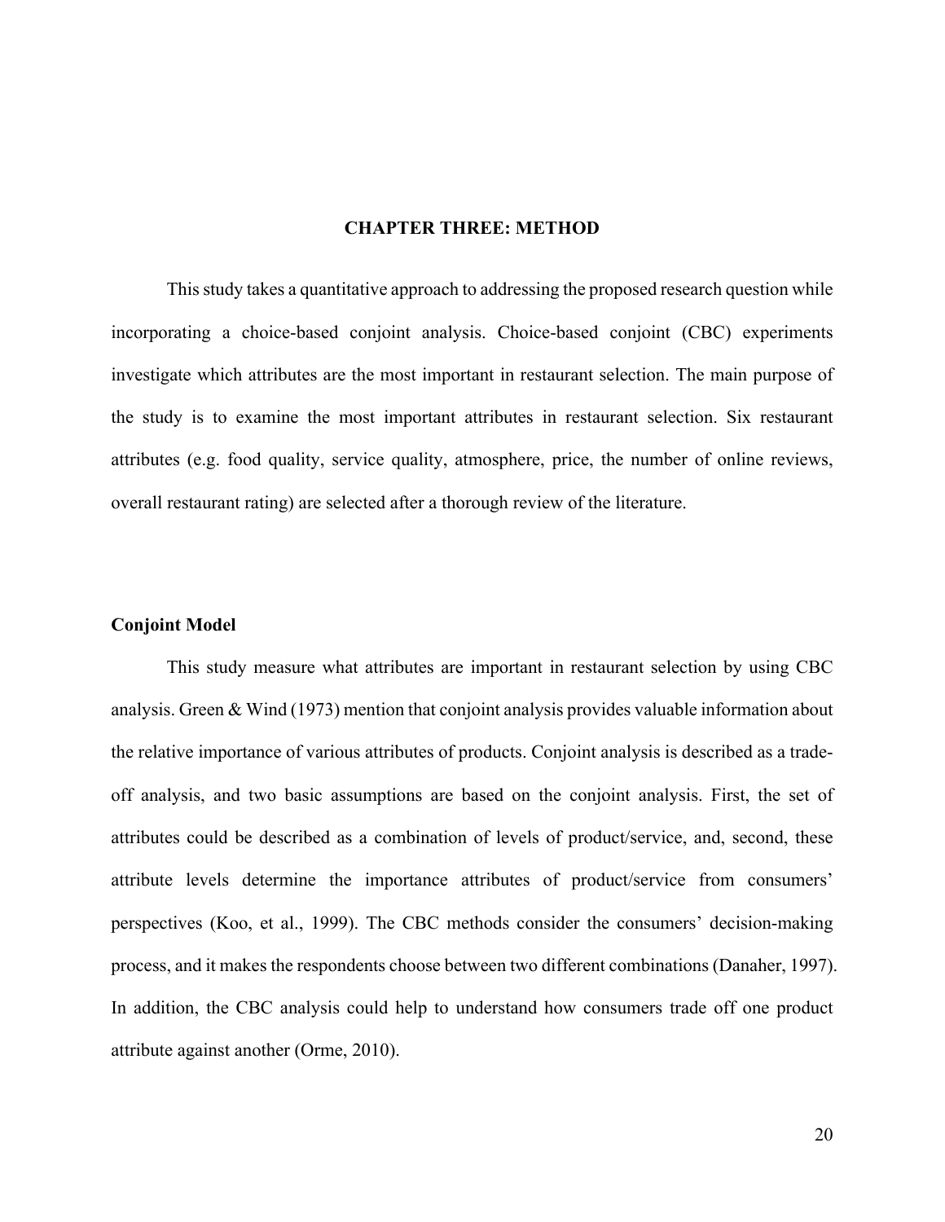# CHAPTER THREE: METHOD

This study takes a quantitative approach to addressing the proposed research question while incorporating a choice-based conjoint analysis. Choice-based conjoint (CBC) experiments investigate which attributes are the most important in restaurant selection. The main purpose of the study is to examine the most important attributes in restaurant selection. Six restaurant attributes (e.g. food quality, service quality, atmosphere, price, the number of online reviews, overall restaurant rating) are selected after a thorough review of the literature.

## Conjoint Model

This study measure what attributes are important in restaurant selection by using CBC analysis. Green & Wind (1973) mention that conjoint analysis provides valuable information about the relative importance of various attributes of products. Conjoint analysis is described as a trade-off analysis, and two basic assumptions are based on the conjoint analysis. First, the set of attributes could be described as a combination of levels of product/service, and, second, these attribute levels determine the importance attributes of product/service from consumers' perspectives (Koo, et al., 1999). The CBC methods consider the consumers' decision-making process, and it makes the respondents choose between two different combinations (Danaher, 1997). In addition, the CBC analysis could help to understand how consumers trade off one product attribute against another (Orme, 2010).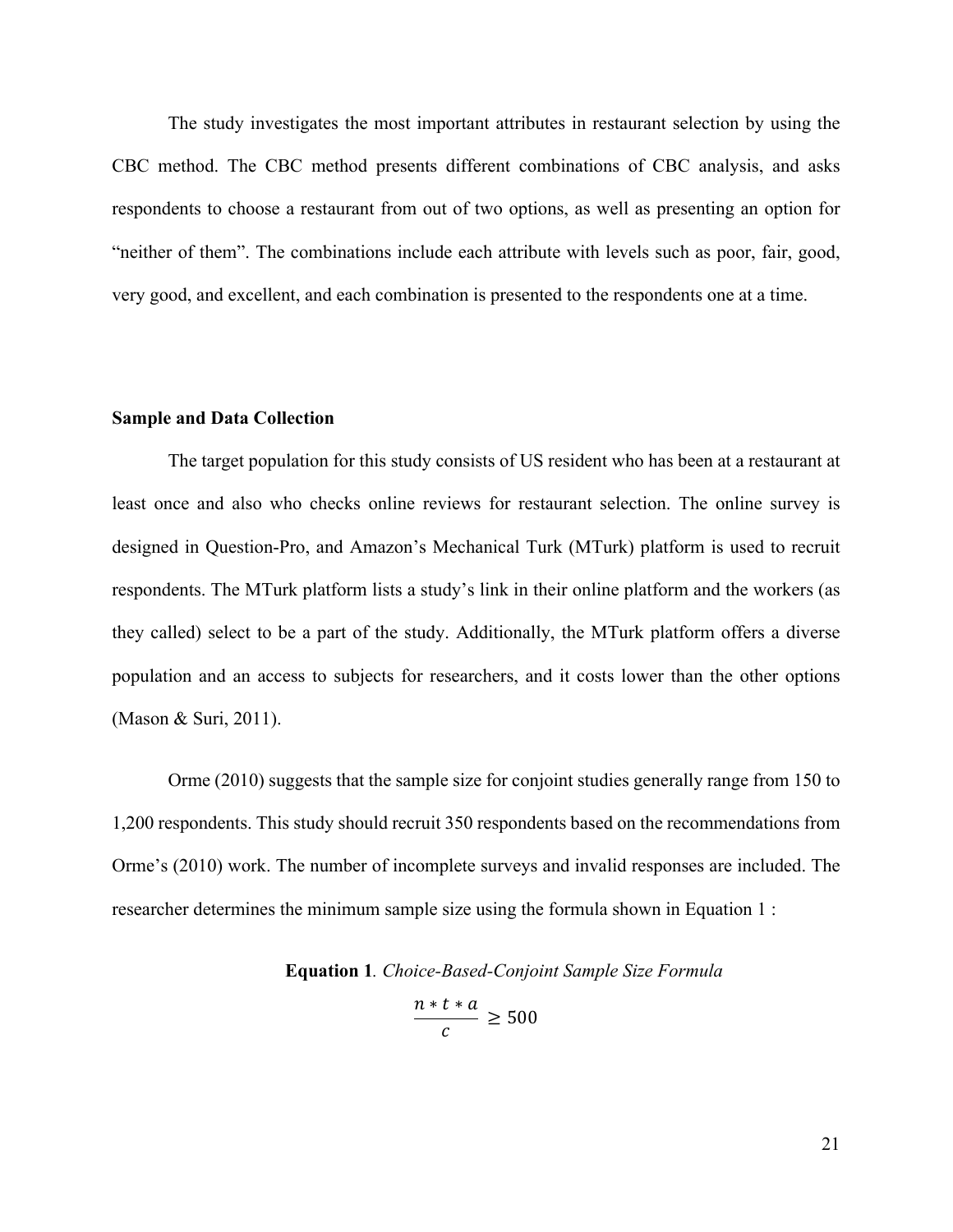The study investigates the most important attributes in restaurant selection by using the CBC method. The CBC method presents different combinations of CBC analysis, and asks respondents to choose a restaurant from out of two options, as well as presenting an option for "neither of them". The combinations include each attribute with levels such as poor, fair, good, very good, and excellent, and each combination is presented to the respondents one at a time.

**Sample and Data Collection**

The target population for this study consists of US resident who has been at a restaurant at least once and also who checks online reviews for restaurant selection. The online survey is designed in Question-Pro, and Amazon's Mechanical Turk (MTurk) platform is used to recruit respondents. The MTurk platform lists a study's link in their online platform and the workers (as they called) select to be a part of the study. Additionally, the MTurk platform offers a diverse population and an access to subjects for researchers, and it costs lower than the other options (Mason & Suri, 2011).

Orme (2010) suggests that the sample size for conjoint studies generally range from 150 to 1,200 respondents. This study should recruit 350 respondents based on the recommendations from Orme's (2010) work. The number of incomplete surveys and invalid responses are included. The researcher determines the minimum sample size using the formula shown in Equation 1 :

**Equation 1**. *Choice-Based-Conjoint Sample Size Formula*

$$\frac{n * t * a}{c} \geq 500$$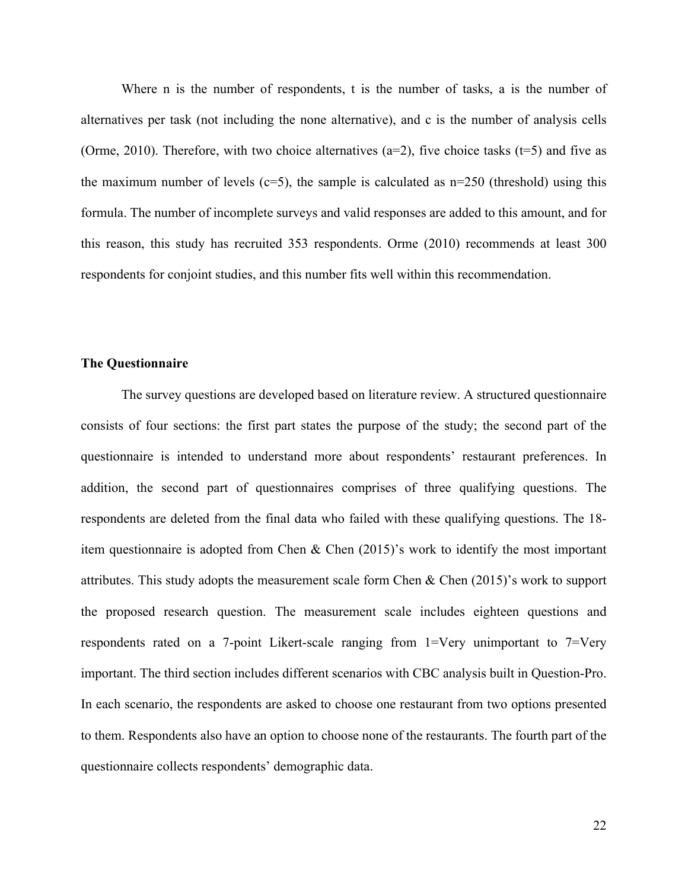Where n is the number of respondents, t is the number of tasks, a is the number of alternatives per task (not including the none alternative), and c is the number of analysis cells (Orme, 2010). Therefore, with two choice alternatives (a=2), five choice tasks (t=5) and five as the maximum number of levels (c=5), the sample is calculated as n=250 (threshold) using this formula. The number of incomplete surveys and valid responses are added to this amount, and for this reason, this study has recruited 353 respondents. Orme (2010) recommends at least 300 respondents for conjoint studies, and this number fits well within this recommendation.

**The Questionnaire**

The survey questions are developed based on literature review. A structured questionnaire consists of four sections: the first part states the purpose of the study; the second part of the questionnaire is intended to understand more about respondents' restaurant preferences. In addition, the second part of questionnaires comprises of three qualifying questions. The respondents are deleted from the final data who failed with these qualifying questions. The 18-item questionnaire is adopted from Chen & Chen (2015)'s work to identify the most important attributes. This study adopts the measurement scale form Chen & Chen (2015)'s work to support the proposed research question. The measurement scale includes eighteen questions and respondents rated on a 7-point Likert-scale ranging from 1=Very unimportant to 7=Very important. The third section includes different scenarios with CBC analysis built in Question-Pro. In each scenario, the respondents are asked to choose one restaurant from two options presented to them. Respondents also have an option to choose none of the restaurants. The fourth part of the questionnaire collects respondents' demographic data.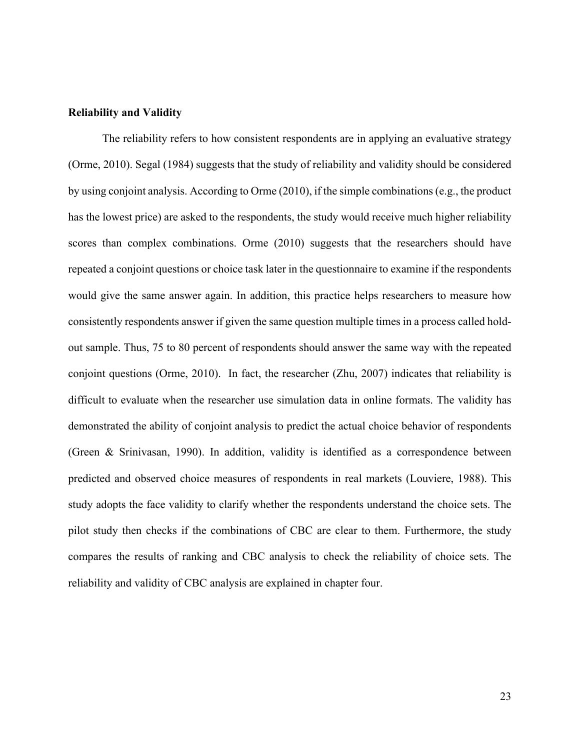**Reliability and Validity**

The reliability refers to how consistent respondents are in applying an evaluative strategy (Orme, 2010). Segal (1984) suggests that the study of reliability and validity should be considered by using conjoint analysis. According to Orme (2010), if the simple combinations (e.g., the product has the lowest price) are asked to the respondents, the study would receive much higher reliability scores than complex combinations. Orme (2010) suggests that the researchers should have repeated a conjoint questions or choice task later in the questionnaire to examine if the respondents would give the same answer again. In addition, this practice helps researchers to measure how consistently respondents answer if given the same question multiple times in a process called hold-out sample. Thus, 75 to 80 percent of respondents should answer the same way with the repeated conjoint questions (Orme, 2010). In fact, the researcher (Zhu, 2007) indicates that reliability is difficult to evaluate when the researcher use simulation data in online formats. The validity has demonstrated the ability of conjoint analysis to predict the actual choice behavior of respondents (Green & Srinivasan, 1990). In addition, validity is identified as a correspondence between predicted and observed choice measures of respondents in real markets (Louviere, 1988). This study adopts the face validity to clarify whether the respondents understand the choice sets. The pilot study then checks if the combinations of CBC are clear to them. Furthermore, the study compares the results of ranking and CBC analysis to check the reliability of choice sets. The reliability and validity of CBC analysis are explained in chapter four.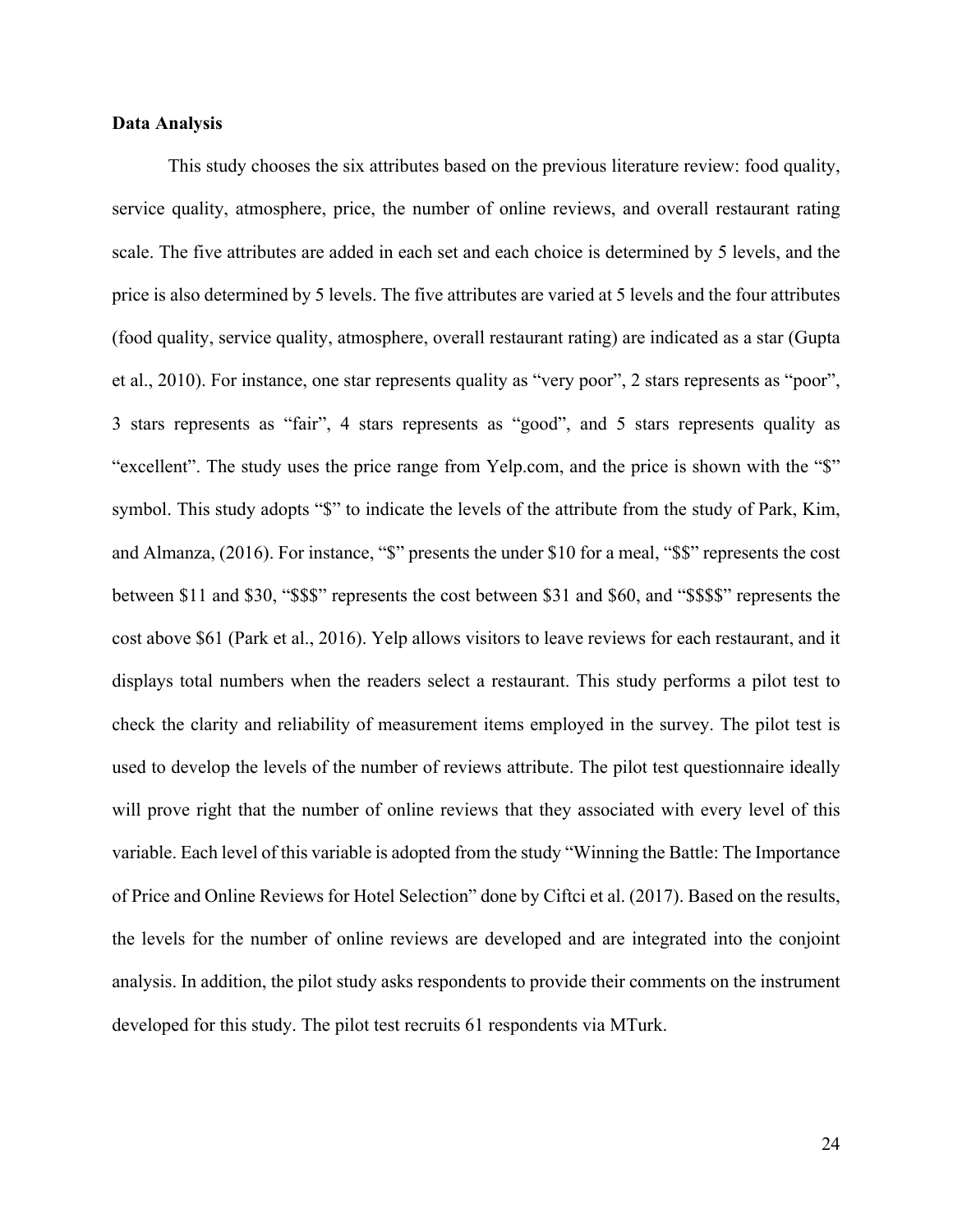**Data Analysis**

This study chooses the six attributes based on the previous literature review: food quality, service quality, atmosphere, price, the number of online reviews, and overall restaurant rating scale. The five attributes are added in each set and each choice is determined by 5 levels, and the price is also determined by 5 levels. The five attributes are varied at 5 levels and the four attributes (food quality, service quality, atmosphere, overall restaurant rating) are indicated as a star (Gupta et al., 2010). For instance, one star represents quality as "very poor", 2 stars represents as "poor", 3 stars represents as "fair", 4 stars represents as "good", and 5 stars represents quality as "excellent". The study uses the price range from Yelp.com, and the price is shown with the "$" symbol. This study adopts "$" to indicate the levels of the attribute from the study of Park, Kim, and Almanza, (2016). For instance, "$" presents the under $10 for a meal, "$$" represents the cost between $11 and $30, "$$$" represents the cost between $31 and $60, and "$$$$" represents the cost above $61 (Park et al., 2016). Yelp allows visitors to leave reviews for each restaurant, and it displays total numbers when the readers select a restaurant. This study performs a pilot test to check the clarity and reliability of measurement items employed in the survey. The pilot test is used to develop the levels of the number of reviews attribute. The pilot test questionnaire ideally will prove right that the number of online reviews that they associated with every level of this variable. Each level of this variable is adopted from the study "Winning the Battle: The Importance of Price and Online Reviews for Hotel Selection" done by Ciftci et al. (2017). Based on the results, the levels for the number of online reviews are developed and are integrated into the conjoint analysis. In addition, the pilot study asks respondents to provide their comments on the instrument developed for this study. The pilot test recruits 61 respondents via MTurk.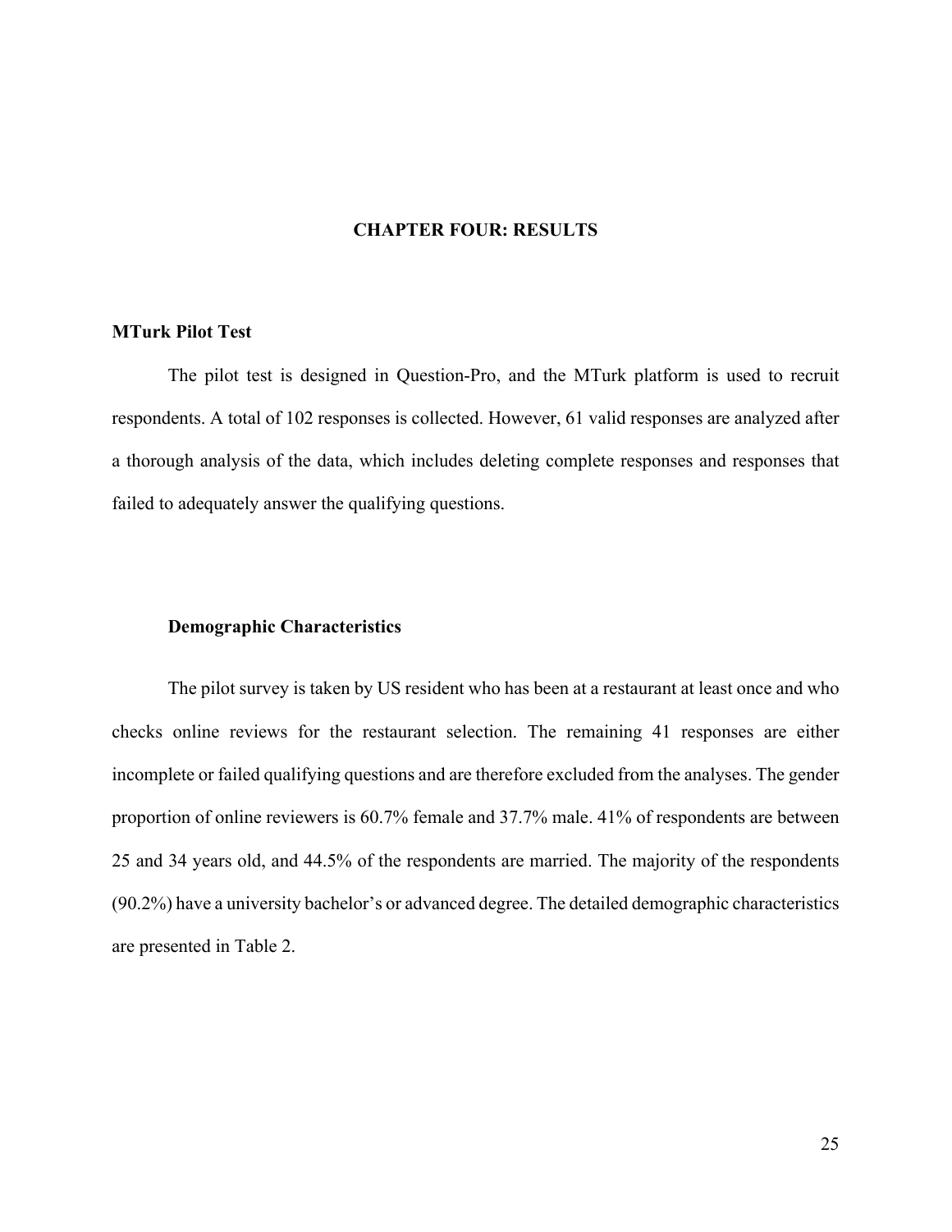# CHAPTER FOUR: RESULTS

## MTurk Pilot Test

The pilot test is designed in Question-Pro, and the MTurk platform is used to recruit respondents. A total of 102 responses is collected. However, 61 valid responses are analyzed after a thorough analysis of the data, which includes deleting complete responses and responses that failed to adequately answer the qualifying questions.

### Demographic Characteristics

The pilot survey is taken by US resident who has been at a restaurant at least once and who checks online reviews for the restaurant selection. The remaining 41 responses are either incomplete or failed qualifying questions and are therefore excluded from the analyses. The gender proportion of online reviewers is 60.7% female and 37.7% male. 41% of respondents are between 25 and 34 years old, and 44.5% of the respondents are married. The majority of the respondents (90.2%) have a university bachelor's or advanced degree. The detailed demographic characteristics are presented in Table 2.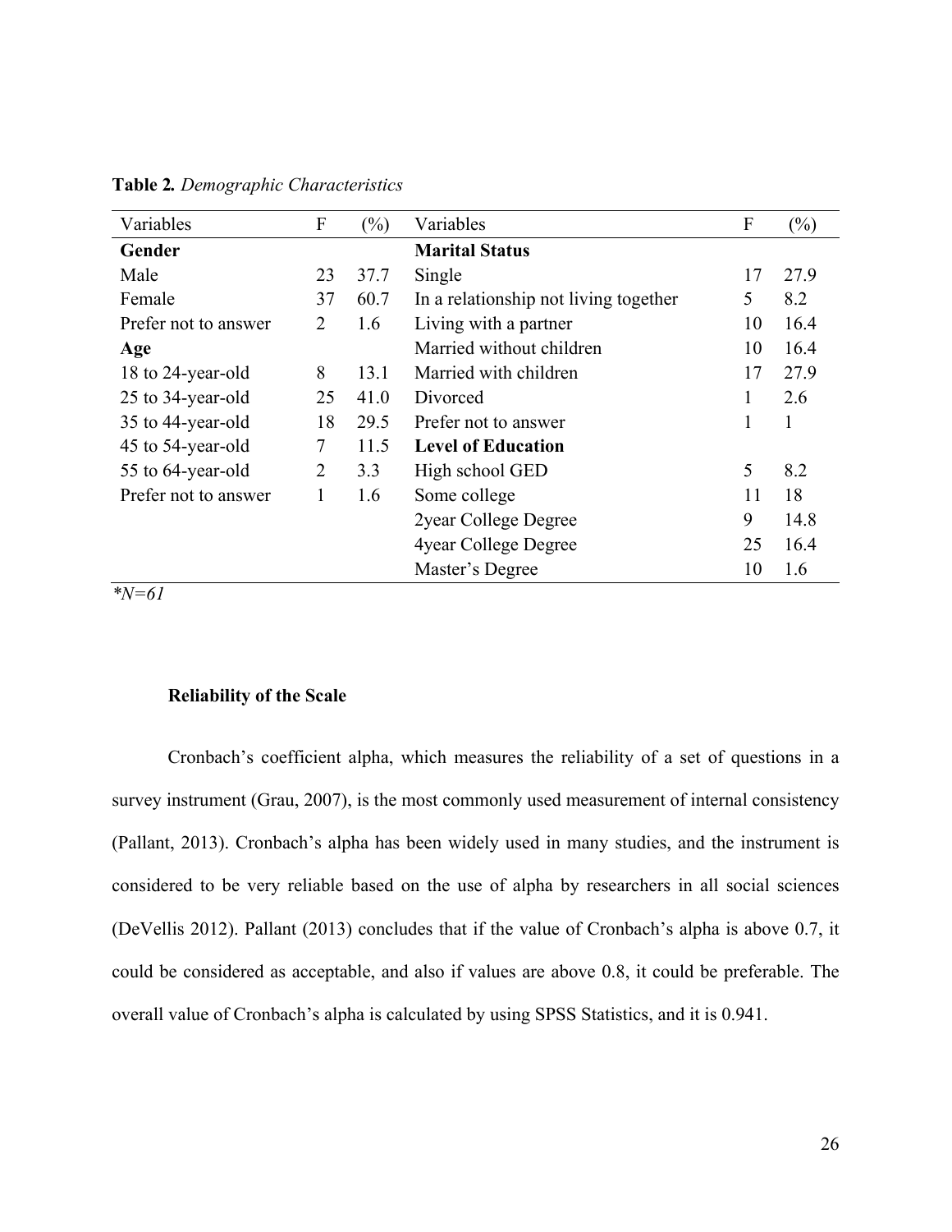**Table 2.** *Demographic Characteristics*

| Variables | F | (%) | Variables | F | (%) |
|---|---|---|---|---|---|
| **Gender** | | | **Marital Status** | | |
| Male | 23 | 37.7 | Single | 17 | 27.9 |
| Female | 37 | 60.7 | In a relationship not living together | 5 | 8.2 |
| Prefer not to answer | 2 | 1.6 | Living with a partner | 10 | 16.4 |
| **Age** | | | Married without children | 10 | 16.4 |
| 18 to 24-year-old | 8 | 13.1 | Married with children | 17 | 27.9 |
| 25 to 34-year-old | 25 | 41.0 | Divorced | 1 | 2.6 |
| 35 to 44-year-old | 18 | 29.5 | Prefer not to answer | 1 | 1 |
| 45 to 54-year-old | 7 | 11.5 | **Level of Education** | | |
| 55 to 64-year-old | 2 | 3.3 | High school GED | 5 | 8.2 |
| Prefer not to answer | 1 | 1.6 | Some college | 11 | 18 |
| | | | 2year College Degree | 9 | 14.8 |
| | | | 4year College Degree | 25 | 16.4 |
| | | | Master's Degree | 10 | 1.6 |

*\*N=61*

### Reliability of the Scale

Cronbach's coefficient alpha, which measures the reliability of a set of questions in a survey instrument (Grau, 2007), is the most commonly used measurement of internal consistency (Pallant, 2013). Cronbach's alpha has been widely used in many studies, and the instrument is considered to be very reliable based on the use of alpha by researchers in all social sciences (DeVellis 2012). Pallant (2013) concludes that if the value of Cronbach's alpha is above 0.7, it could be considered as acceptable, and also if values are above 0.8, it could be preferable. The overall value of Cronbach's alpha is calculated by using SPSS Statistics, and it is 0.941.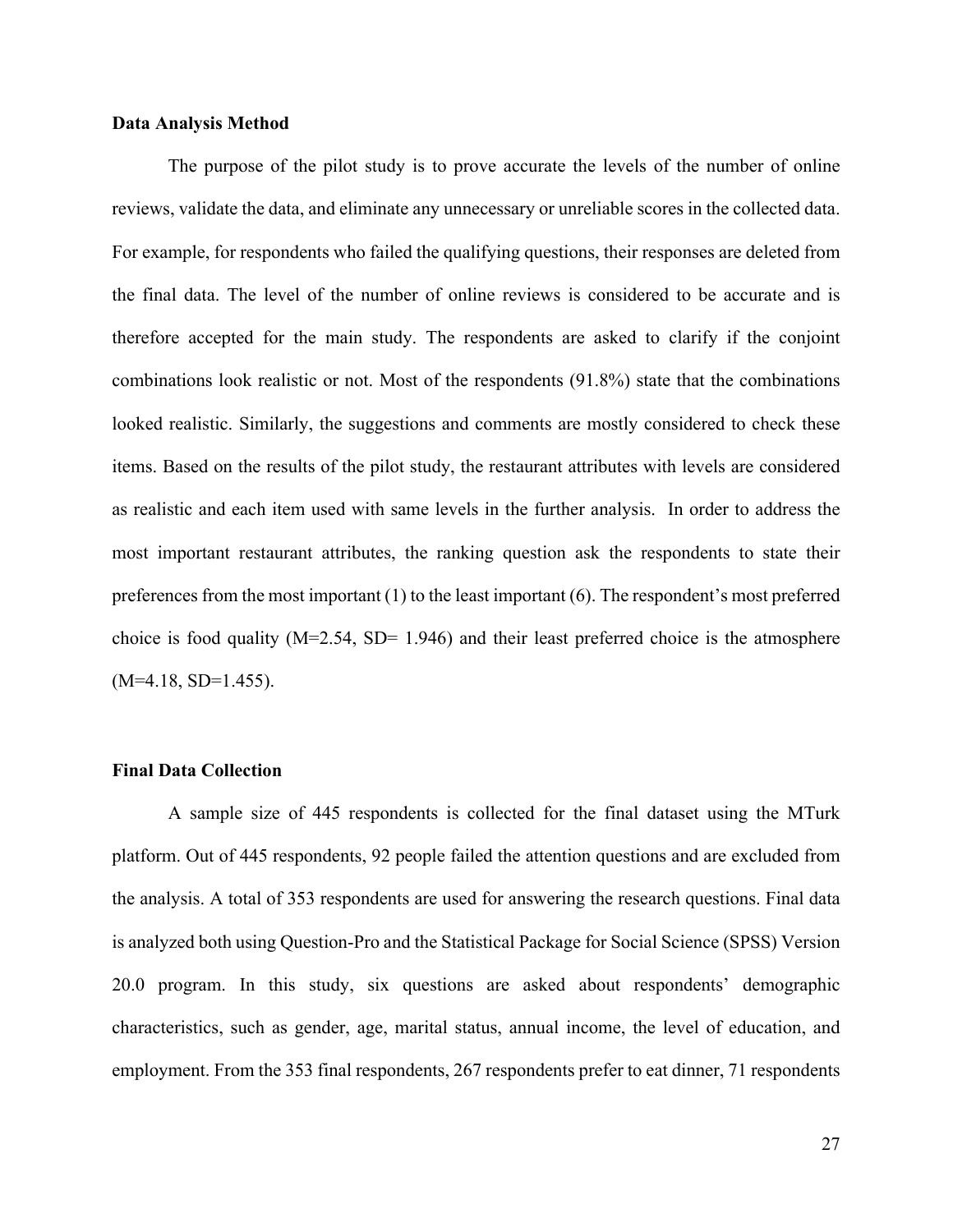**Data Analysis Method**

The purpose of the pilot study is to prove accurate the levels of the number of online reviews, validate the data, and eliminate any unnecessary or unreliable scores in the collected data. For example, for respondents who failed the qualifying questions, their responses are deleted from the final data. The level of the number of online reviews is considered to be accurate and is therefore accepted for the main study. The respondents are asked to clarify if the conjoint combinations look realistic or not. Most of the respondents (91.8%) state that the combinations looked realistic. Similarly, the suggestions and comments are mostly considered to check these items. Based on the results of the pilot study, the restaurant attributes with levels are considered as realistic and each item used with same levels in the further analysis. In order to address the most important restaurant attributes, the ranking question ask the respondents to state their preferences from the most important (1) to the least important (6). The respondent's most preferred choice is food quality (M=2.54, SD= 1.946) and their least preferred choice is the atmosphere (M=4.18, SD=1.455).

**Final Data Collection**

A sample size of 445 respondents is collected for the final dataset using the MTurk platform. Out of 445 respondents, 92 people failed the attention questions and are excluded from the analysis. A total of 353 respondents are used for answering the research questions. Final data is analyzed both using Question-Pro and the Statistical Package for Social Science (SPSS) Version 20.0 program. In this study, six questions are asked about respondents' demographic characteristics, such as gender, age, marital status, annual income, the level of education, and employment. From the 353 final respondents, 267 respondents prefer to eat dinner, 71 respondents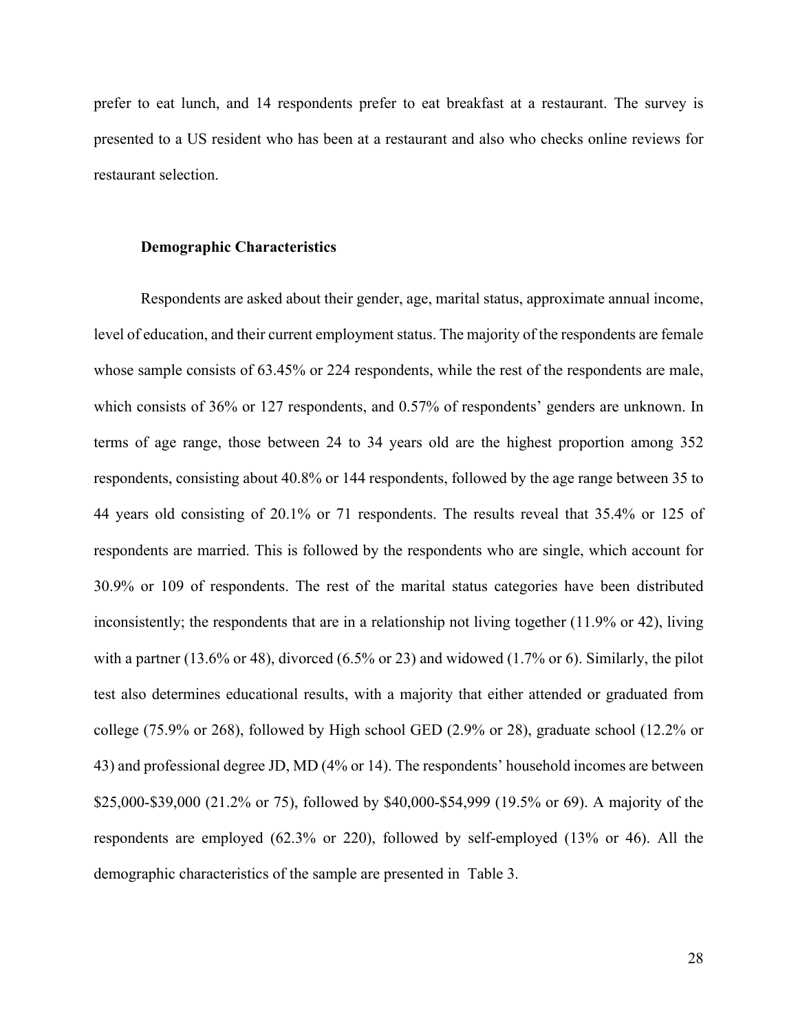prefer to eat lunch, and 14 respondents prefer to eat breakfast at a restaurant. The survey is presented to a US resident who has been at a restaurant and also who checks online reviews for restaurant selection.

**Demographic Characteristics**

Respondents are asked about their gender, age, marital status, approximate annual income, level of education, and their current employment status. The majority of the respondents are female whose sample consists of 63.45% or 224 respondents, while the rest of the respondents are male, which consists of 36% or 127 respondents, and 0.57% of respondents' genders are unknown. In terms of age range, those between 24 to 34 years old are the highest proportion among 352 respondents, consisting about 40.8% or 144 respondents, followed by the age range between 35 to 44 years old consisting of 20.1% or 71 respondents. The results reveal that 35.4% or 125 of respondents are married. This is followed by the respondents who are single, which account for 30.9% or 109 of respondents. The rest of the marital status categories have been distributed inconsistently; the respondents that are in a relationship not living together (11.9% or 42), living with a partner (13.6% or 48), divorced (6.5% or 23) and widowed (1.7% or 6). Similarly, the pilot test also determines educational results, with a majority that either attended or graduated from college (75.9% or 268), followed by High school GED (2.9% or 28), graduate school (12.2% or 43) and professional degree JD, MD (4% or 14). The respondents' household incomes are between \$25,000-\$39,000 (21.2% or 75), followed by \$40,000-\$54,999 (19.5% or 69). A majority of the respondents are employed (62.3% or 220), followed by self-employed (13% or 46). All the demographic characteristics of the sample are presented in Table 3.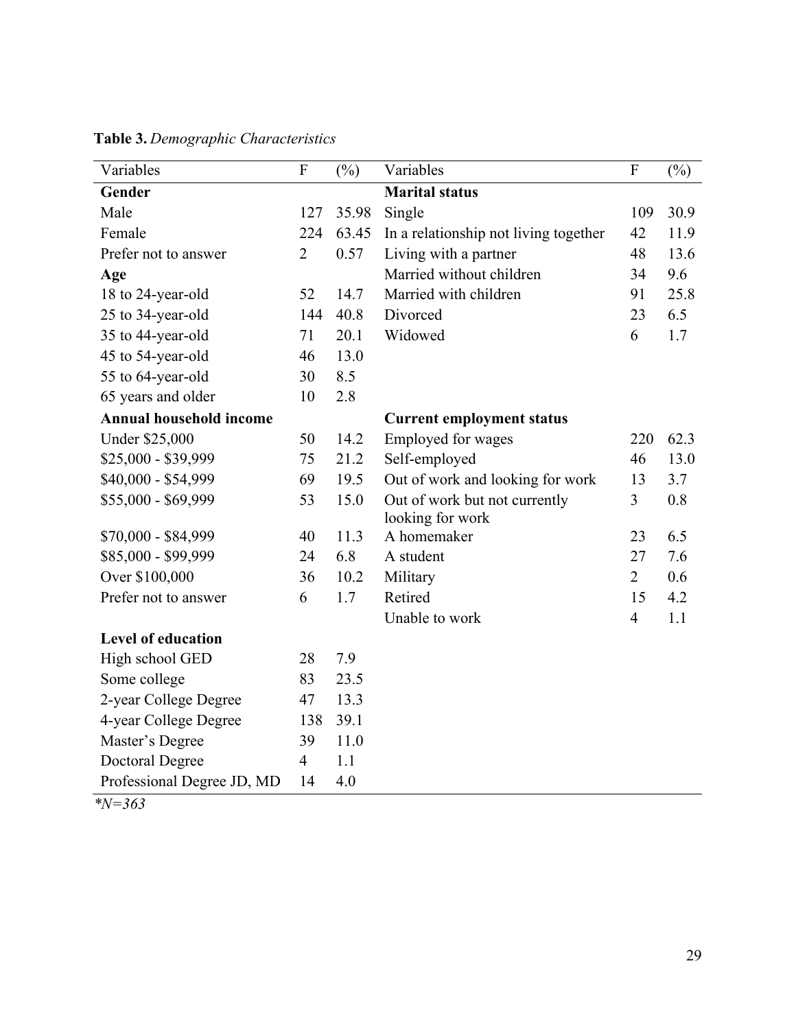**Table 3.** *Demographic Characteristics*

| Variables | F | (%) | Variables | F | (%) |
|---|---|---|---|---|---|
| **Gender** | | | **Marital status** | | |
| Male | 127 | 35.98 | Single | 109 | 30.9 |
| Female | 224 | 63.45 | In a relationship not living together | 42 | 11.9 |
| Prefer not to answer | 2 | 0.57 | Living with a partner | 48 | 13.6 |
| **Age** | | | Married without children | 34 | 9.6 |
| 18 to 24-year-old | 52 | 14.7 | Married with children | 91 | 25.8 |
| 25 to 34-year-old | 144 | 40.8 | Divorced | 23 | 6.5 |
| 35 to 44-year-old | 71 | 20.1 | Widowed | 6 | 1.7 |
| 45 to 54-year-old | 46 | 13.0 | | | |
| 55 to 64-year-old | 30 | 8.5 | | | |
| 65 years and older | 10 | 2.8 | | | |
| **Annual household income** | | | **Current employment status** | | |
| Under $25,000 | 50 | 14.2 | Employed for wages | 220 | 62.3 |
| $25,000 - $39,999 | 75 | 21.2 | Self-employed | 46 | 13.0 |
| $40,000 - $54,999 | 69 | 19.5 | Out of work and looking for work | 13 | 3.7 |
| $55,000 - $69,999 | 53 | 15.0 | Out of work but not currently looking for work | 3 | 0.8 |
| $70,000 - $84,999 | 40 | 11.3 | A homemaker | 23 | 6.5 |
| $85,000 - $99,999 | 24 | 6.8 | A student | 27 | 7.6 |
| Over $100,000 | 36 | 10.2 | Military | 2 | 0.6 |
| Prefer not to answer | 6 | 1.7 | Retired | 15 | 4.2 |
| | | | Unable to work | 4 | 1.1 |
| **Level of education** | | | | | |
| High school GED | 28 | 7.9 | | | |
| Some college | 83 | 23.5 | | | |
| 2-year College Degree | 47 | 13.3 | | | |
| 4-year College Degree | 138 | 39.1 | | | |
| Master's Degree | 39 | 11.0 | | | |
| Doctoral Degree | 4 | 1.1 | | | |
| Professional Degree JD, MD | 14 | 4.0 | | | |

*\*N=363*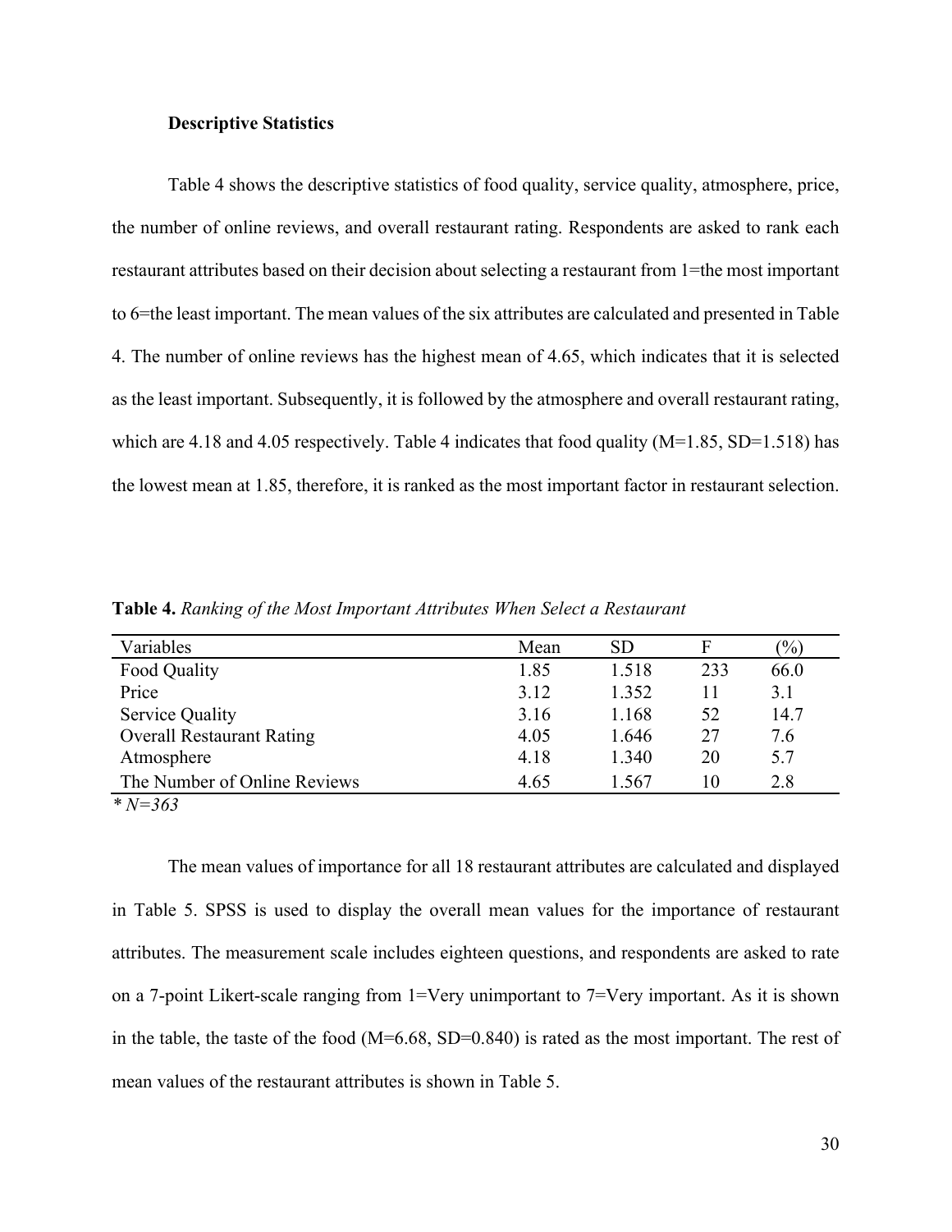**Descriptive Statistics**

Table 4 shows the descriptive statistics of food quality, service quality, atmosphere, price, the number of online reviews, and overall restaurant rating. Respondents are asked to rank each restaurant attributes based on their decision about selecting a restaurant from 1=the most important to 6=the least important. The mean values of the six attributes are calculated and presented in Table 4. The number of online reviews has the highest mean of 4.65, which indicates that it is selected as the least important. Subsequently, it is followed by the atmosphere and overall restaurant rating, which are 4.18 and 4.05 respectively. Table 4 indicates that food quality (M=1.85, SD=1.518) has the lowest mean at 1.85, therefore, it is ranked as the most important factor in restaurant selection.

**Table 4.** *Ranking of the Most Important Attributes When Select a Restaurant*

| Variables | Mean | SD | F | (%) |
|---|---|---|---|---|
| Food Quality | 1.85 | 1.518 | 233 | 66.0 |
| Price | 3.12 | 1.352 | 11 | 3.1 |
| Service Quality | 3.16 | 1.168 | 52 | 14.7 |
| Overall Restaurant Rating | 4.05 | 1.646 | 27 | 7.6 |
| Atmosphere | 4.18 | 1.340 | 20 | 5.7 |
| The Number of Online Reviews | 4.65 | 1.567 | 10 | 2.8 |

*\* N=363*

The mean values of importance for all 18 restaurant attributes are calculated and displayed in Table 5. SPSS is used to display the overall mean values for the importance of restaurant attributes. The measurement scale includes eighteen questions, and respondents are asked to rate on a 7-point Likert-scale ranging from 1=Very unimportant to 7=Very important. As it is shown in the table, the taste of the food (M=6.68, SD=0.840) is rated as the most important. The rest of mean values of the restaurant attributes is shown in Table 5.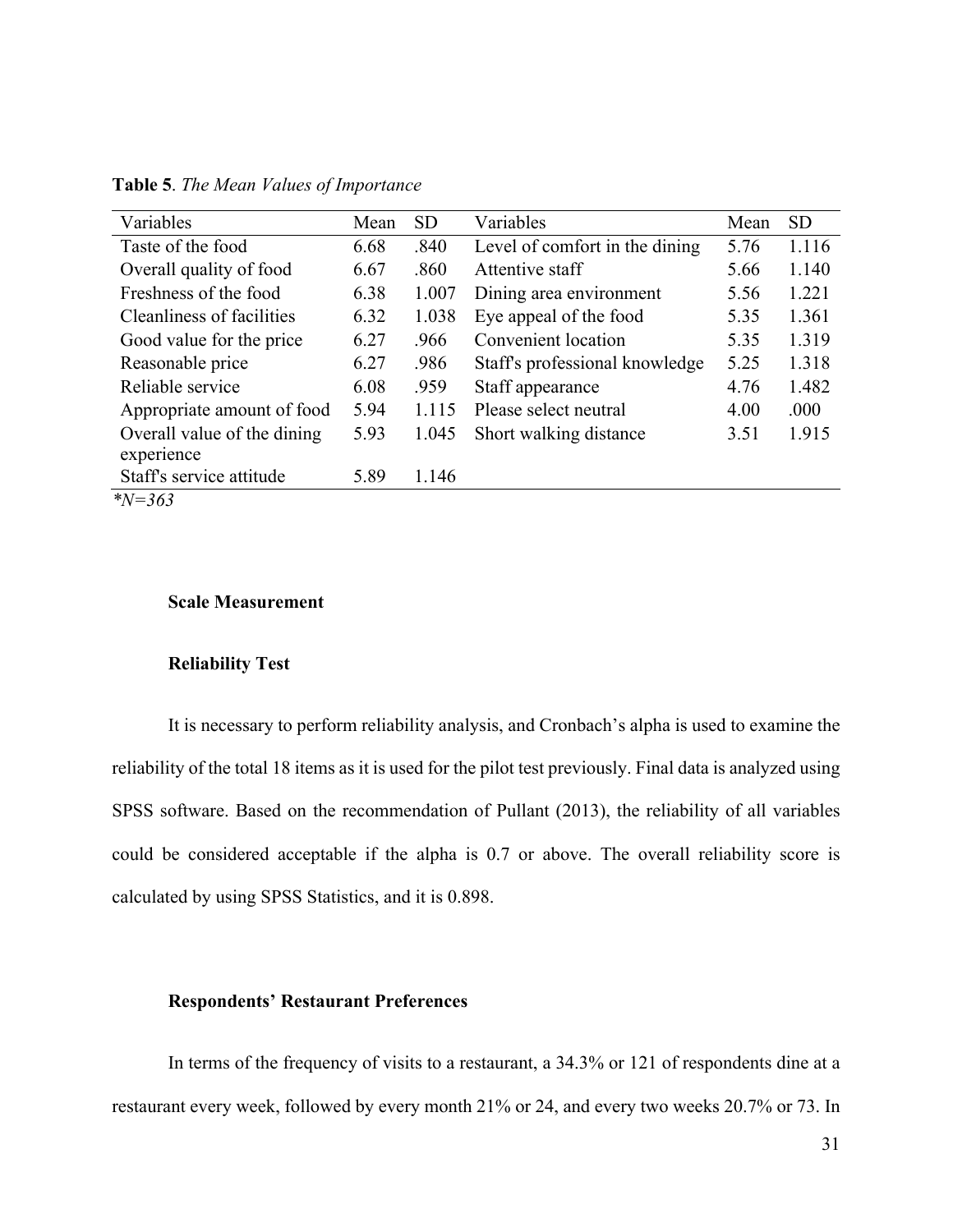**Table 5**. *The Mean Values of Importance*

| Variables | Mean | SD | Variables | Mean | SD |
|---|---|---|---|---|---|
| Taste of the food | 6.68 | .840 | Level of comfort in the dining | 5.76 | 1.116 |
| Overall quality of food | 6.67 | .860 | Attentive staff | 5.66 | 1.140 |
| Freshness of the food | 6.38 | 1.007 | Dining area environment | 5.56 | 1.221 |
| Cleanliness of facilities | 6.32 | 1.038 | Eye appeal of the food | 5.35 | 1.361 |
| Good value for the price | 6.27 | .966 | Convenient location | 5.35 | 1.319 |
| Reasonable price | 6.27 | .986 | Staff's professional knowledge | 5.25 | 1.318 |
| Reliable service | 6.08 | .959 | Staff appearance | 4.76 | 1.482 |
| Appropriate amount of food | 5.94 | 1.115 | Please select neutral | 4.00 | .000 |
| Overall value of the dining experience | 5.93 | 1.045 | Short walking distance | 3.51 | 1.915 |
| Staff's service attitude | 5.89 | 1.146 | | | |

*\*N=363*

### Scale Measurement

### Reliability Test

It is necessary to perform reliability analysis, and Cronbach's alpha is used to examine the reliability of the total 18 items as it is used for the pilot test previously. Final data is analyzed using SPSS software. Based on the recommendation of Pullant (2013), the reliability of all variables could be considered acceptable if the alpha is 0.7 or above. The overall reliability score is calculated by using SPSS Statistics, and it is 0.898.

### Respondents' Restaurant Preferences

In terms of the frequency of visits to a restaurant, a 34.3% or 121 of respondents dine at a restaurant every week, followed by every month 21% or 24, and every two weeks 20.7% or 73. In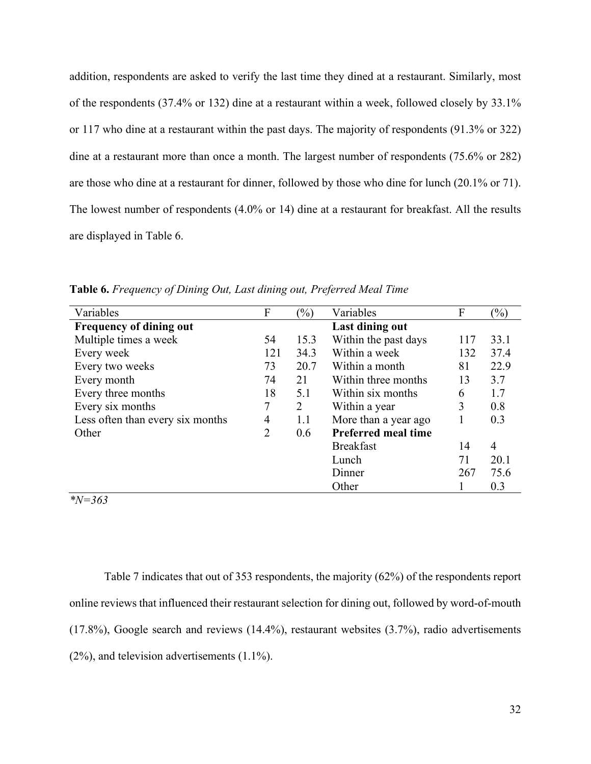addition, respondents are asked to verify the last time they dined at a restaurant. Similarly, most of the respondents (37.4% or 132) dine at a restaurant within a week, followed closely by 33.1% or 117 who dine at a restaurant within the past days. The majority of respondents (91.3% or 322) dine at a restaurant more than once a month. The largest number of respondents (75.6% or 282) are those who dine at a restaurant for dinner, followed by those who dine for lunch (20.1% or 71). The lowest number of respondents (4.0% or 14) dine at a restaurant for breakfast. All the results are displayed in Table 6.

**Table 6.** *Frequency of Dining Out, Last dining out, Preferred Meal Time*

| Variables | F | (%) | Variables | F | (%) |
|---|---|---|---|---|---|
| **Frequency of dining out** | | | **Last dining out** | | |
| Multiple times a week | 54 | 15.3 | Within the past days | 117 | 33.1 |
| Every week | 121 | 34.3 | Within a week | 132 | 37.4 |
| Every two weeks | 73 | 20.7 | Within a month | 81 | 22.9 |
| Every month | 74 | 21 | Within three months | 13 | 3.7 |
| Every three months | 18 | 5.1 | Within six months | 6 | 1.7 |
| Every six months | 7 | 2 | Within a year | 3 | 0.8 |
| Less often than every six months | 4 | 1.1 | More than a year ago | 1 | 0.3 |
| Other | 2 | 0.6 | **Preferred meal time** | | |
| | | | Breakfast | 14 | 4 |
| | | | Lunch | 71 | 20.1 |
| | | | Dinner | 267 | 75.6 |
| | | | Other | 1 | 0.3 |

*\*N=363*

Table 7 indicates that out of 353 respondents, the majority (62%) of the respondents report online reviews that influenced their restaurant selection for dining out, followed by word-of-mouth (17.8%), Google search and reviews (14.4%), restaurant websites (3.7%), radio advertisements (2%), and television advertisements (1.1%).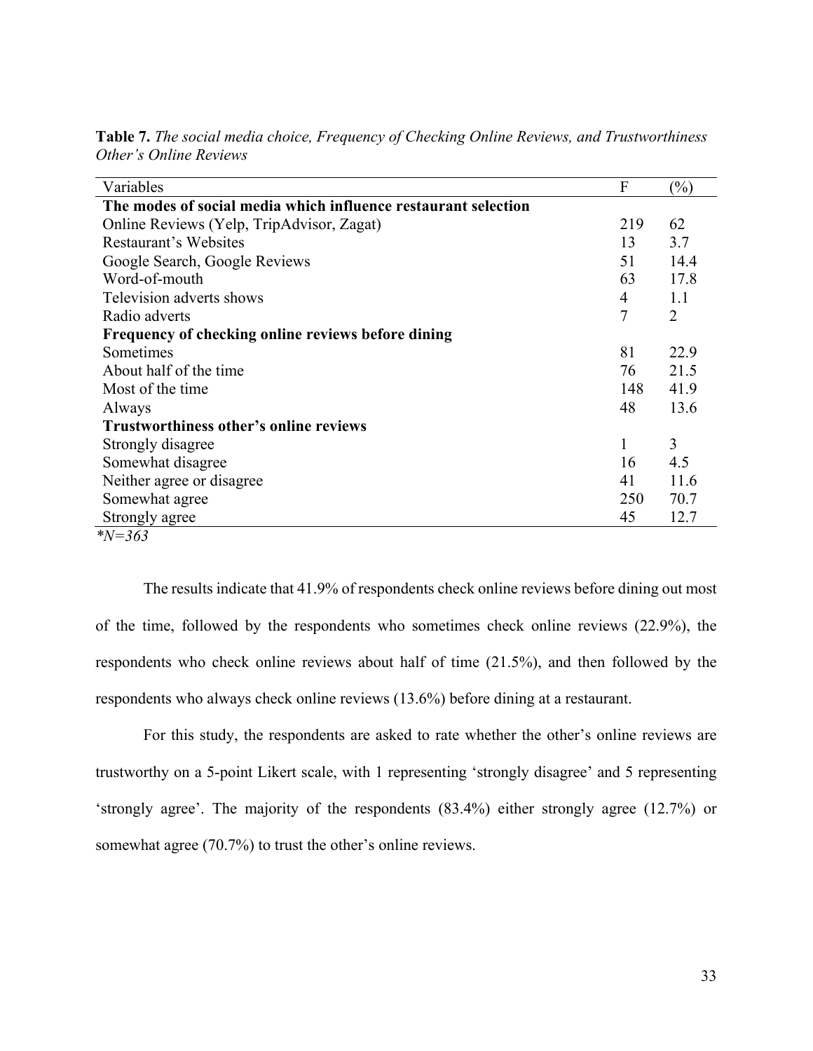**Table 7.** *The social media choice, Frequency of Checking Online Reviews, and Trustworthiness Other's Online Reviews*

| Variables | F | (%) |
|---|---|---|
| **The modes of social media which influence restaurant selection** | | |
| Online Reviews (Yelp, TripAdvisor, Zagat) | 219 | 62 |
| Restaurant's Websites | 13 | 3.7 |
| Google Search, Google Reviews | 51 | 14.4 |
| Word-of-mouth | 63 | 17.8 |
| Television adverts shows | 4 | 1.1 |
| Radio adverts | 7 | 2 |
| **Frequency of checking online reviews before dining** | | |
| Sometimes | 81 | 22.9 |
| About half of the time | 76 | 21.5 |
| Most of the time | 148 | 41.9 |
| Always | 48 | 13.6 |
| **Trustworthiness other's online reviews** | | |
| Strongly disagree | 1 | 3 |
| Somewhat disagree | 16 | 4.5 |
| Neither agree or disagree | 41 | 11.6 |
| Somewhat agree | 250 | 70.7 |
| Strongly agree | 45 | 12.7 |

*\*N=363*

The results indicate that 41.9% of respondents check online reviews before dining out most of the time, followed by the respondents who sometimes check online reviews (22.9%), the respondents who check online reviews about half of time (21.5%), and then followed by the respondents who always check online reviews (13.6%) before dining at a restaurant.

For this study, the respondents are asked to rate whether the other's online reviews are trustworthy on a 5-point Likert scale, with 1 representing 'strongly disagree' and 5 representing 'strongly agree'. The majority of the respondents (83.4%) either strongly agree (12.7%) or somewhat agree (70.7%) to trust the other's online reviews.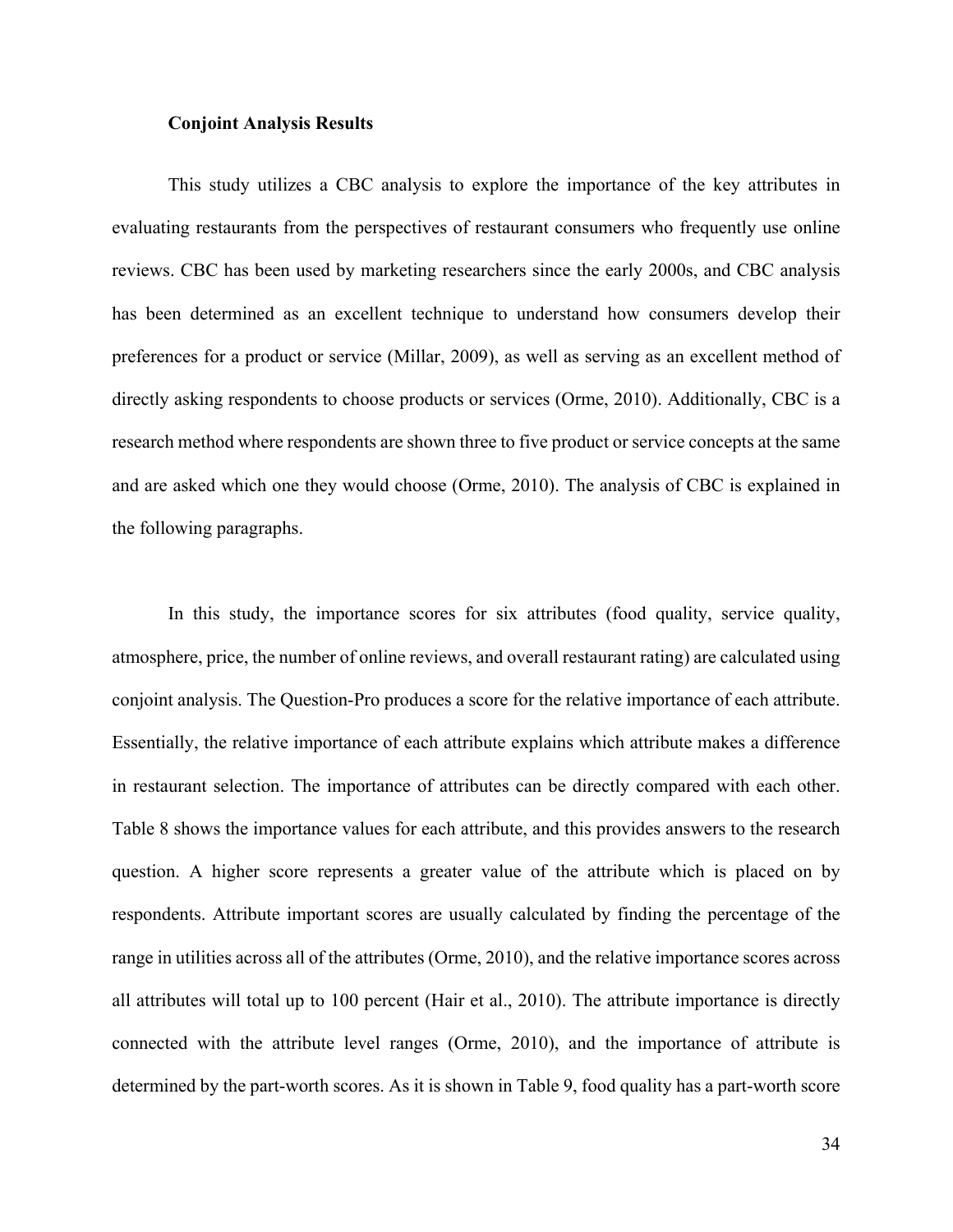**Conjoint Analysis Results**

This study utilizes a CBC analysis to explore the importance of the key attributes in evaluating restaurants from the perspectives of restaurant consumers who frequently use online reviews. CBC has been used by marketing researchers since the early 2000s, and CBC analysis has been determined as an excellent technique to understand how consumers develop their preferences for a product or service (Millar, 2009), as well as serving as an excellent method of directly asking respondents to choose products or services (Orme, 2010). Additionally, CBC is a research method where respondents are shown three to five product or service concepts at the same and are asked which one they would choose (Orme, 2010). The analysis of CBC is explained in the following paragraphs.

In this study, the importance scores for six attributes (food quality, service quality, atmosphere, price, the number of online reviews, and overall restaurant rating) are calculated using conjoint analysis. The Question-Pro produces a score for the relative importance of each attribute. Essentially, the relative importance of each attribute explains which attribute makes a difference in restaurant selection. The importance of attributes can be directly compared with each other. Table 8 shows the importance values for each attribute, and this provides answers to the research question. A higher score represents a greater value of the attribute which is placed on by respondents. Attribute important scores are usually calculated by finding the percentage of the range in utilities across all of the attributes (Orme, 2010), and the relative importance scores across all attributes will total up to 100 percent (Hair et al., 2010). The attribute importance is directly connected with the attribute level ranges (Orme, 2010), and the importance of attribute is determined by the part-worth scores. As it is shown in Table 9, food quality has a part-worth score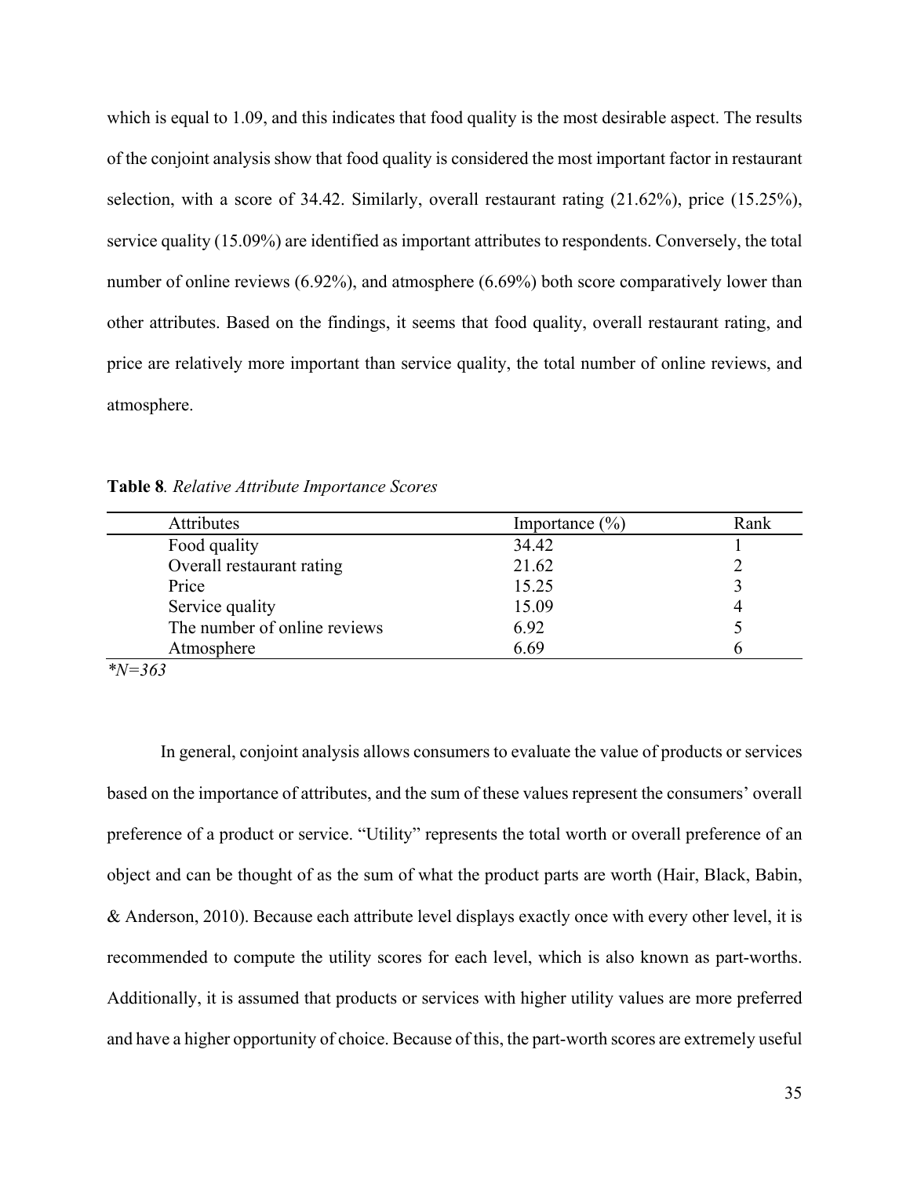which is equal to 1.09, and this indicates that food quality is the most desirable aspect. The results of the conjoint analysis show that food quality is considered the most important factor in restaurant selection, with a score of 34.42. Similarly, overall restaurant rating (21.62%), price (15.25%), service quality (15.09%) are identified as important attributes to respondents. Conversely, the total number of online reviews (6.92%), and atmosphere (6.69%) both score comparatively lower than other attributes. Based on the findings, it seems that food quality, overall restaurant rating, and price are relatively more important than service quality, the total number of online reviews, and atmosphere.

**Table 8**. *Relative Attribute Importance Scores*

| Attributes | Importance (%) | Rank |
|---|---|---|
| Food quality | 34.42 | 1 |
| Overall restaurant rating | 21.62 | 2 |
| Price | 15.25 | 3 |
| Service quality | 15.09 | 4 |
| The number of online reviews | 6.92 | 5 |
| Atmosphere | 6.69 | 6 |

*\*N=363*

In general, conjoint analysis allows consumers to evaluate the value of products or services based on the importance of attributes, and the sum of these values represent the consumers' overall preference of a product or service. "Utility" represents the total worth or overall preference of an object and can be thought of as the sum of what the product parts are worth (Hair, Black, Babin, & Anderson, 2010). Because each attribute level displays exactly once with every other level, it is recommended to compute the utility scores for each level, which is also known as part-worths. Additionally, it is assumed that products or services with higher utility values are more preferred and have a higher opportunity of choice. Because of this, the part-worth scores are extremely useful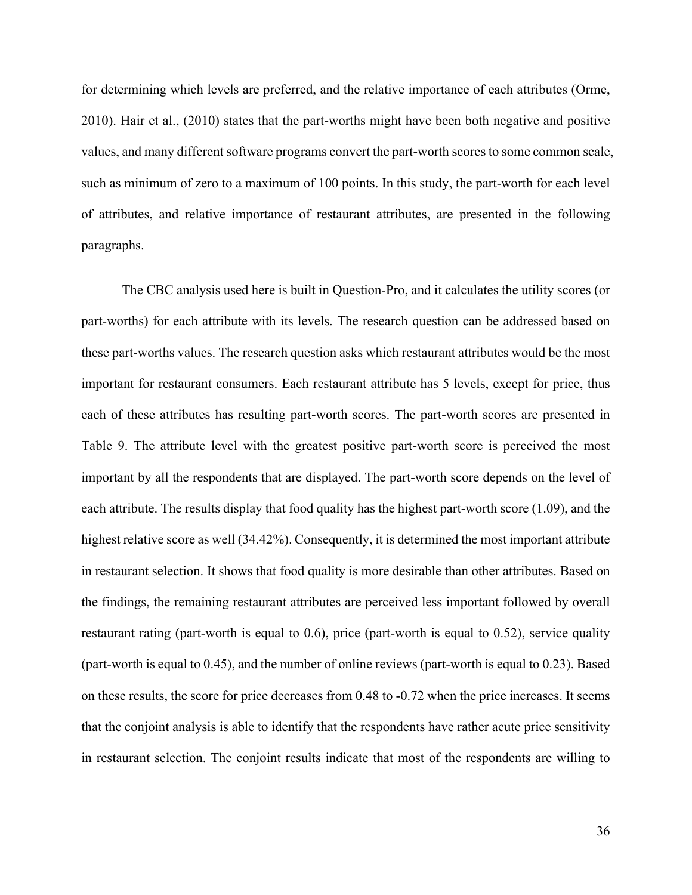for determining which levels are preferred, and the relative importance of each attributes (Orme, 2010). Hair et al., (2010) states that the part-worths might have been both negative and positive values, and many different software programs convert the part-worth scores to some common scale, such as minimum of zero to a maximum of 100 points. In this study, the part-worth for each level of attributes, and relative importance of restaurant attributes, are presented in the following paragraphs.

The CBC analysis used here is built in Question-Pro, and it calculates the utility scores (or part-worths) for each attribute with its levels. The research question can be addressed based on these part-worths values. The research question asks which restaurant attributes would be the most important for restaurant consumers. Each restaurant attribute has 5 levels, except for price, thus each of these attributes has resulting part-worth scores. The part-worth scores are presented in Table 9. The attribute level with the greatest positive part-worth score is perceived the most important by all the respondents that are displayed. The part-worth score depends on the level of each attribute. The results display that food quality has the highest part-worth score (1.09), and the highest relative score as well (34.42%). Consequently, it is determined the most important attribute in restaurant selection. It shows that food quality is more desirable than other attributes. Based on the findings, the remaining restaurant attributes are perceived less important followed by overall restaurant rating (part-worth is equal to 0.6), price (part-worth is equal to 0.52), service quality (part-worth is equal to 0.45), and the number of online reviews (part-worth is equal to 0.23). Based on these results, the score for price decreases from 0.48 to -0.72 when the price increases. It seems that the conjoint analysis is able to identify that the respondents have rather acute price sensitivity in restaurant selection. The conjoint results indicate that most of the respondents are willing to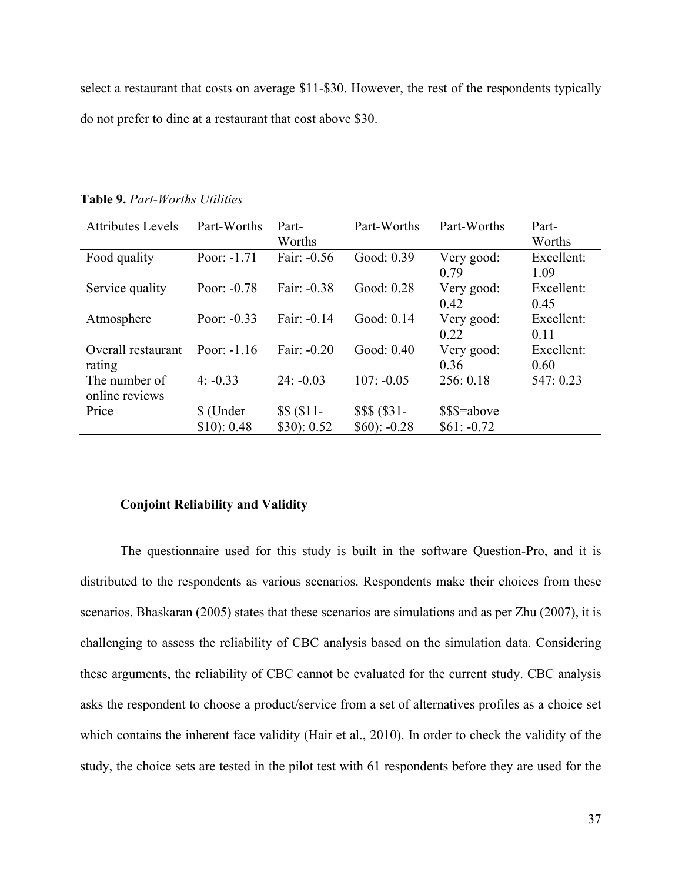select a restaurant that costs on average $11-$30. However, the rest of the respondents typically do not prefer to dine at a restaurant that cost above $30.

**Table 9.** *Part-Worths Utilities*

| Attributes Levels | Part-Worths | Part-Worths | Part-Worths | Part-Worths | Part-Worths |
|---|---|---|---|---|---|
| Food quality | Poor: -1.71 | Fair: -0.56 | Good: 0.39 | Very good: 0.79 | Excellent: 1.09 |
| Service quality | Poor: -0.78 | Fair: -0.38 | Good: 0.28 | Very good: 0.42 | Excellent: 0.45 |
| Atmosphere | Poor: -0.33 | Fair: -0.14 | Good: 0.14 | Very good: 0.22 | Excellent: 0.11 |
| Overall restaurant rating | Poor: -1.16 | Fair: -0.20 | Good: 0.40 | Very good: 0.36 | Excellent: 0.60 |
| The number of online reviews | 4: -0.33 | 24: -0.03 | 107: -0.05 | 256: 0.18 | 547: 0.23 |
| Price | $ (Under $10): 0.48 | $$ ($11-$30): 0.52 | $$$ ($31-$60): -0.28 | $$$=above $61: -0.72 | |

### Conjoint Reliability and Validity

The questionnaire used for this study is built in the software Question-Pro, and it is distributed to the respondents as various scenarios. Respondents make their choices from these scenarios. Bhaskaran (2005) states that these scenarios are simulations and as per Zhu (2007), it is challenging to assess the reliability of CBC analysis based on the simulation data. Considering these arguments, the reliability of CBC cannot be evaluated for the current study. CBC analysis asks the respondent to choose a product/service from a set of alternatives profiles as a choice set which contains the inherent face validity (Hair et al., 2010). In order to check the validity of the study, the choice sets are tested in the pilot test with 61 respondents before they are used for the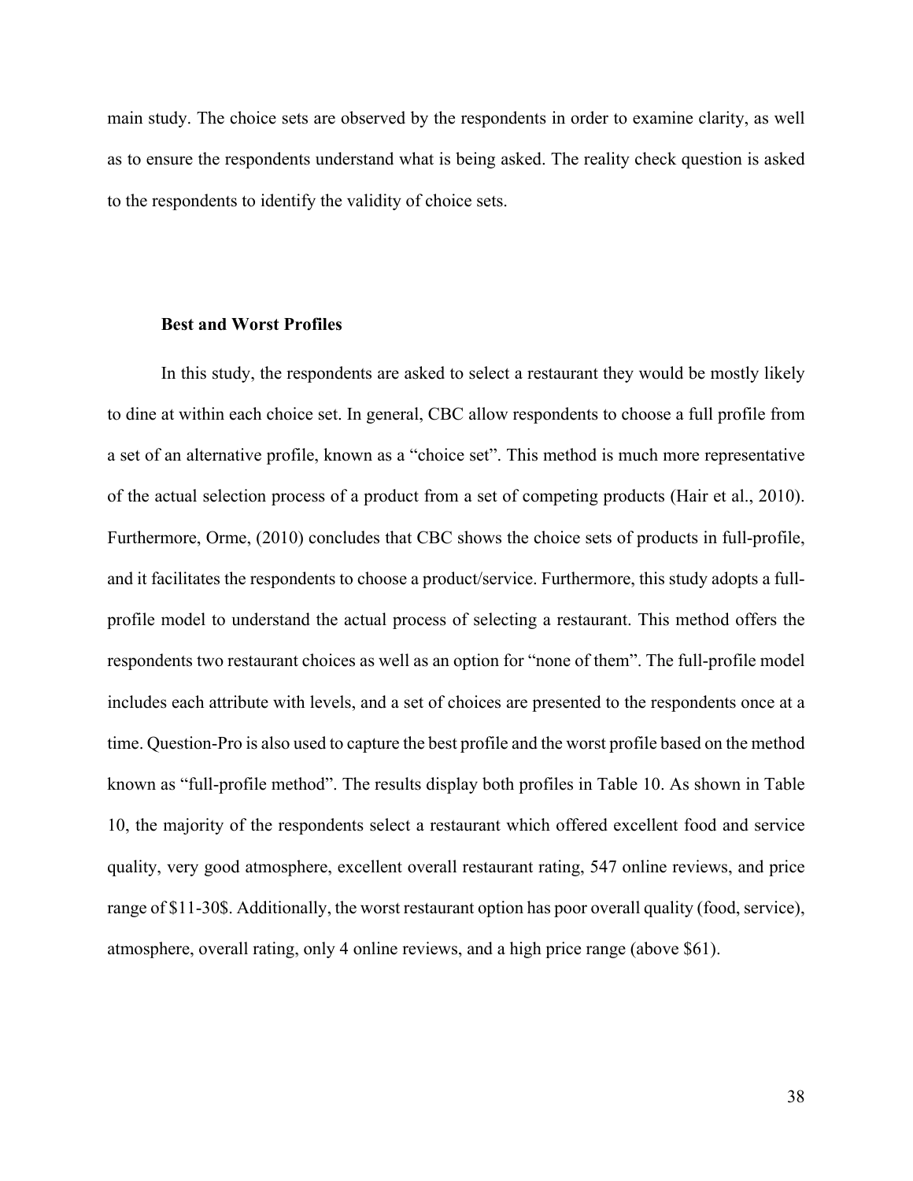main study. The choice sets are observed by the respondents in order to examine clarity, as well as to ensure the respondents understand what is being asked. The reality check question is asked to the respondents to identify the validity of choice sets.

### Best and Worst Profiles

In this study, the respondents are asked to select a restaurant they would be mostly likely to dine at within each choice set. In general, CBC allow respondents to choose a full profile from a set of an alternative profile, known as a "choice set". This method is much more representative of the actual selection process of a product from a set of competing products (Hair et al., 2010). Furthermore, Orme, (2010) concludes that CBC shows the choice sets of products in full-profile, and it facilitates the respondents to choose a product/service. Furthermore, this study adopts a full-profile model to understand the actual process of selecting a restaurant. This method offers the respondents two restaurant choices as well as an option for "none of them". The full-profile model includes each attribute with levels, and a set of choices are presented to the respondents once at a time. Question-Pro is also used to capture the best profile and the worst profile based on the method known as "full-profile method". The results display both profiles in Table 10. As shown in Table 10, the majority of the respondents select a restaurant which offered excellent food and service quality, very good atmosphere, excellent overall restaurant rating, 547 online reviews, and price range of $11-30$. Additionally, the worst restaurant option has poor overall quality (food, service), atmosphere, overall rating, only 4 online reviews, and a high price range (above $61).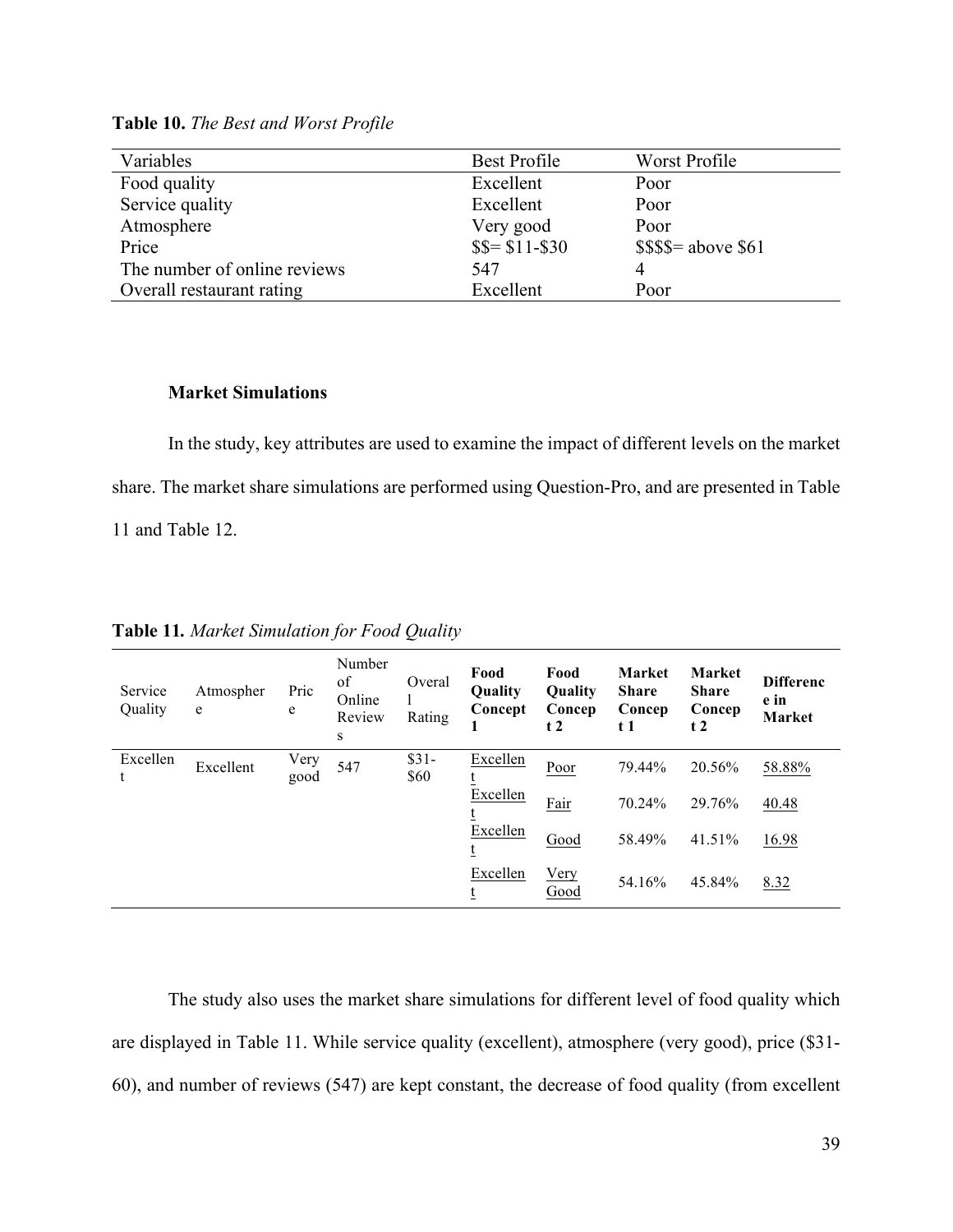**Table 10.** *The Best and Worst Profile*

| Variables | Best Profile | Worst Profile |
|---|---|---|
| Food quality | Excellent | Poor |
| Service quality | Excellent | Poor |
| Atmosphere | Very good | Poor |
| Price | $$= $11-$30 | $$$$= above $61 |
| The number of online reviews | 547 | 4 |
| Overall restaurant rating | Excellent | Poor |

**Market Simulations**

In the study, key attributes are used to examine the impact of different levels on the market share. The market share simulations are performed using Question-Pro, and are presented in Table 11 and Table 12.

**Table 11.** *Market Simulation for Food Quality*

| Service Quality | Atmosphere | Price | Number of Online Reviews | Overall Rating | **Food Quality Concept 1** | **Food Quality Concept 2** | **Market Share Concept 1** | **Market Share Concept 2** | **Difference in Market** |
|---|---|---|---|---|---|---|---|---|---|
| Excellent | Excellent | Very good | 547 | $31-$60 | Excellent | Poor | 79.44% | 20.56% | 58.88% |
| | | | | | Excellent | Fair | 70.24% | 29.76% | 40.48 |
| | | | | | Excellent | Good | 58.49% | 41.51% | 16.98 |
| | | | | | Excellent | Very Good | 54.16% | 45.84% | 8.32 |

The study also uses the market share simulations for different level of food quality which are displayed in Table 11. While service quality (excellent), atmosphere (very good), price ($31-60), and number of reviews (547) are kept constant, the decrease of food quality (from excellent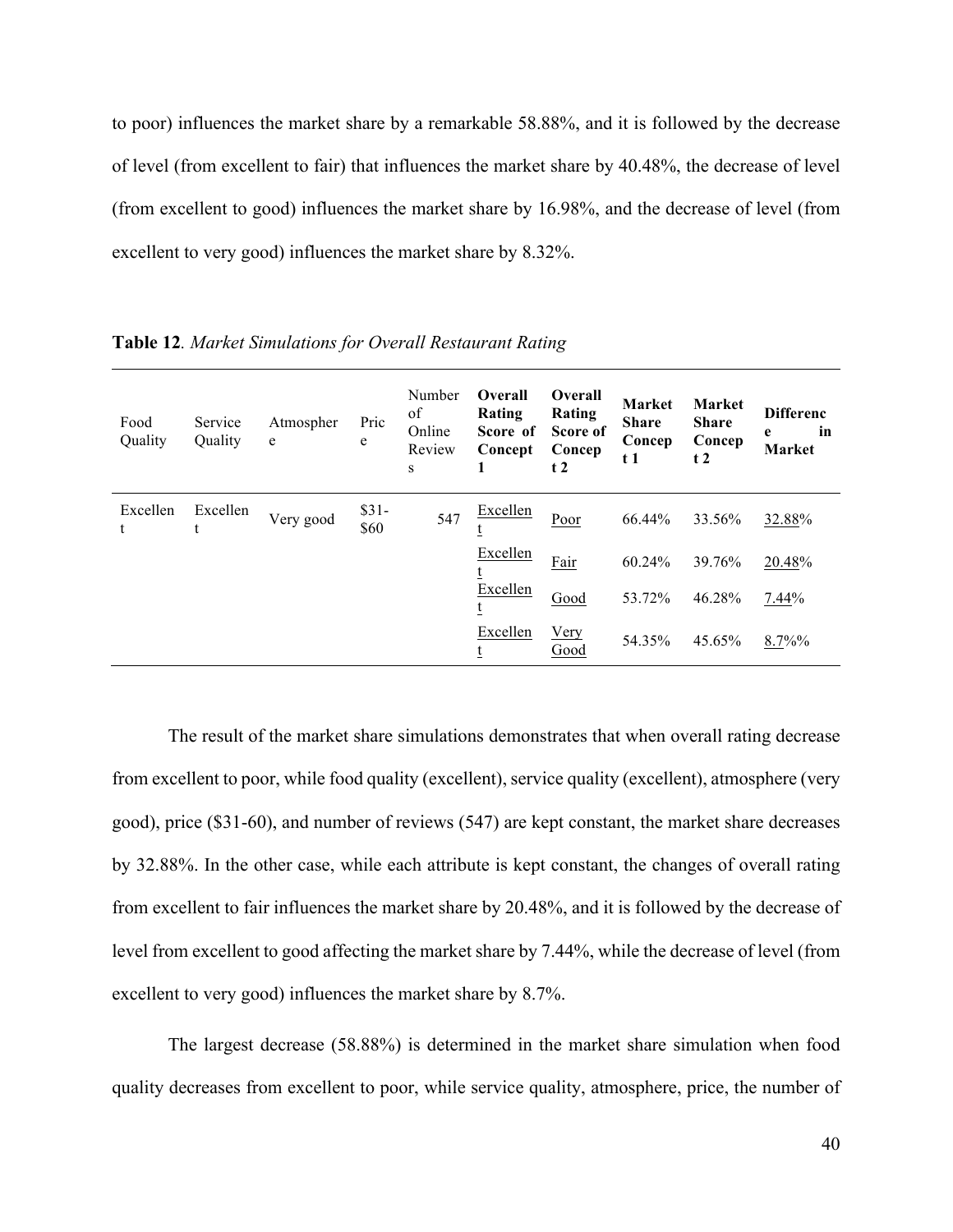to poor) influences the market share by a remarkable 58.88%, and it is followed by the decrease of level (from excellent to fair) that influences the market share by 40.48%, the decrease of level (from excellent to good) influences the market share by 16.98%, and the decrease of level (from excellent to very good) influences the market share by 8.32%.

**Table 12**. *Market Simulations for Overall Restaurant Rating*

| Food Quality | Service Quality | Atmosphere | Price | Number of Online Reviews | **Overall Rating Score of Concept 1** | **Overall Rating Score of Concept 2** | **Market Share Concept 1** | **Market Share Concept 2** | **Difference in Market** |
|---|---|---|---|---|---|---|---|---|---|
| Excellent | Excellent | Very good | $31-$60 | 547 | <u>Excellent</u> | <u>Poor</u> | 66.44% | 33.56% | <u>32.88</u>% |
| | | | | | <u>Excellent</u> | <u>Fair</u> | 60.24% | 39.76% | <u>20.48</u>% |
| | | | | | <u>Excellent</u> | <u>Good</u> | 53.72% | 46.28% | <u>7.44</u>% |
| | | | | | <u>Excellent</u> | <u>Very Good</u> | 54.35% | 45.65% | <u>8.7</u>%% |

The result of the market share simulations demonstrates that when overall rating decrease from excellent to poor, while food quality (excellent), service quality (excellent), atmosphere (very good), price ($31-60), and number of reviews (547) are kept constant, the market share decreases by 32.88%. In the other case, while each attribute is kept constant, the changes of overall rating from excellent to fair influences the market share by 20.48%, and it is followed by the decrease of level from excellent to good affecting the market share by 7.44%, while the decrease of level (from excellent to very good) influences the market share by 8.7%.

The largest decrease (58.88%) is determined in the market share simulation when food quality decreases from excellent to poor, while service quality, atmosphere, price, the number of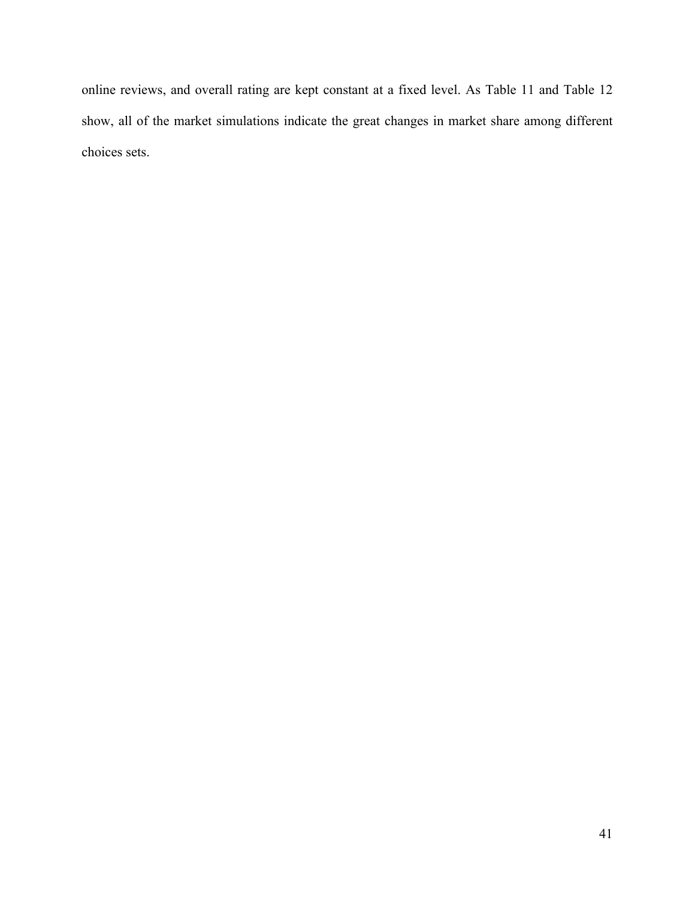online reviews, and overall rating are kept constant at a fixed level. As Table 11 and Table 12 show, all of the market simulations indicate the great changes in market share among different choices sets.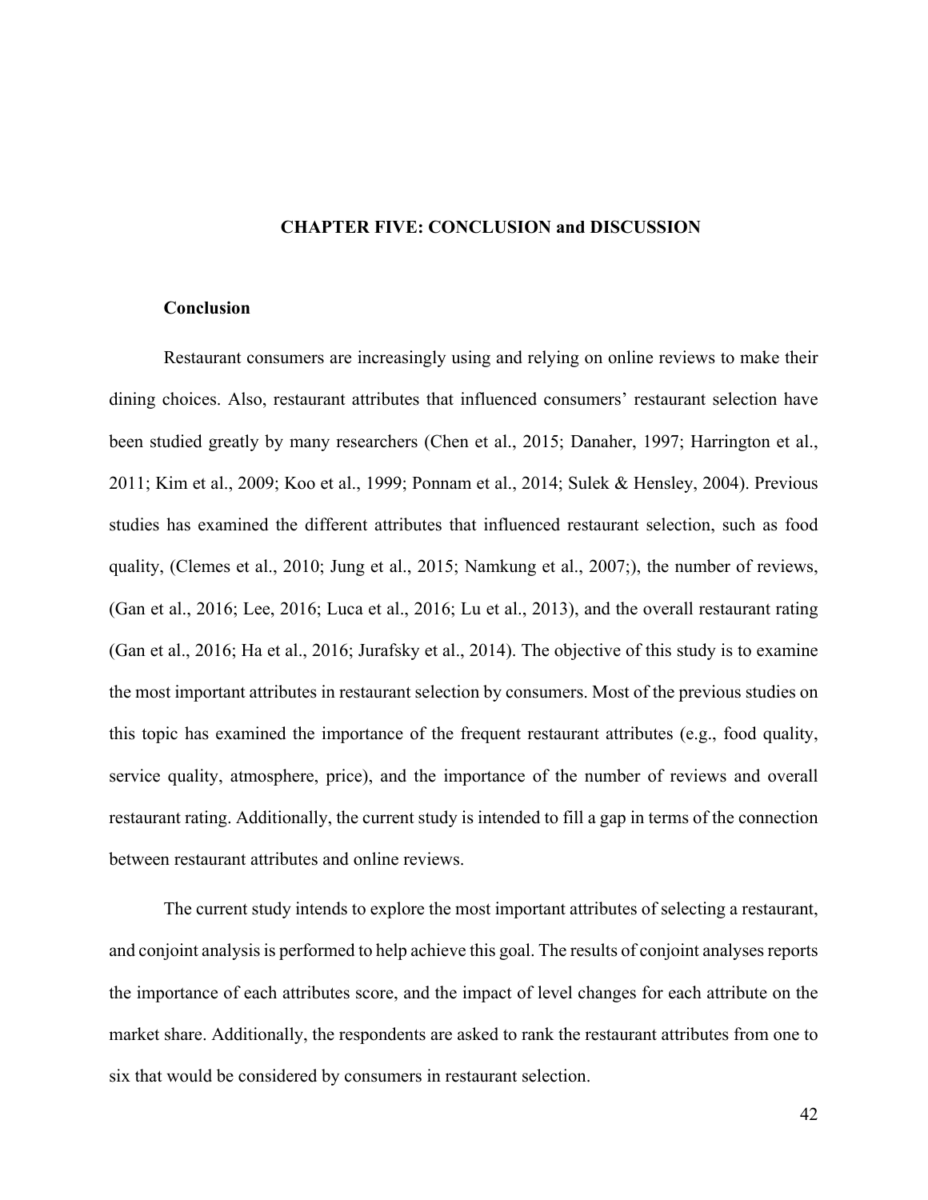# CHAPTER FIVE: CONCLUSION and DISCUSSION

## Conclusion

Restaurant consumers are increasingly using and relying on online reviews to make their dining choices. Also, restaurant attributes that influenced consumers' restaurant selection have been studied greatly by many researchers (Chen et al., 2015; Danaher, 1997; Harrington et al., 2011; Kim et al., 2009; Koo et al., 1999; Ponnam et al., 2014; Sulek & Hensley, 2004). Previous studies has examined the different attributes that influenced restaurant selection, such as food quality, (Clemes et al., 2010; Jung et al., 2015; Namkung et al., 2007;), the number of reviews, (Gan et al., 2016; Lee, 2016; Luca et al., 2016; Lu et al., 2013), and the overall restaurant rating (Gan et al., 2016; Ha et al., 2016; Jurafsky et al., 2014). The objective of this study is to examine the most important attributes in restaurant selection by consumers. Most of the previous studies on this topic has examined the importance of the frequent restaurant attributes (e.g., food quality, service quality, atmosphere, price), and the importance of the number of reviews and overall restaurant rating. Additionally, the current study is intended to fill a gap in terms of the connection between restaurant attributes and online reviews.

The current study intends to explore the most important attributes of selecting a restaurant, and conjoint analysis is performed to help achieve this goal. The results of conjoint analyses reports the importance of each attributes score, and the impact of level changes for each attribute on the market share. Additionally, the respondents are asked to rank the restaurant attributes from one to six that would be considered by consumers in restaurant selection.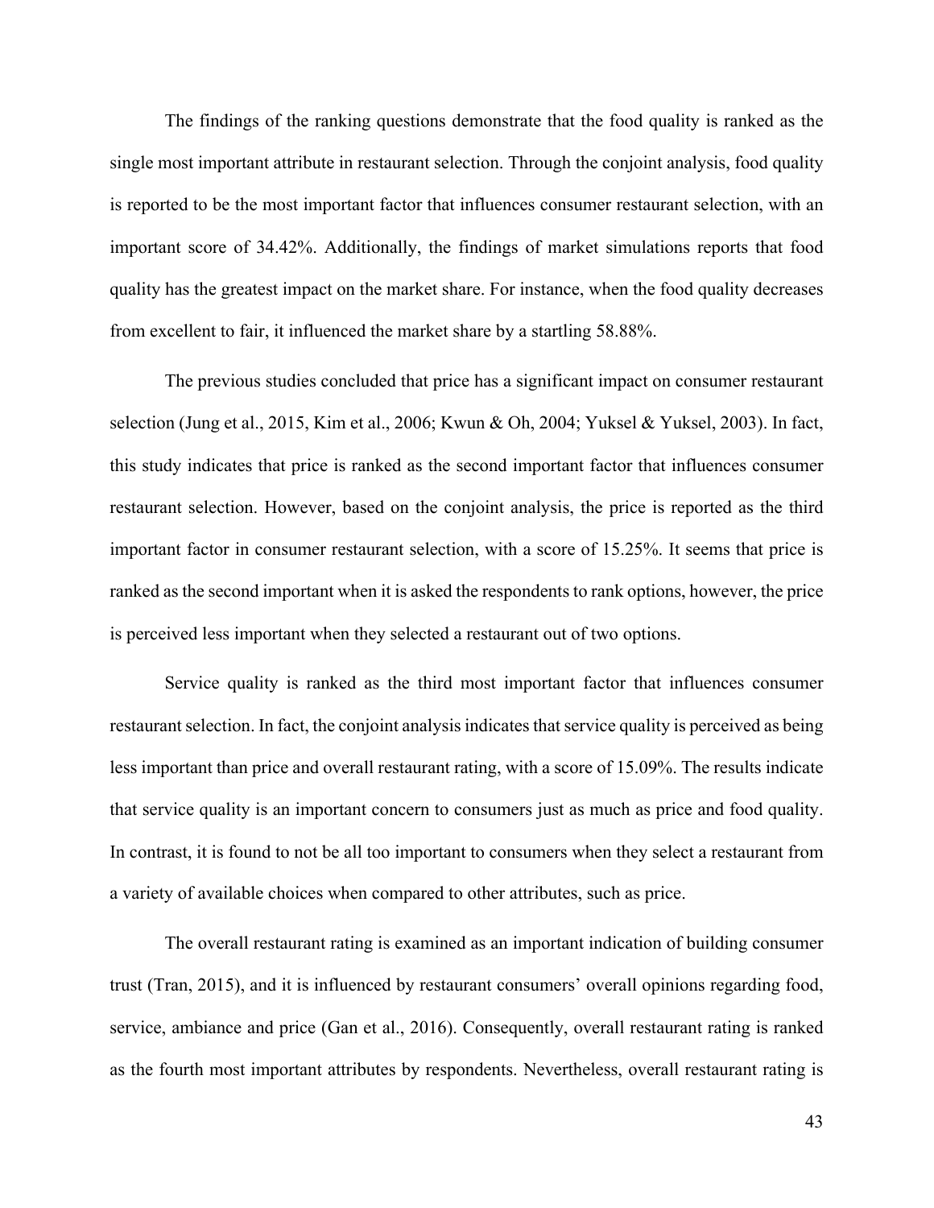The findings of the ranking questions demonstrate that the food quality is ranked as the single most important attribute in restaurant selection. Through the conjoint analysis, food quality is reported to be the most important factor that influences consumer restaurant selection, with an important score of 34.42%. Additionally, the findings of market simulations reports that food quality has the greatest impact on the market share. For instance, when the food quality decreases from excellent to fair, it influenced the market share by a startling 58.88%.

The previous studies concluded that price has a significant impact on consumer restaurant selection (Jung et al., 2015, Kim et al., 2006; Kwun & Oh, 2004; Yuksel & Yuksel, 2003). In fact, this study indicates that price is ranked as the second important factor that influences consumer restaurant selection. However, based on the conjoint analysis, the price is reported as the third important factor in consumer restaurant selection, with a score of 15.25%. It seems that price is ranked as the second important when it is asked the respondents to rank options, however, the price is perceived less important when they selected a restaurant out of two options.

Service quality is ranked as the third most important factor that influences consumer restaurant selection. In fact, the conjoint analysis indicates that service quality is perceived as being less important than price and overall restaurant rating, with a score of 15.09%. The results indicate that service quality is an important concern to consumers just as much as price and food quality. In contrast, it is found to not be all too important to consumers when they select a restaurant from a variety of available choices when compared to other attributes, such as price.

The overall restaurant rating is examined as an important indication of building consumer trust (Tran, 2015), and it is influenced by restaurant consumers' overall opinions regarding food, service, ambiance and price (Gan et al., 2016). Consequently, overall restaurant rating is ranked as the fourth most important attributes by respondents. Nevertheless, overall restaurant rating is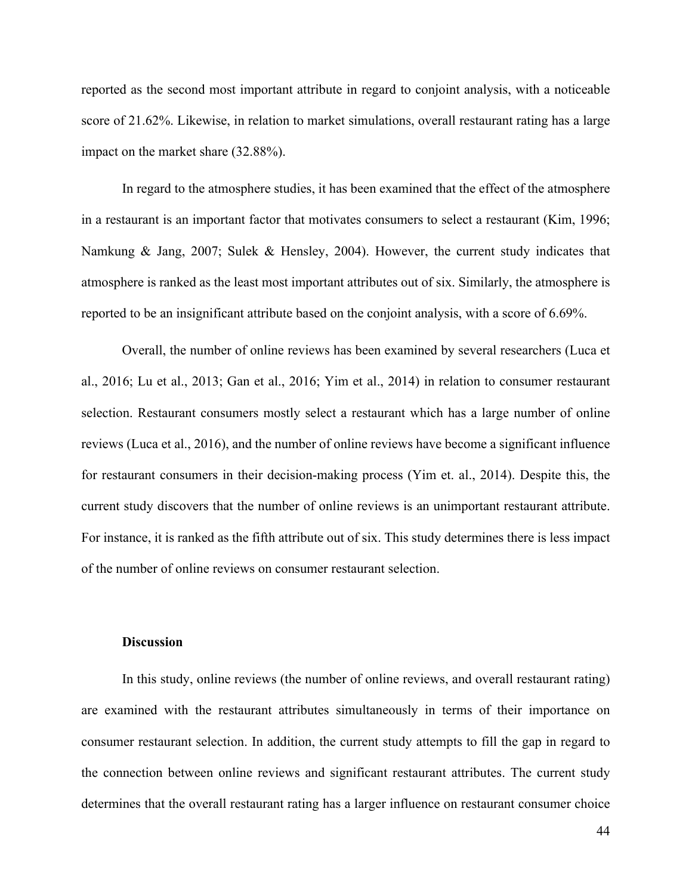reported as the second most important attribute in regard to conjoint analysis, with a noticeable score of 21.62%. Likewise, in relation to market simulations, overall restaurant rating has a large impact on the market share (32.88%).

In regard to the atmosphere studies, it has been examined that the effect of the atmosphere in a restaurant is an important factor that motivates consumers to select a restaurant (Kim, 1996; Namkung & Jang, 2007; Sulek & Hensley, 2004). However, the current study indicates that atmosphere is ranked as the least most important attributes out of six. Similarly, the atmosphere is reported to be an insignificant attribute based on the conjoint analysis, with a score of 6.69%.

Overall, the number of online reviews has been examined by several researchers (Luca et al., 2016; Lu et al., 2013; Gan et al., 2016; Yim et al., 2014) in relation to consumer restaurant selection. Restaurant consumers mostly select a restaurant which has a large number of online reviews (Luca et al., 2016), and the number of online reviews have become a significant influence for restaurant consumers in their decision-making process (Yim et. al., 2014). Despite this, the current study discovers that the number of online reviews is an unimportant restaurant attribute. For instance, it is ranked as the fifth attribute out of six. This study determines there is less impact of the number of online reviews on consumer restaurant selection.

**Discussion**

In this study, online reviews (the number of online reviews, and overall restaurant rating) are examined with the restaurant attributes simultaneously in terms of their importance on consumer restaurant selection. In addition, the current study attempts to fill the gap in regard to the connection between online reviews and significant restaurant attributes. The current study determines that the overall restaurant rating has a larger influence on restaurant consumer choice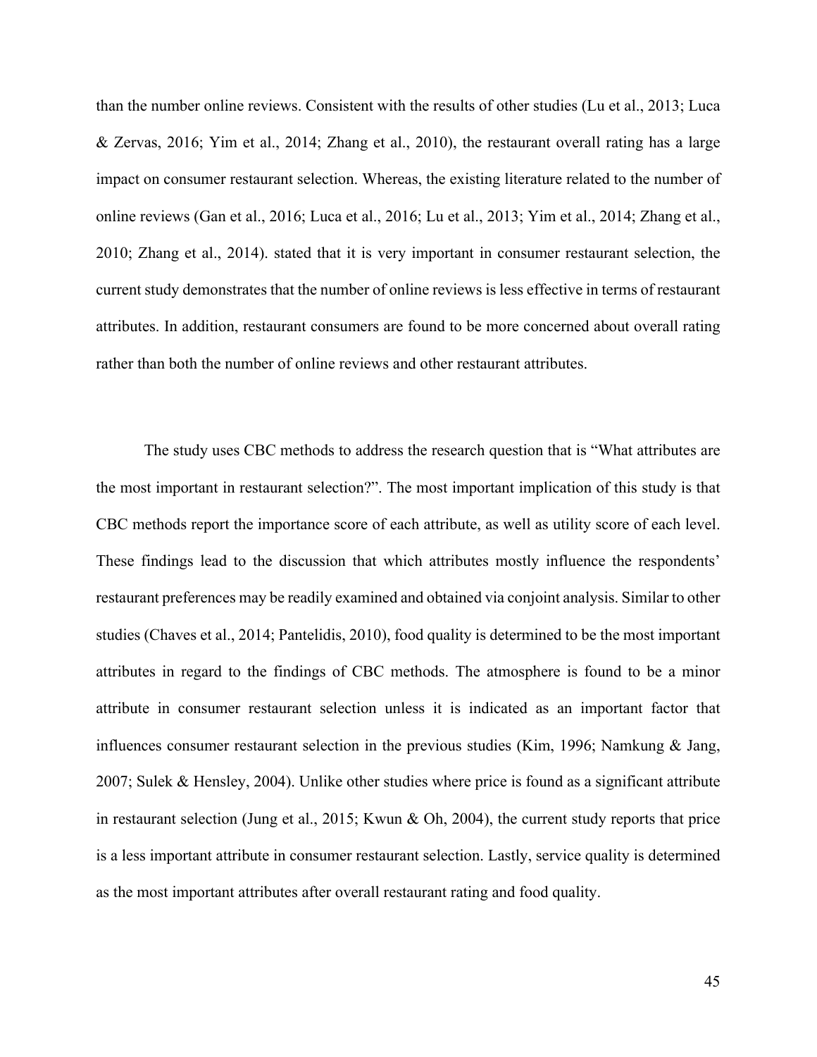than the number online reviews. Consistent with the results of other studies (Lu et al., 2013; Luca & Zervas, 2016; Yim et al., 2014; Zhang et al., 2010), the restaurant overall rating has a large impact on consumer restaurant selection. Whereas, the existing literature related to the number of online reviews (Gan et al., 2016; Luca et al., 2016; Lu et al., 2013; Yim et al., 2014; Zhang et al., 2010; Zhang et al., 2014). stated that it is very important in consumer restaurant selection, the current study demonstrates that the number of online reviews is less effective in terms of restaurant attributes. In addition, restaurant consumers are found to be more concerned about overall rating rather than both the number of online reviews and other restaurant attributes.

The study uses CBC methods to address the research question that is "What attributes are the most important in restaurant selection?". The most important implication of this study is that CBC methods report the importance score of each attribute, as well as utility score of each level. These findings lead to the discussion that which attributes mostly influence the respondents' restaurant preferences may be readily examined and obtained via conjoint analysis. Similar to other studies (Chaves et al., 2014; Pantelidis, 2010), food quality is determined to be the most important attributes in regard to the findings of CBC methods. The atmosphere is found to be a minor attribute in consumer restaurant selection unless it is indicated as an important factor that influences consumer restaurant selection in the previous studies (Kim, 1996; Namkung & Jang, 2007; Sulek & Hensley, 2004). Unlike other studies where price is found as a significant attribute in restaurant selection (Jung et al., 2015; Kwun & Oh, 2004), the current study reports that price is a less important attribute in consumer restaurant selection. Lastly, service quality is determined as the most important attributes after overall restaurant rating and food quality.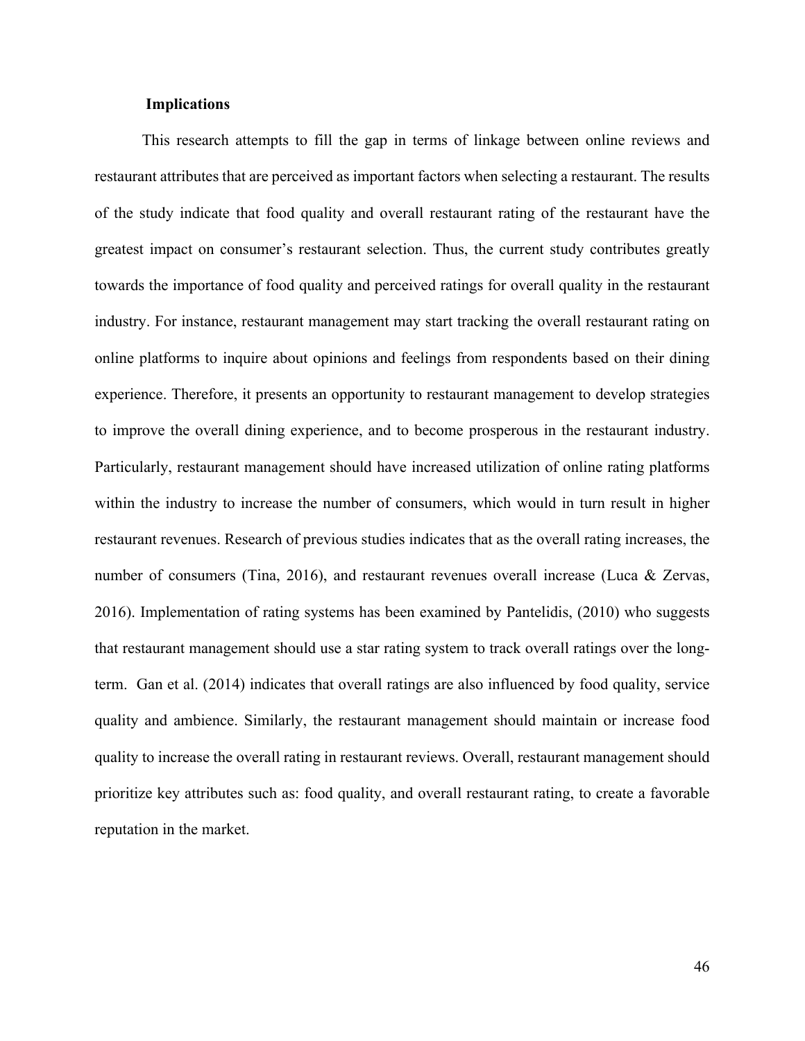## Implications

This research attempts to fill the gap in terms of linkage between online reviews and restaurant attributes that are perceived as important factors when selecting a restaurant. The results of the study indicate that food quality and overall restaurant rating of the restaurant have the greatest impact on consumer's restaurant selection. Thus, the current study contributes greatly towards the importance of food quality and perceived ratings for overall quality in the restaurant industry. For instance, restaurant management may start tracking the overall restaurant rating on online platforms to inquire about opinions and feelings from respondents based on their dining experience. Therefore, it presents an opportunity to restaurant management to develop strategies to improve the overall dining experience, and to become prosperous in the restaurant industry. Particularly, restaurant management should have increased utilization of online rating platforms within the industry to increase the number of consumers, which would in turn result in higher restaurant revenues. Research of previous studies indicates that as the overall rating increases, the number of consumers (Tina, 2016), and restaurant revenues overall increase (Luca & Zervas, 2016). Implementation of rating systems has been examined by Pantelidis, (2010) who suggests that restaurant management should use a star rating system to track overall ratings over the long-term. Gan et al. (2014) indicates that overall ratings are also influenced by food quality, service quality and ambience. Similarly, the restaurant management should maintain or increase food quality to increase the overall rating in restaurant reviews. Overall, restaurant management should prioritize key attributes such as: food quality, and overall restaurant rating, to create a favorable reputation in the market.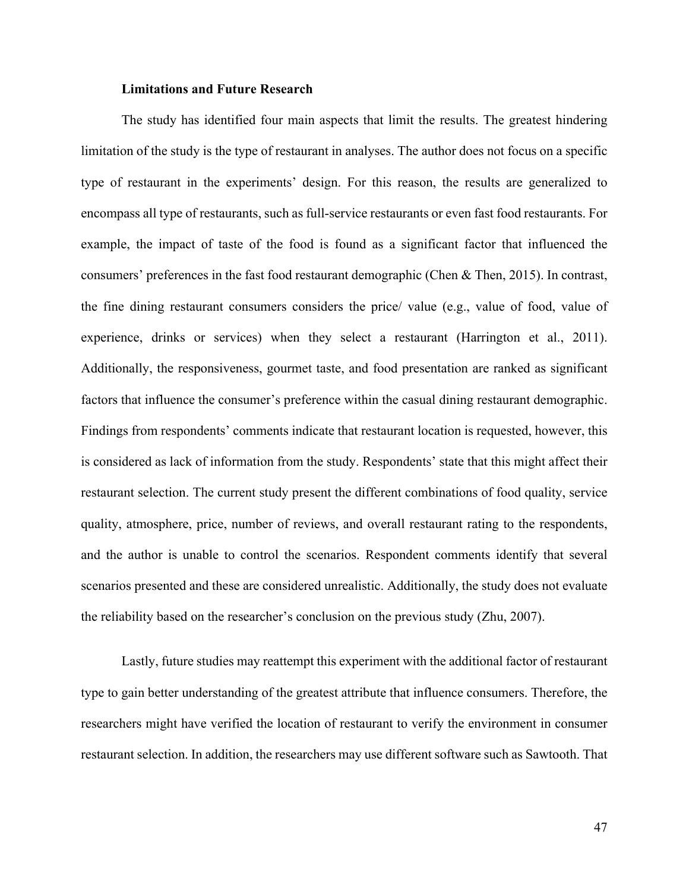### Limitations and Future Research

The study has identified four main aspects that limit the results. The greatest hindering limitation of the study is the type of restaurant in analyses. The author does not focus on a specific type of restaurant in the experiments' design. For this reason, the results are generalized to encompass all type of restaurants, such as full-service restaurants or even fast food restaurants. For example, the impact of taste of the food is found as a significant factor that influenced the consumers' preferences in the fast food restaurant demographic (Chen & Then, 2015). In contrast, the fine dining restaurant consumers considers the price/ value (e.g., value of food, value of experience, drinks or services) when they select a restaurant (Harrington et al., 2011). Additionally, the responsiveness, gourmet taste, and food presentation are ranked as significant factors that influence the consumer's preference within the casual dining restaurant demographic. Findings from respondents' comments indicate that restaurant location is requested, however, this is considered as lack of information from the study. Respondents' state that this might affect their restaurant selection. The current study present the different combinations of food quality, service quality, atmosphere, price, number of reviews, and overall restaurant rating to the respondents, and the author is unable to control the scenarios. Respondent comments identify that several scenarios presented and these are considered unrealistic. Additionally, the study does not evaluate the reliability based on the researcher's conclusion on the previous study (Zhu, 2007).

Lastly, future studies may reattempt this experiment with the additional factor of restaurant type to gain better understanding of the greatest attribute that influence consumers. Therefore, the researchers might have verified the location of restaurant to verify the environment in consumer restaurant selection. In addition, the researchers may use different software such as Sawtooth. That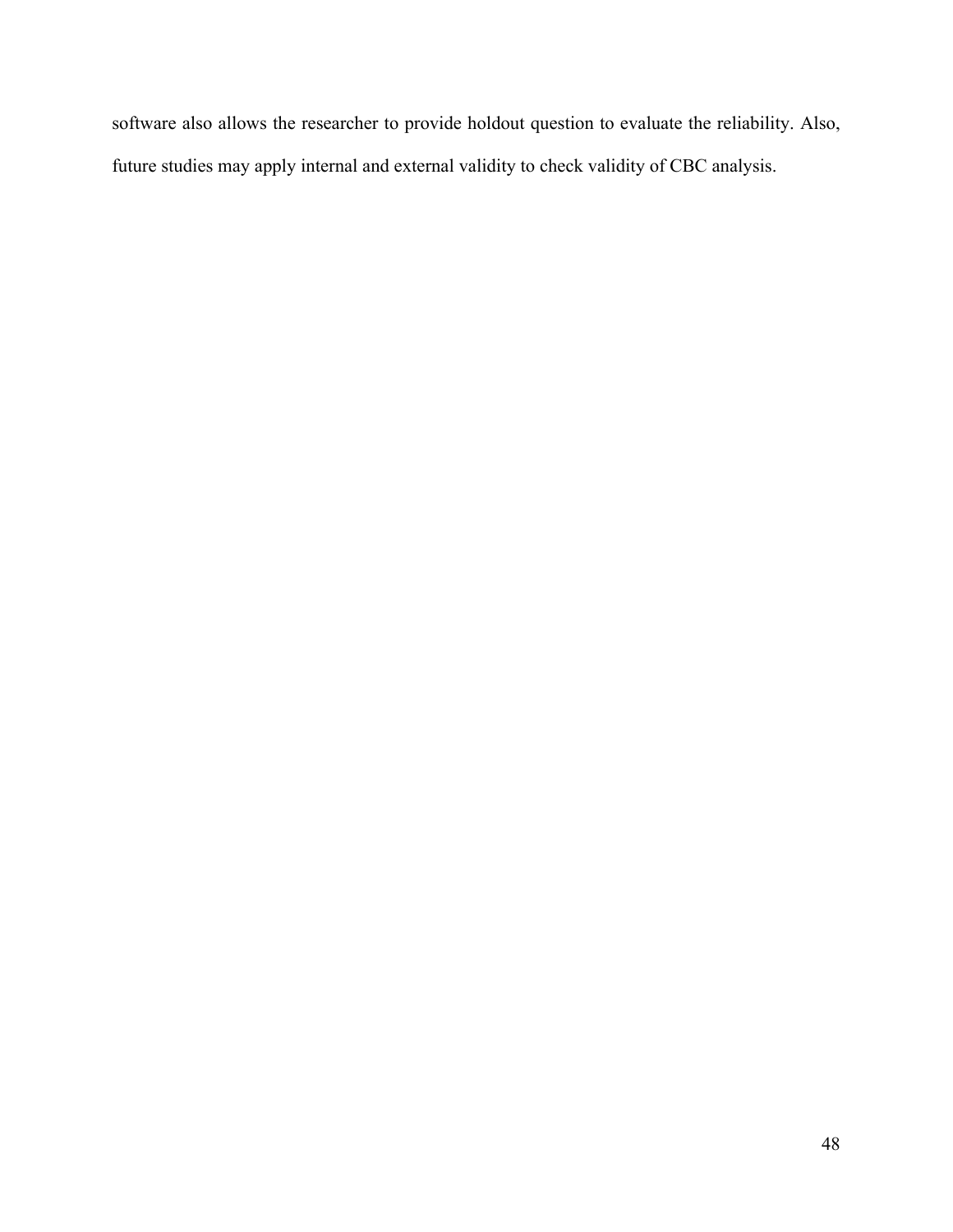software also allows the researcher to provide holdout question to evaluate the reliability. Also, future studies may apply internal and external validity to check validity of CBC analysis.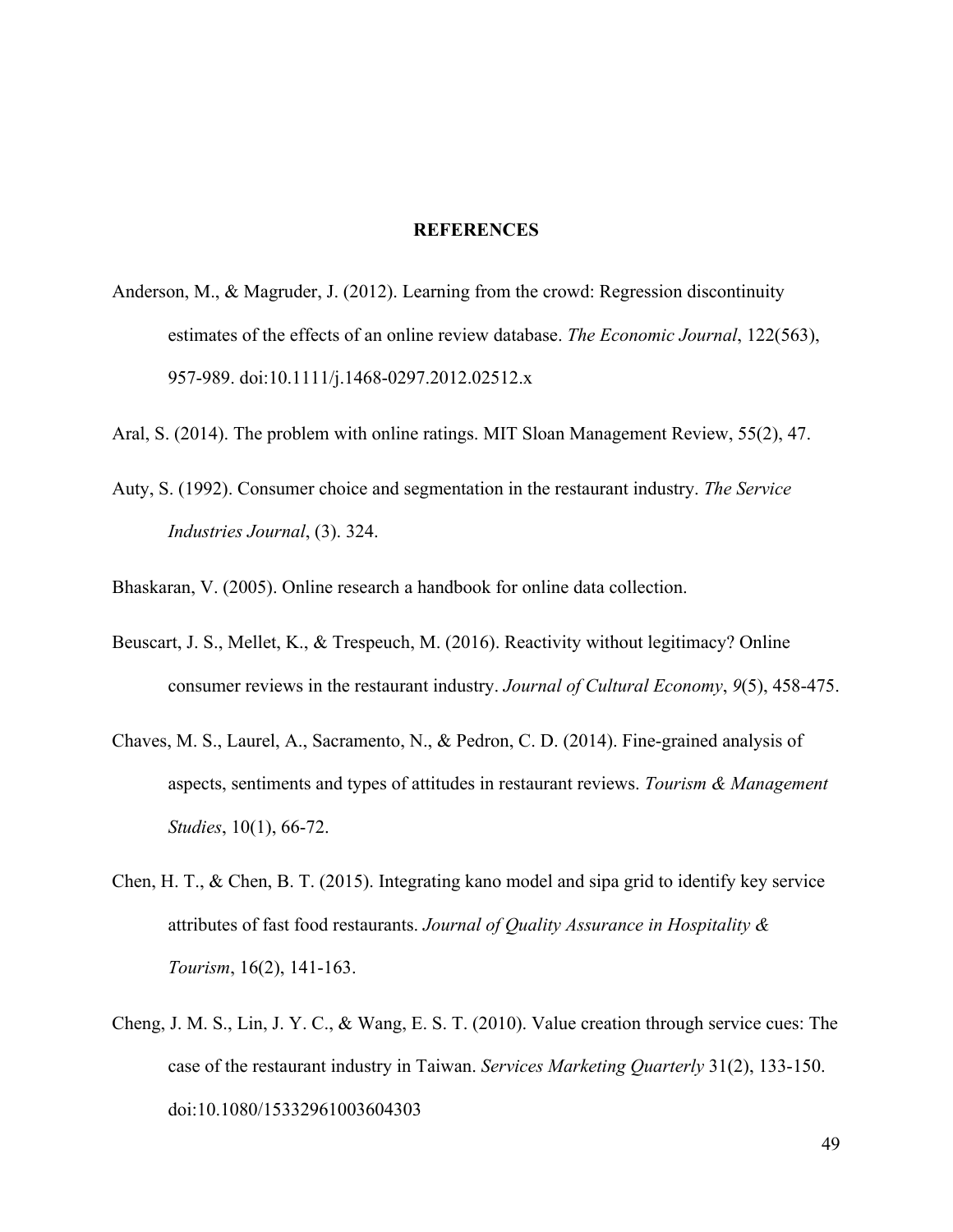# REFERENCES

Anderson, M., & Magruder, J. (2012). Learning from the crowd: Regression discontinuity estimates of the effects of an online review database. *The Economic Journal*, 122(563), 957-989. doi:10.1111/j.1468-0297.2012.02512.x

Aral, S. (2014). The problem with online ratings. MIT Sloan Management Review, 55(2), 47.

Auty, S. (1992). Consumer choice and segmentation in the restaurant industry. *The Service Industries Journal*, (3). 324.

Bhaskaran, V. (2005). Online research a handbook for online data collection.

Beuscart, J. S., Mellet, K., & Trespeuch, M. (2016). Reactivity without legitimacy? Online consumer reviews in the restaurant industry. *Journal of Cultural Economy*, *9*(5), 458-475.

Chaves, M. S., Laurel, A., Sacramento, N., & Pedron, C. D. (2014). Fine-grained analysis of aspects, sentiments and types of attitudes in restaurant reviews. *Tourism & Management Studies*, 10(1), 66-72.

Chen, H. T., & Chen, B. T. (2015). Integrating kano model and sipa grid to identify key service attributes of fast food restaurants. *Journal of Quality Assurance in Hospitality & Tourism*, 16(2), 141-163.

Cheng, J. M. S., Lin, J. Y. C., & Wang, E. S. T. (2010). Value creation through service cues: The case of the restaurant industry in Taiwan. *Services Marketing Quarterly* 31(2), 133-150. doi:10.1080/15332961003604303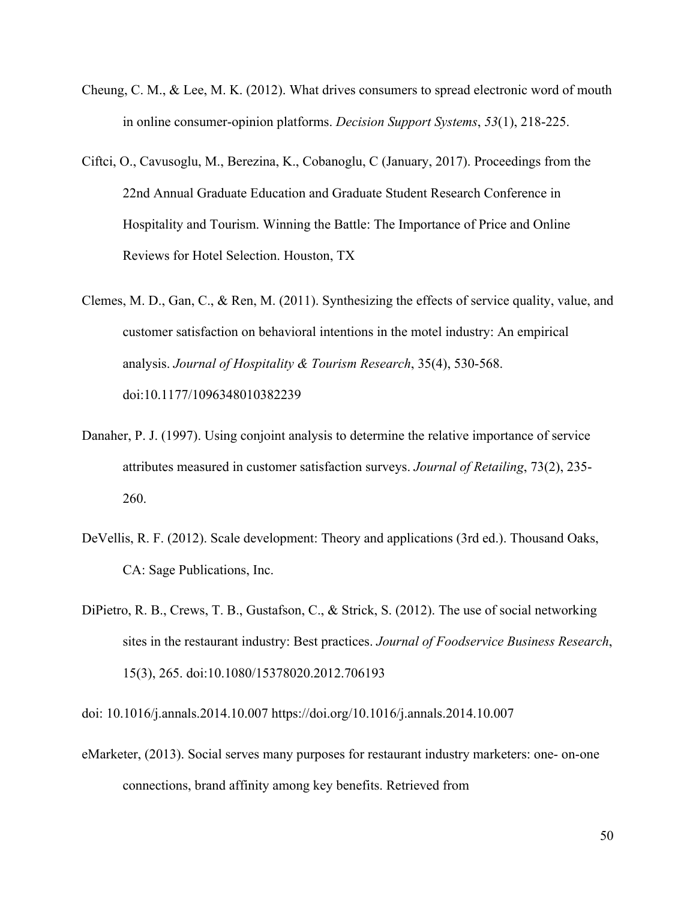Cheung, C. M., & Lee, M. K. (2012). What drives consumers to spread electronic word of mouth in online consumer-opinion platforms. *Decision Support Systems*, *53*(1), 218-225.

Ciftci, O., Cavusoglu, M., Berezina, K., Cobanoglu, C (January, 2017). Proceedings from the 22nd Annual Graduate Education and Graduate Student Research Conference in Hospitality and Tourism. Winning the Battle: The Importance of Price and Online Reviews for Hotel Selection. Houston, TX

Clemes, M. D., Gan, C., & Ren, M. (2011). Synthesizing the effects of service quality, value, and customer satisfaction on behavioral intentions in the motel industry: An empirical analysis. *Journal of Hospitality & Tourism Research*, 35(4), 530-568. doi:10.1177/1096348010382239

Danaher, P. J. (1997). Using conjoint analysis to determine the relative importance of service attributes measured in customer satisfaction surveys. *Journal of Retailing*, 73(2), 235-260.

DeVellis, R. F. (2012). Scale development: Theory and applications (3rd ed.). Thousand Oaks, CA: Sage Publications, Inc.

DiPietro, R. B., Crews, T. B., Gustafson, C., & Strick, S. (2012). The use of social networking sites in the restaurant industry: Best practices. *Journal of Foodservice Business Research*, 15(3), 265. doi:10.1080/15378020.2012.706193

doi: 10.1016/j.annals.2014.10.007 https://doi.org/10.1016/j.annals.2014.10.007

eMarketer, (2013). Social serves many purposes for restaurant industry marketers: one- on-one connections, brand affinity among key benefits. Retrieved from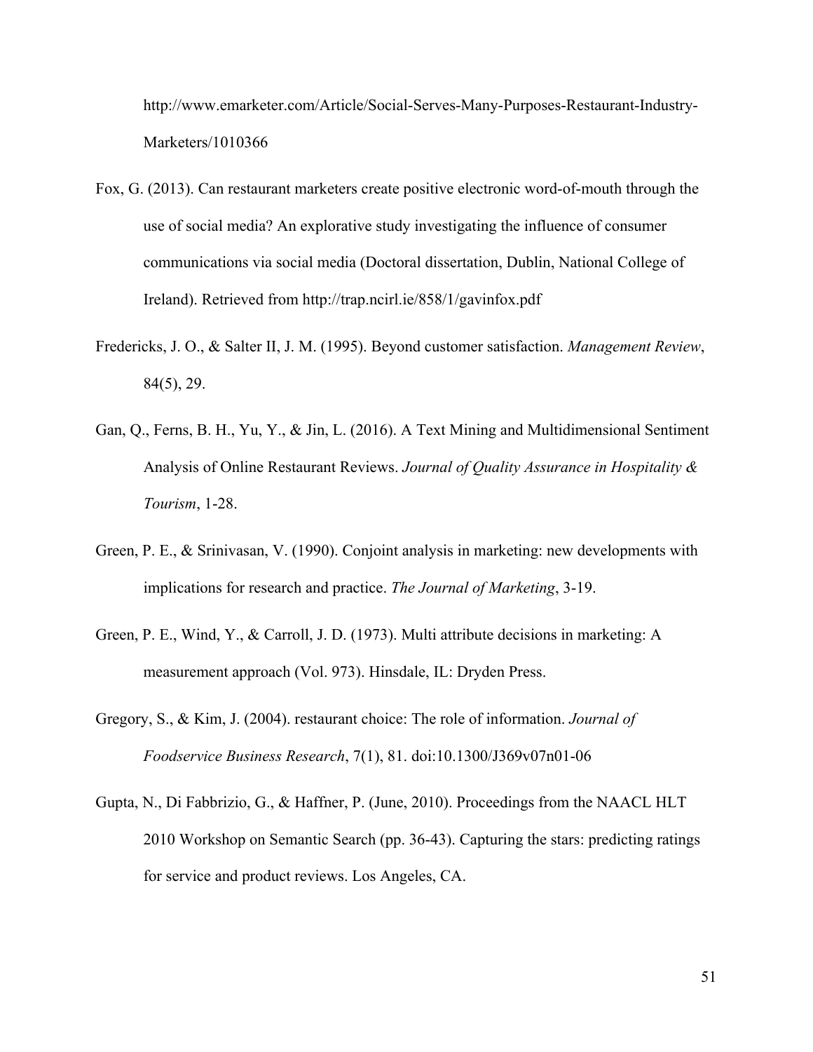http://www.emarketer.com/Article/Social-Serves-Many-Purposes-Restaurant-Industry-Marketers/1010366

Fox, G. (2013). Can restaurant marketers create positive electronic word-of-mouth through the use of social media? An explorative study investigating the influence of consumer communications via social media (Doctoral dissertation, Dublin, National College of Ireland). Retrieved from http://trap.ncirl.ie/858/1/gavinfox.pdf

Fredericks, J. O., & Salter II, J. M. (1995). Beyond customer satisfaction. *Management Review*, 84(5), 29.

Gan, Q., Ferns, B. H., Yu, Y., & Jin, L. (2016). A Text Mining and Multidimensional Sentiment Analysis of Online Restaurant Reviews. *Journal of Quality Assurance in Hospitality & Tourism*, 1-28.

Green, P. E., & Srinivasan, V. (1990). Conjoint analysis in marketing: new developments with implications for research and practice. *The Journal of Marketing*, 3-19.

Green, P. E., Wind, Y., & Carroll, J. D. (1973). Multi attribute decisions in marketing: A measurement approach (Vol. 973). Hinsdale, IL: Dryden Press.

Gregory, S., & Kim, J. (2004). restaurant choice: The role of information. *Journal of Foodservice Business Research*, 7(1), 81. doi:10.1300/J369v07n01-06

Gupta, N., Di Fabbrizio, G., & Haffner, P. (June, 2010). Proceedings from the NAACL HLT 2010 Workshop on Semantic Search (pp. 36-43). Capturing the stars: predicting ratings for service and product reviews. Los Angeles, CA.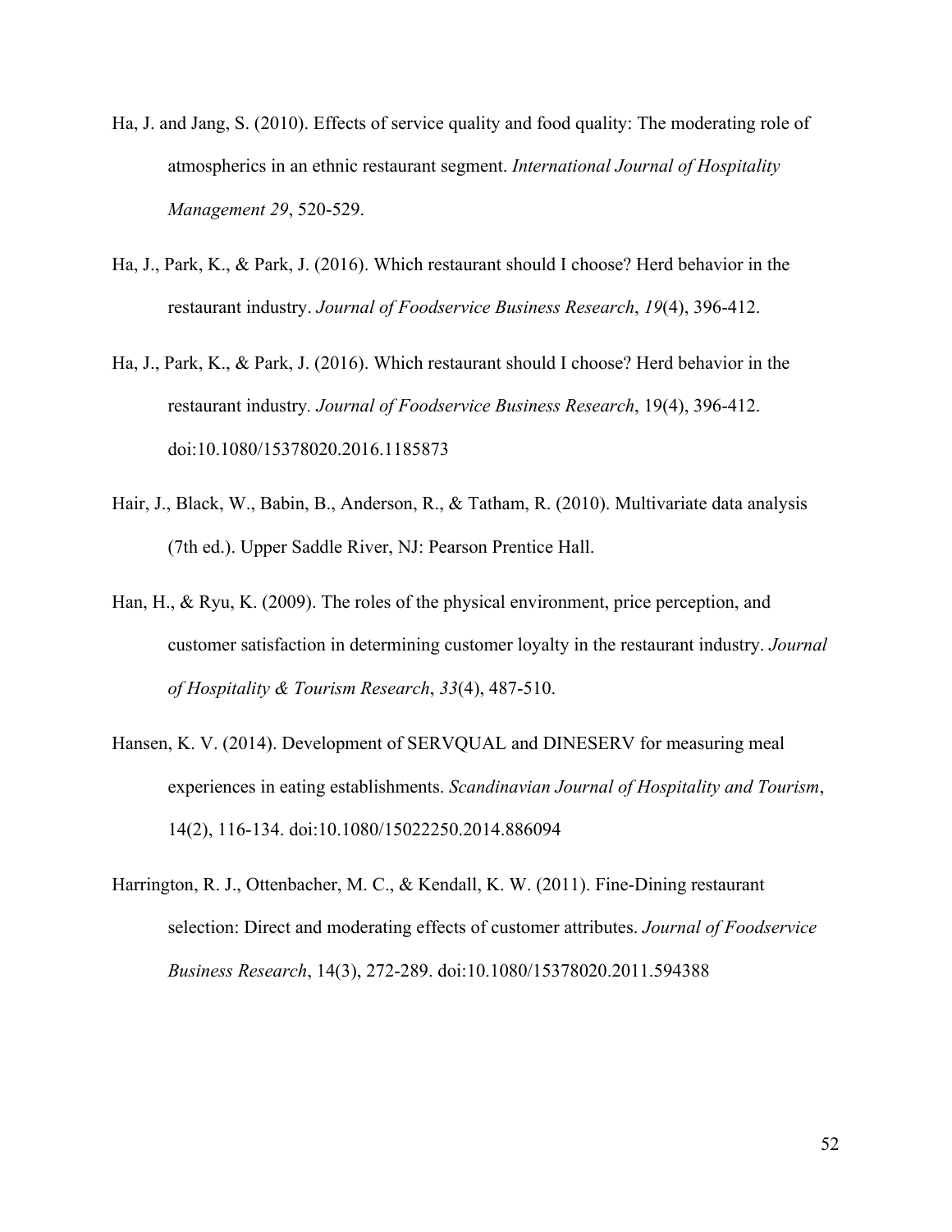Ha, J. and Jang, S. (2010). Effects of service quality and food quality: The moderating role of atmospherics in an ethnic restaurant segment. *International Journal of Hospitality Management 29*, 520-529.

Ha, J., Park, K., & Park, J. (2016). Which restaurant should I choose? Herd behavior in the restaurant industry. *Journal of Foodservice Business Research*, *19*(4), 396-412.

Ha, J., Park, K., & Park, J. (2016). Which restaurant should I choose? Herd behavior in the restaurant industry. *Journal of Foodservice Business Research*, 19(4), 396-412. doi:10.1080/15378020.2016.1185873

Hair, J., Black, W., Babin, B., Anderson, R., & Tatham, R. (2010). Multivariate data analysis (7th ed.). Upper Saddle River, NJ: Pearson Prentice Hall.

Han, H., & Ryu, K. (2009). The roles of the physical environment, price perception, and customer satisfaction in determining customer loyalty in the restaurant industry. *Journal of Hospitality & Tourism Research*, *33*(4), 487-510.

Hansen, K. V. (2014). Development of SERVQUAL and DINESERV for measuring meal experiences in eating establishments. *Scandinavian Journal of Hospitality and Tourism*, 14(2), 116-134. doi:10.1080/15022250.2014.886094

Harrington, R. J., Ottenbacher, M. C., & Kendall, K. W. (2011). Fine-Dining restaurant selection: Direct and moderating effects of customer attributes. *Journal of Foodservice Business Research*, 14(3), 272-289. doi:10.1080/15378020.2011.594388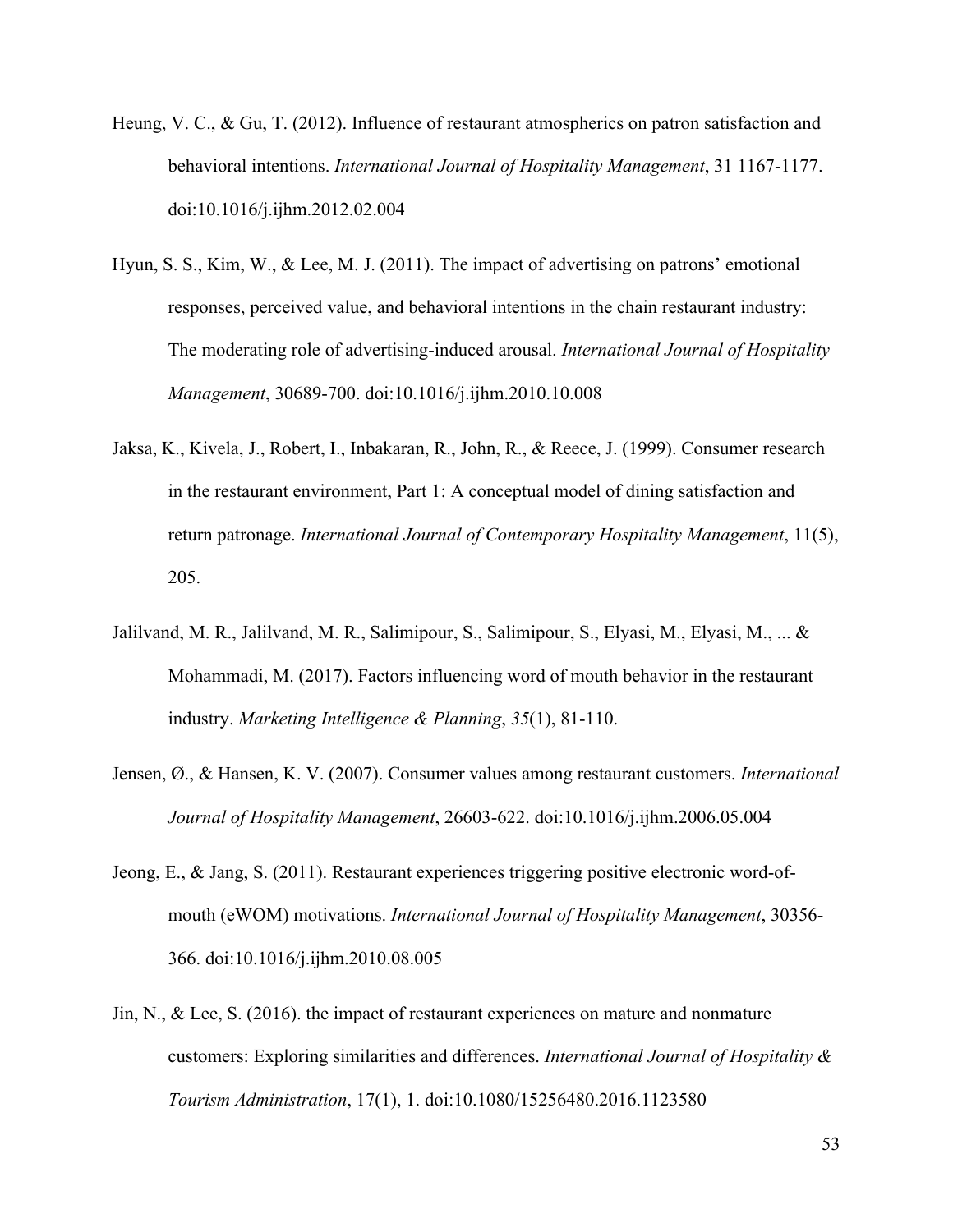Heung, V. C., & Gu, T. (2012). Influence of restaurant atmospherics on patron satisfaction and behavioral intentions. *International Journal of Hospitality Management*, 31 1167-1177. doi:10.1016/j.ijhm.2012.02.004

Hyun, S. S., Kim, W., & Lee, M. J. (2011). The impact of advertising on patrons' emotional responses, perceived value, and behavioral intentions in the chain restaurant industry: The moderating role of advertising-induced arousal. *International Journal of Hospitality Management*, 30689-700. doi:10.1016/j.ijhm.2010.10.008

Jaksa, K., Kivela, J., Robert, I., Inbakaran, R., John, R., & Reece, J. (1999). Consumer research in the restaurant environment, Part 1: A conceptual model of dining satisfaction and return patronage. *International Journal of Contemporary Hospitality Management*, 11(5), 205.

Jalilvand, M. R., Jalilvand, M. R., Salimipour, S., Salimipour, S., Elyasi, M., Elyasi, M., ... & Mohammadi, M. (2017). Factors influencing word of mouth behavior in the restaurant industry. *Marketing Intelligence & Planning*, *35*(1), 81-110.

Jensen, Ø., & Hansen, K. V. (2007). Consumer values among restaurant customers. *International Journal of Hospitality Management*, 26603-622. doi:10.1016/j.ijhm.2006.05.004

Jeong, E., & Jang, S. (2011). Restaurant experiences triggering positive electronic word-of-mouth (eWOM) motivations. *International Journal of Hospitality Management*, 30356-366. doi:10.1016/j.ijhm.2010.08.005

Jin, N., & Lee, S. (2016). the impact of restaurant experiences on mature and nonmature customers: Exploring similarities and differences. *International Journal of Hospitality & Tourism Administration*, 17(1), 1. doi:10.1080/15256480.2016.1123580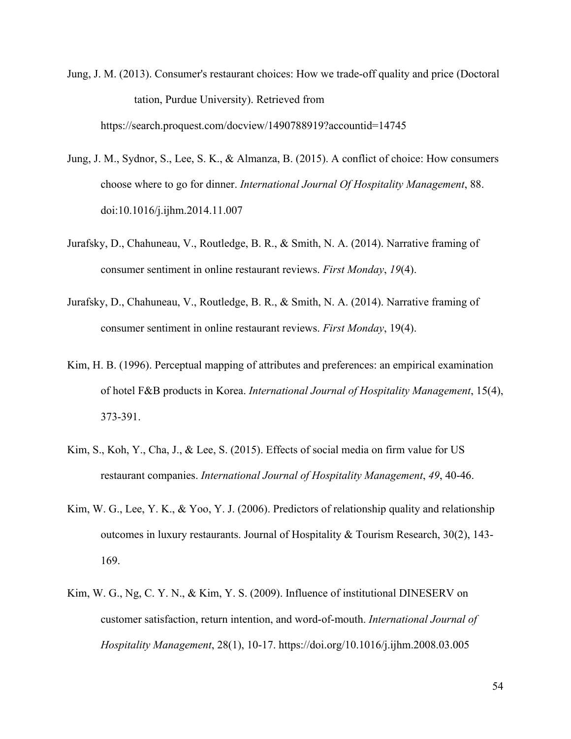Jung, J. M. (2013). Consumer's restaurant choices: How we trade-off quality and price (Doctoral tation, Purdue University). Retrieved from https://search.proquest.com/docview/1490788919?accountid=14745

Jung, J. M., Sydnor, S., Lee, S. K., & Almanza, B. (2015). A conflict of choice: How consumers choose where to go for dinner. *International Journal Of Hospitality Management*, 88. doi:10.1016/j.ijhm.2014.11.007

Jurafsky, D., Chahuneau, V., Routledge, B. R., & Smith, N. A. (2014). Narrative framing of consumer sentiment in online restaurant reviews. *First Monday*, *19*(4).

Jurafsky, D., Chahuneau, V., Routledge, B. R., & Smith, N. A. (2014). Narrative framing of consumer sentiment in online restaurant reviews. *First Monday*, 19(4).

Kim, H. B. (1996). Perceptual mapping of attributes and preferences: an empirical examination of hotel F&B products in Korea. *International Journal of Hospitality Management*, 15(4), 373-391.

Kim, S., Koh, Y., Cha, J., & Lee, S. (2015). Effects of social media on firm value for US restaurant companies. *International Journal of Hospitality Management*, *49*, 40-46.

Kim, W. G., Lee, Y. K., & Yoo, Y. J. (2006). Predictors of relationship quality and relationship outcomes in luxury restaurants. Journal of Hospitality & Tourism Research, 30(2), 143-169.

Kim, W. G., Ng, C. Y. N., & Kim, Y. S. (2009). Influence of institutional DINESERV on customer satisfaction, return intention, and word-of-mouth. *International Journal of Hospitality Management*, 28(1), 10-17. https://doi.org/10.1016/j.ijhm.2008.03.005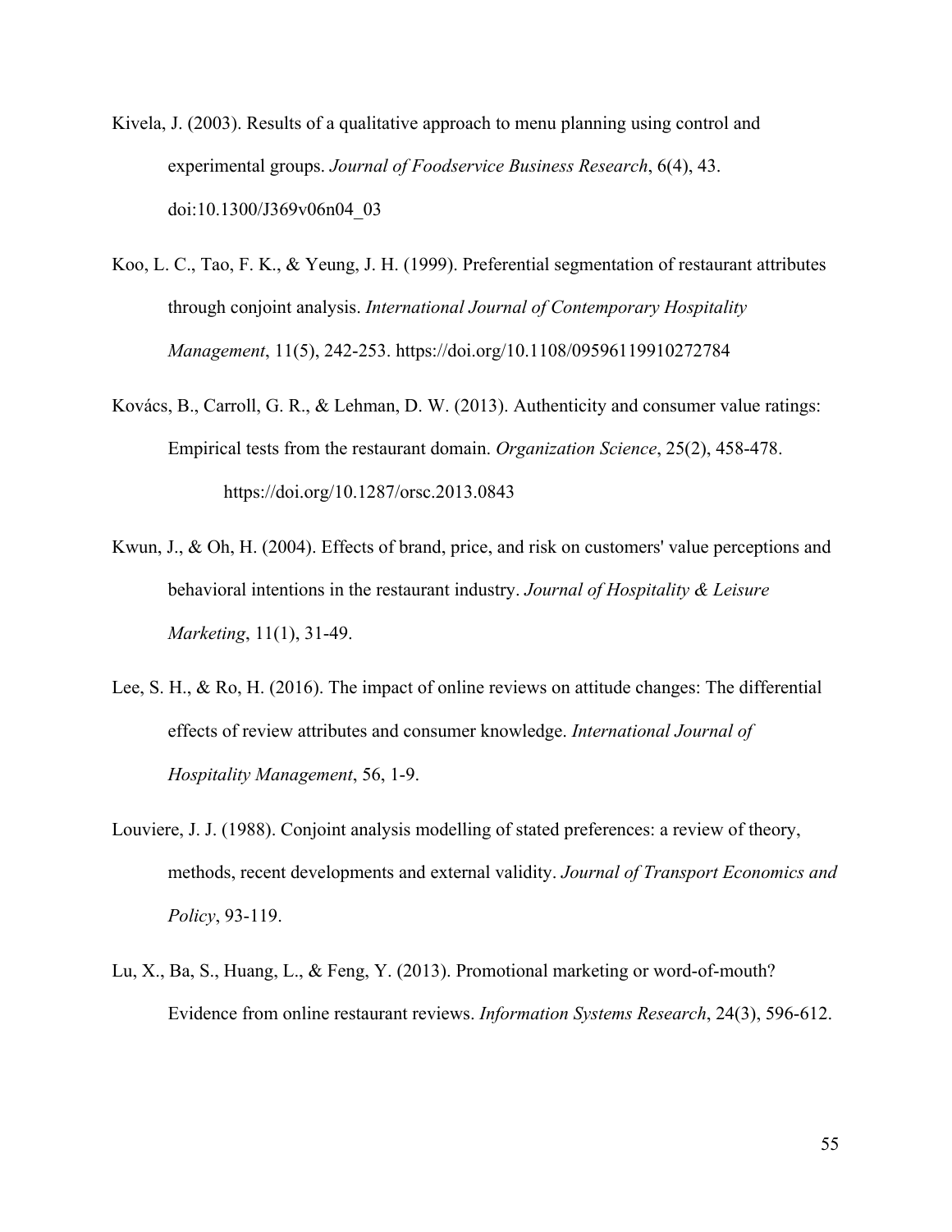Kivela, J. (2003). Results of a qualitative approach to menu planning using control and experimental groups. *Journal of Foodservice Business Research*, 6(4), 43. doi:10.1300/J369v06n04_03

Koo, L. C., Tao, F. K., & Yeung, J. H. (1999). Preferential segmentation of restaurant attributes through conjoint analysis. *International Journal of Contemporary Hospitality Management*, 11(5), 242-253. https://doi.org/10.1108/09596119910272784

Kovács, B., Carroll, G. R., & Lehman, D. W. (2013). Authenticity and consumer value ratings: Empirical tests from the restaurant domain. *Organization Science*, 25(2), 458-478. https://doi.org/10.1287/orsc.2013.0843

Kwun, J., & Oh, H. (2004). Effects of brand, price, and risk on customers' value perceptions and behavioral intentions in the restaurant industry. *Journal of Hospitality & Leisure Marketing*, 11(1), 31-49.

Lee, S. H., & Ro, H. (2016). The impact of online reviews on attitude changes: The differential effects of review attributes and consumer knowledge. *International Journal of Hospitality Management*, 56, 1-9.

Louviere, J. J. (1988). Conjoint analysis modelling of stated preferences: a review of theory, methods, recent developments and external validity. *Journal of Transport Economics and Policy*, 93-119.

Lu, X., Ba, S., Huang, L., & Feng, Y. (2013). Promotional marketing or word-of-mouth? Evidence from online restaurant reviews. *Information Systems Research*, 24(3), 596-612.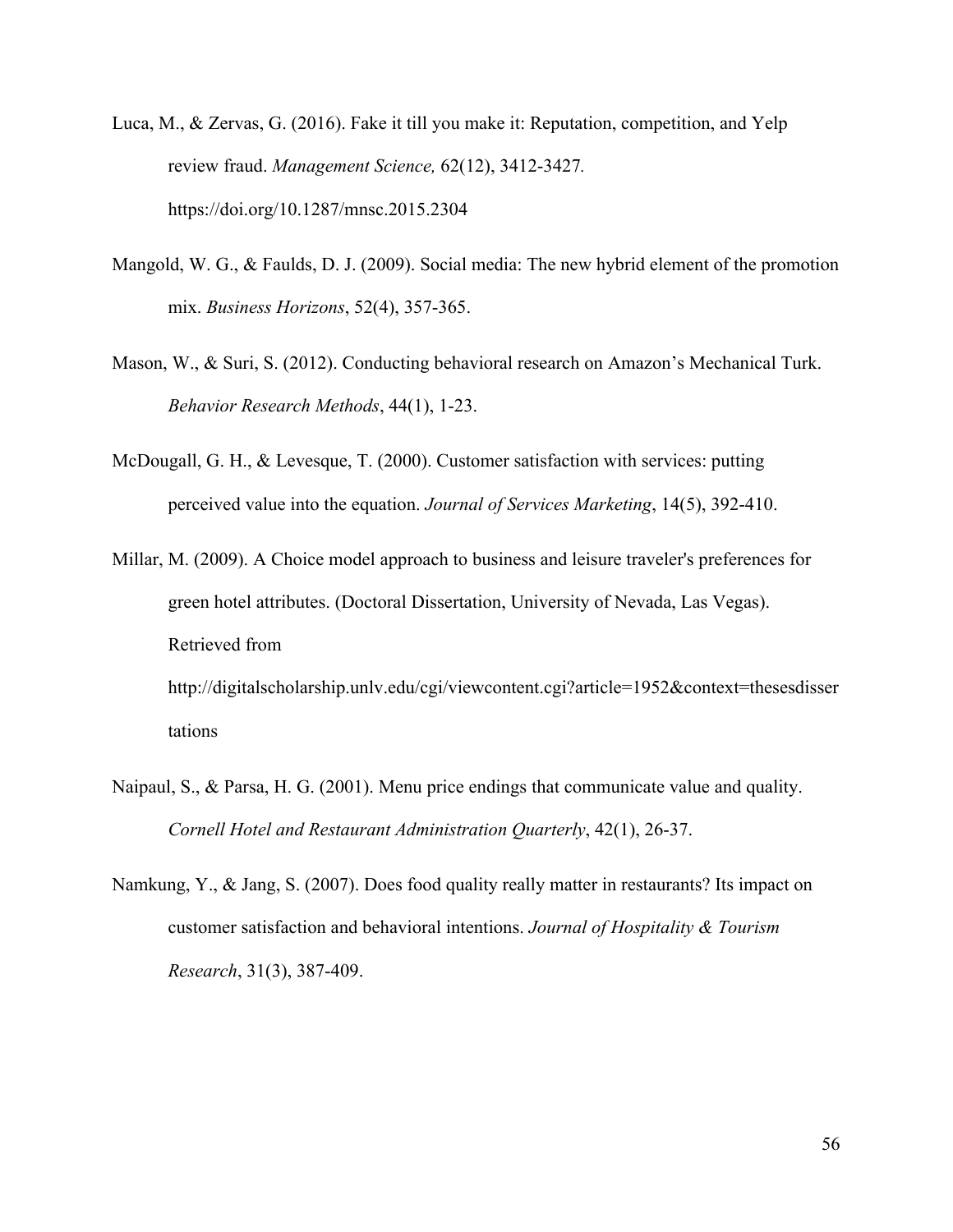Luca, M., & Zervas, G. (2016). Fake it till you make it: Reputation, competition, and Yelp review fraud. *Management Science,* 62(12), 3412-3427. https://doi.org/10.1287/mnsc.2015.2304

Mangold, W. G., & Faulds, D. J. (2009). Social media: The new hybrid element of the promotion mix. *Business Horizons*, 52(4), 357-365.

Mason, W., & Suri, S. (2012). Conducting behavioral research on Amazon's Mechanical Turk. *Behavior Research Methods*, 44(1), 1-23.

McDougall, G. H., & Levesque, T. (2000). Customer satisfaction with services: putting perceived value into the equation. *Journal of Services Marketing*, 14(5), 392-410.

Millar, M. (2009). A Choice model approach to business and leisure traveler's preferences for green hotel attributes. (Doctoral Dissertation, University of Nevada, Las Vegas). Retrieved from http://digitalscholarship.unlv.edu/cgi/viewcontent.cgi?article=1952&context=thesesdissertations

Naipaul, S., & Parsa, H. G. (2001). Menu price endings that communicate value and quality. *Cornell Hotel and Restaurant Administration Quarterly*, 42(1), 26-37.

Namkung, Y., & Jang, S. (2007). Does food quality really matter in restaurants? Its impact on customer satisfaction and behavioral intentions. *Journal of Hospitality & Tourism Research*, 31(3), 387-409.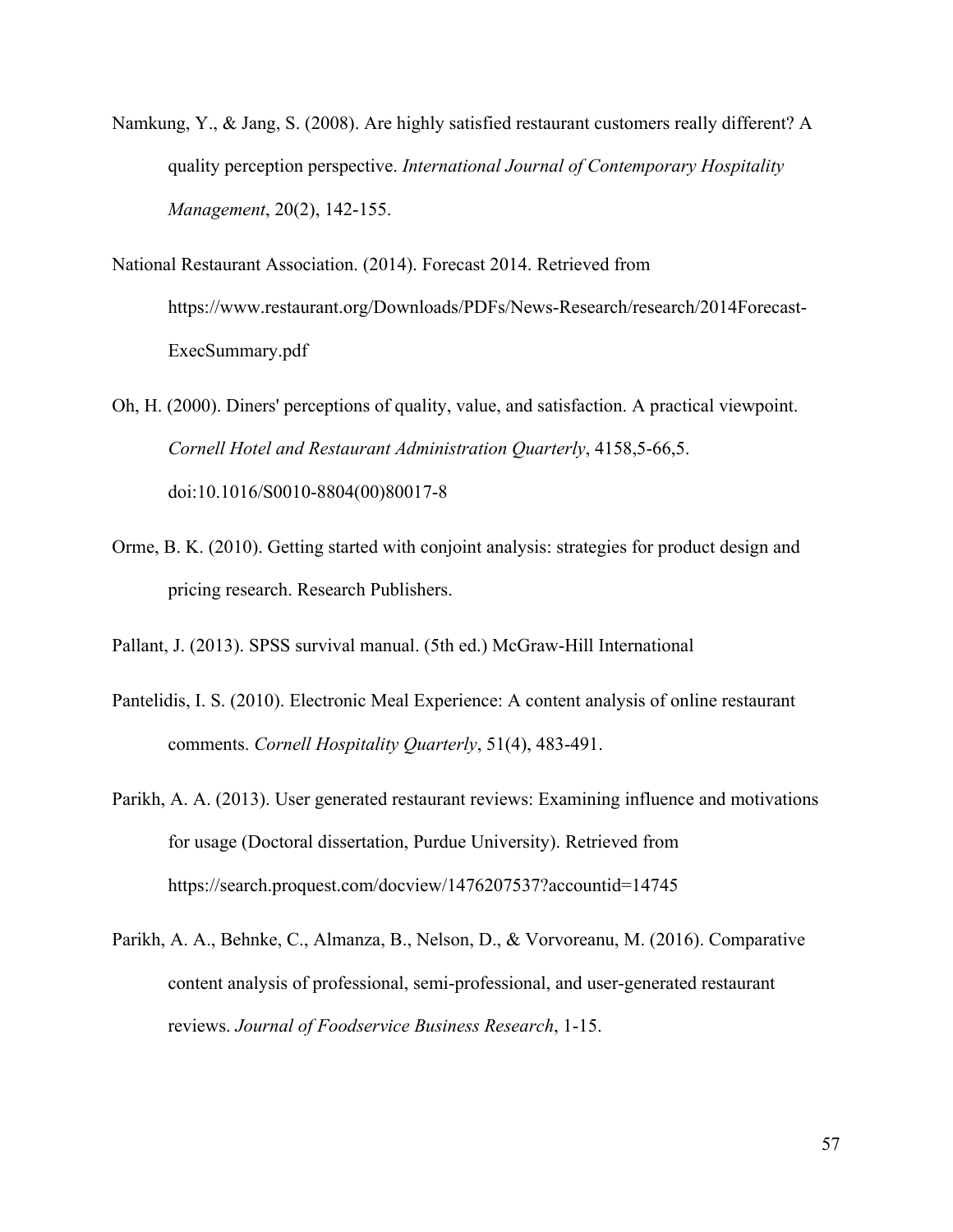Namkung, Y., & Jang, S. (2008). Are highly satisfied restaurant customers really different? A quality perception perspective. *International Journal of Contemporary Hospitality Management*, 20(2), 142-155.

National Restaurant Association. (2014). Forecast 2014. Retrieved from https://www.restaurant.org/Downloads/PDFs/News-Research/research/2014Forecast-ExecSummary.pdf

Oh, H. (2000). Diners' perceptions of quality, value, and satisfaction. A practical viewpoint. *Cornell Hotel and Restaurant Administration Quarterly*, 4158,5-66,5. doi:10.1016/S0010-8804(00)80017-8

Orme, B. K. (2010). Getting started with conjoint analysis: strategies for product design and pricing research. Research Publishers.

Pallant, J. (2013). SPSS survival manual. (5th ed.) McGraw-Hill International

Pantelidis, I. S. (2010). Electronic Meal Experience: A content analysis of online restaurant comments. *Cornell Hospitality Quarterly*, 51(4), 483-491.

Parikh, A. A. (2013). User generated restaurant reviews: Examining influence and motivations for usage (Doctoral dissertation, Purdue University). Retrieved from https://search.proquest.com/docview/1476207537?accountid=14745

Parikh, A. A., Behnke, C., Almanza, B., Nelson, D., & Vorvoreanu, M. (2016). Comparative content analysis of professional, semi-professional, and user-generated restaurant reviews. *Journal of Foodservice Business Research*, 1-15.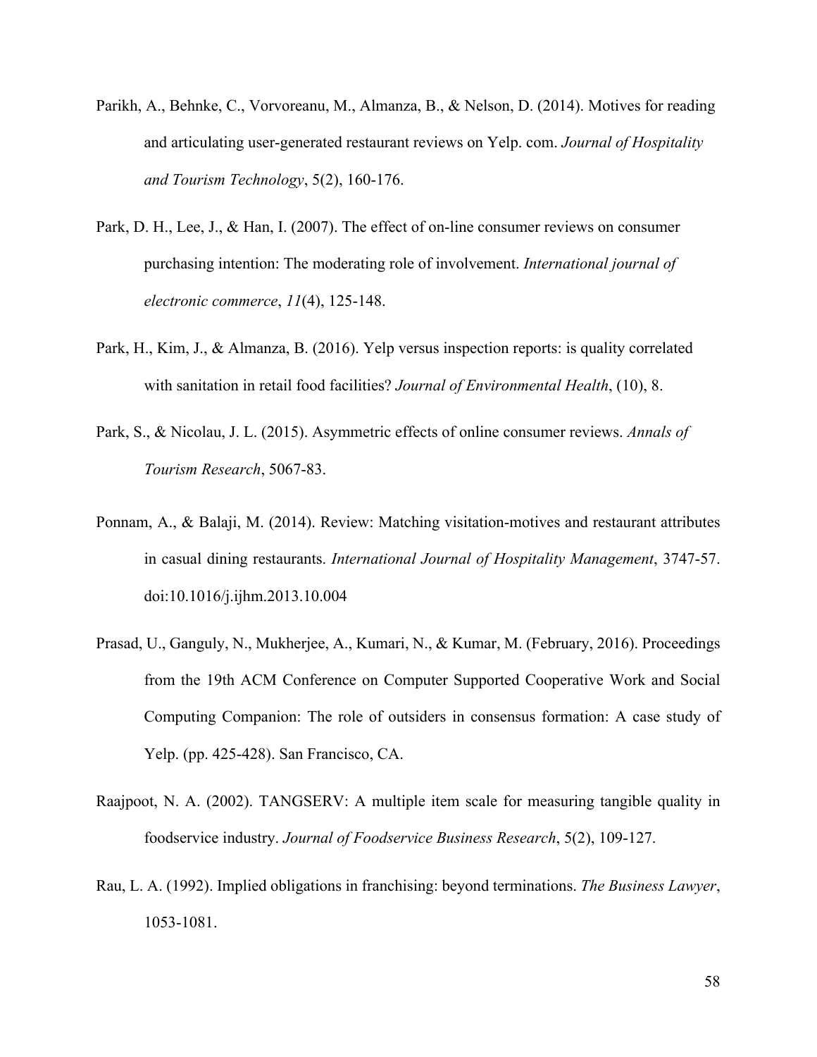Parikh, A., Behnke, C., Vorvoreanu, M., Almanza, B., & Nelson, D. (2014). Motives for reading and articulating user-generated restaurant reviews on Yelp. com. *Journal of Hospitality and Tourism Technology*, 5(2), 160-176.

Park, D. H., Lee, J., & Han, I. (2007). The effect of on-line consumer reviews on consumer purchasing intention: The moderating role of involvement. *International journal of electronic commerce*, *11*(4), 125-148.

Park, H., Kim, J., & Almanza, B. (2016). Yelp versus inspection reports: is quality correlated with sanitation in retail food facilities? *Journal of Environmental Health*, (10), 8.

Park, S., & Nicolau, J. L. (2015). Asymmetric effects of online consumer reviews. *Annals of Tourism Research*, 5067-83.

Ponnam, A., & Balaji, M. (2014). Review: Matching visitation-motives and restaurant attributes in casual dining restaurants. *International Journal of Hospitality Management*, 3747-57. doi:10.1016/j.ijhm.2013.10.004

Prasad, U., Ganguly, N., Mukherjee, A., Kumari, N., & Kumar, M. (February, 2016). Proceedings from the 19th ACM Conference on Computer Supported Cooperative Work and Social Computing Companion: The role of outsiders in consensus formation: A case study of Yelp. (pp. 425-428). San Francisco, CA.

Raajpoot, N. A. (2002). TANGSERV: A multiple item scale for measuring tangible quality in foodservice industry. *Journal of Foodservice Business Research*, 5(2), 109-127.

Rau, L. A. (1992). Implied obligations in franchising: beyond terminations. *The Business Lawyer*, 1053-1081.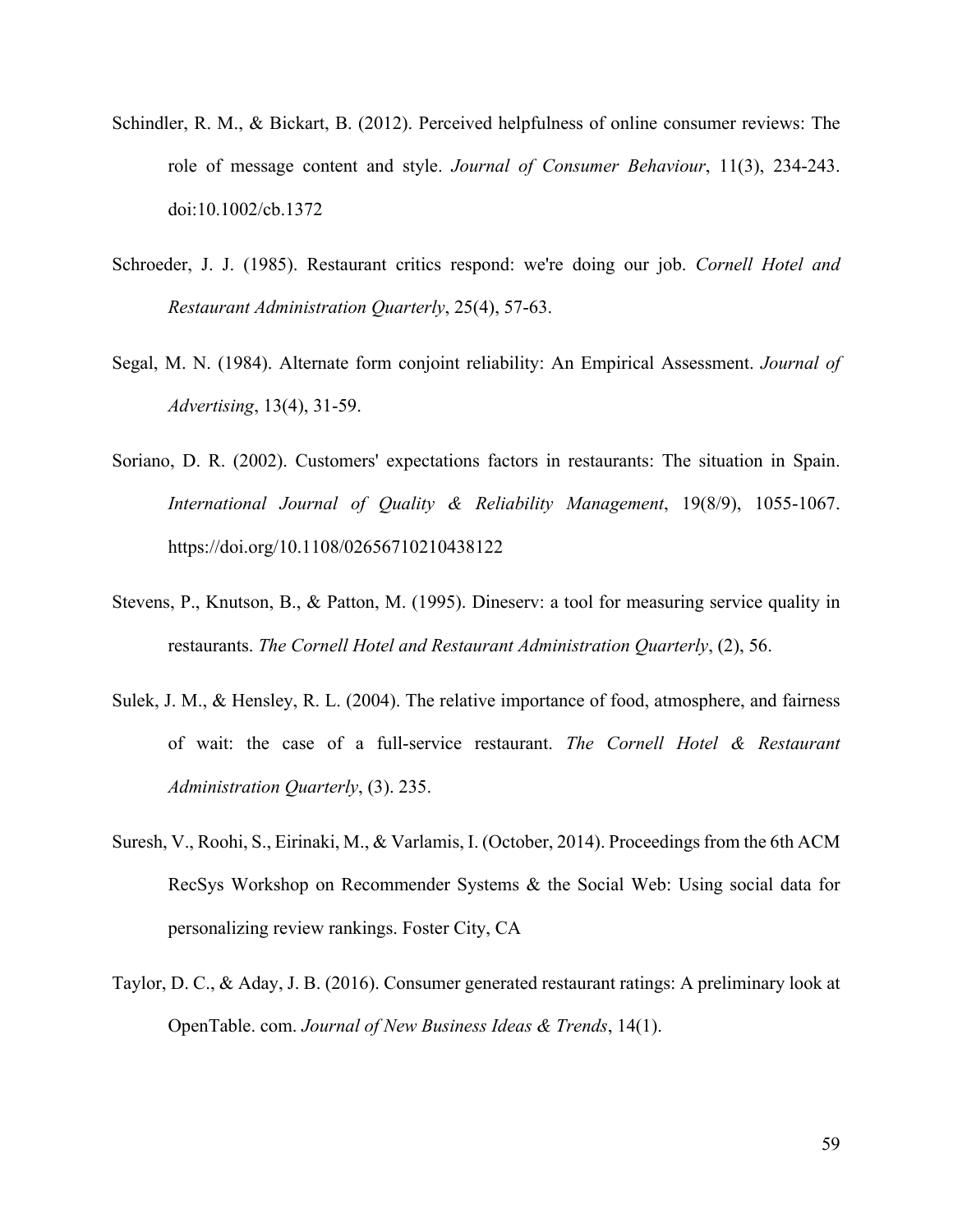Schindler, R. M., & Bickart, B. (2012). Perceived helpfulness of online consumer reviews: The role of message content and style. *Journal of Consumer Behaviour*, 11(3), 234-243. doi:10.1002/cb.1372

Schroeder, J. J. (1985). Restaurant critics respond: we're doing our job. *Cornell Hotel and Restaurant Administration Quarterly*, 25(4), 57-63.

Segal, M. N. (1984). Alternate form conjoint reliability: An Empirical Assessment. *Journal of Advertising*, 13(4), 31-59.

Soriano, D. R. (2002). Customers' expectations factors in restaurants: The situation in Spain. *International Journal of Quality & Reliability Management*, 19(8/9), 1055-1067. https://doi.org/10.1108/02656710210438122

Stevens, P., Knutson, B., & Patton, M. (1995). Dineserv: a tool for measuring service quality in restaurants. *The Cornell Hotel and Restaurant Administration Quarterly*, (2), 56.

Sulek, J. M., & Hensley, R. L. (2004). The relative importance of food, atmosphere, and fairness of wait: the case of a full-service restaurant. *The Cornell Hotel & Restaurant Administration Quarterly*, (3). 235.

Suresh, V., Roohi, S., Eirinaki, M., & Varlamis, I. (October, 2014). Proceedings from the 6th ACM RecSys Workshop on Recommender Systems & the Social Web: Using social data for personalizing review rankings. Foster City, CA

Taylor, D. C., & Aday, J. B. (2016). Consumer generated restaurant ratings: A preliminary look at OpenTable. com. *Journal of New Business Ideas & Trends*, 14(1).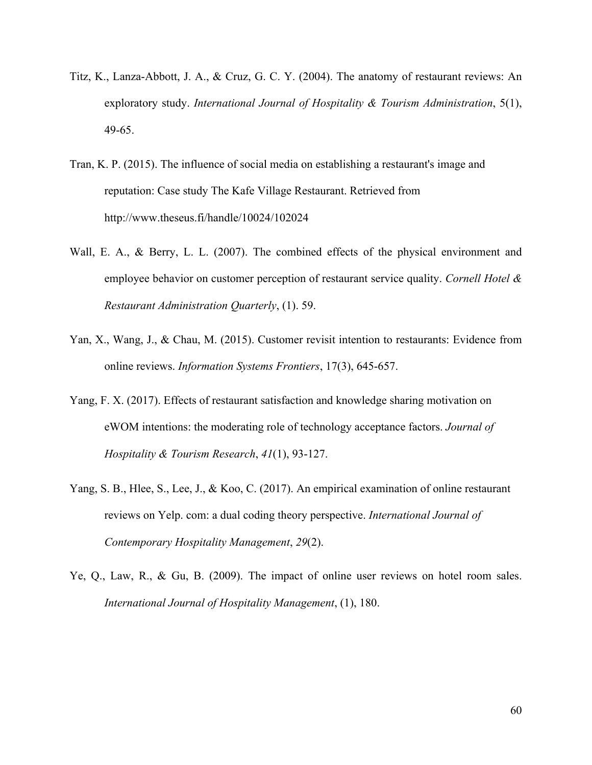Titz, K., Lanza-Abbott, J. A., & Cruz, G. C. Y. (2004). The anatomy of restaurant reviews: An exploratory study. *International Journal of Hospitality & Tourism Administration*, 5(1), 49-65.

Tran, K. P. (2015). The influence of social media on establishing a restaurant's image and reputation: Case study The Kafe Village Restaurant. Retrieved from http://www.theseus.fi/handle/10024/102024

Wall, E. A., & Berry, L. L. (2007). The combined effects of the physical environment and employee behavior on customer perception of restaurant service quality. *Cornell Hotel & Restaurant Administration Quarterly*, (1). 59.

Yan, X., Wang, J., & Chau, M. (2015). Customer revisit intention to restaurants: Evidence from online reviews. *Information Systems Frontiers*, 17(3), 645-657.

Yang, F. X. (2017). Effects of restaurant satisfaction and knowledge sharing motivation on eWOM intentions: the moderating role of technology acceptance factors. *Journal of Hospitality & Tourism Research*, *41*(1), 93-127.

Yang, S. B., Hlee, S., Lee, J., & Koo, C. (2017). An empirical examination of online restaurant reviews on Yelp. com: a dual coding theory perspective. *International Journal of Contemporary Hospitality Management*, *29*(2).

Ye, Q., Law, R., & Gu, B. (2009). The impact of online user reviews on hotel room sales. *International Journal of Hospitality Management*, (1), 180.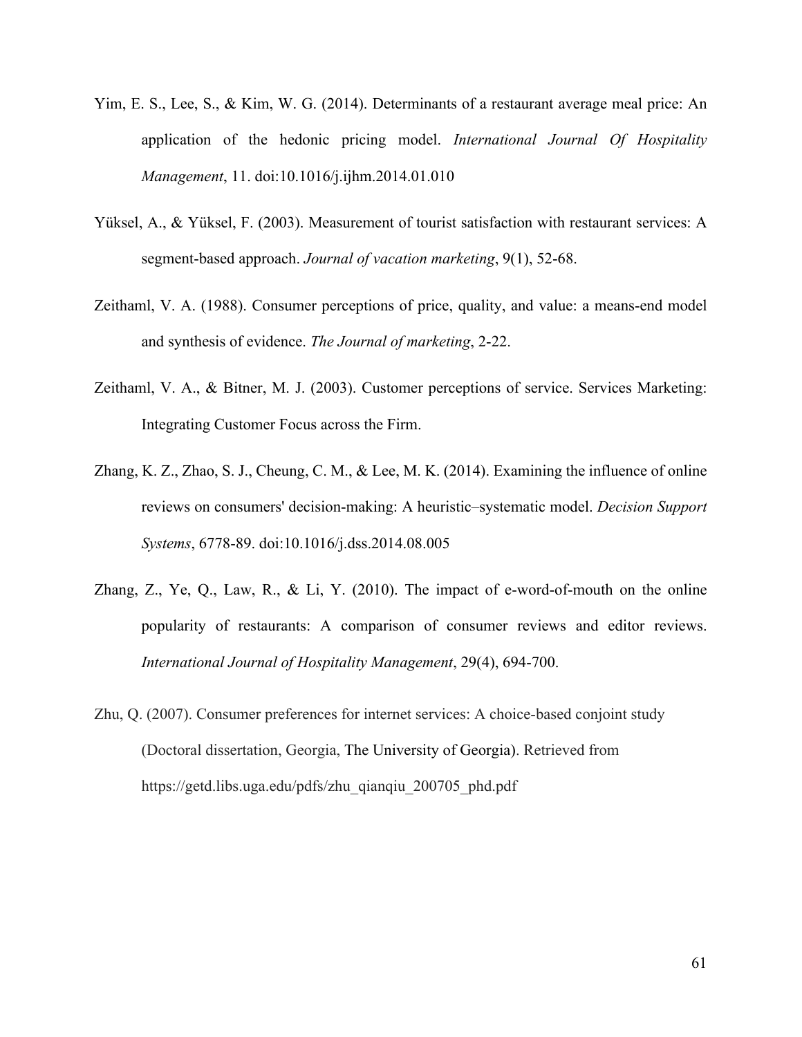Yim, E. S., Lee, S., & Kim, W. G. (2014). Determinants of a restaurant average meal price: An application of the hedonic pricing model. *International Journal Of Hospitality Management*, 11. doi:10.1016/j.ijhm.2014.01.010

Yüksel, A., & Yüksel, F. (2003). Measurement of tourist satisfaction with restaurant services: A segment-based approach. *Journal of vacation marketing*, 9(1), 52-68.

Zeithaml, V. A. (1988). Consumer perceptions of price, quality, and value: a means-end model and synthesis of evidence. *The Journal of marketing*, 2-22.

Zeithaml, V. A., & Bitner, M. J. (2003). Customer perceptions of service. Services Marketing: Integrating Customer Focus across the Firm.

Zhang, K. Z., Zhao, S. J., Cheung, C. M., & Lee, M. K. (2014). Examining the influence of online reviews on consumers' decision-making: A heuristic–systematic model. *Decision Support Systems*, 6778-89. doi:10.1016/j.dss.2014.08.005

Zhang, Z., Ye, Q., Law, R., & Li, Y. (2010). The impact of e-word-of-mouth on the online popularity of restaurants: A comparison of consumer reviews and editor reviews. *International Journal of Hospitality Management*, 29(4), 694-700.

Zhu, Q. (2007). Consumer preferences for internet services: A choice-based conjoint study (Doctoral dissertation, Georgia, The University of Georgia). Retrieved from https://getd.libs.uga.edu/pdfs/zhu_qianqiu_200705_phd.pdf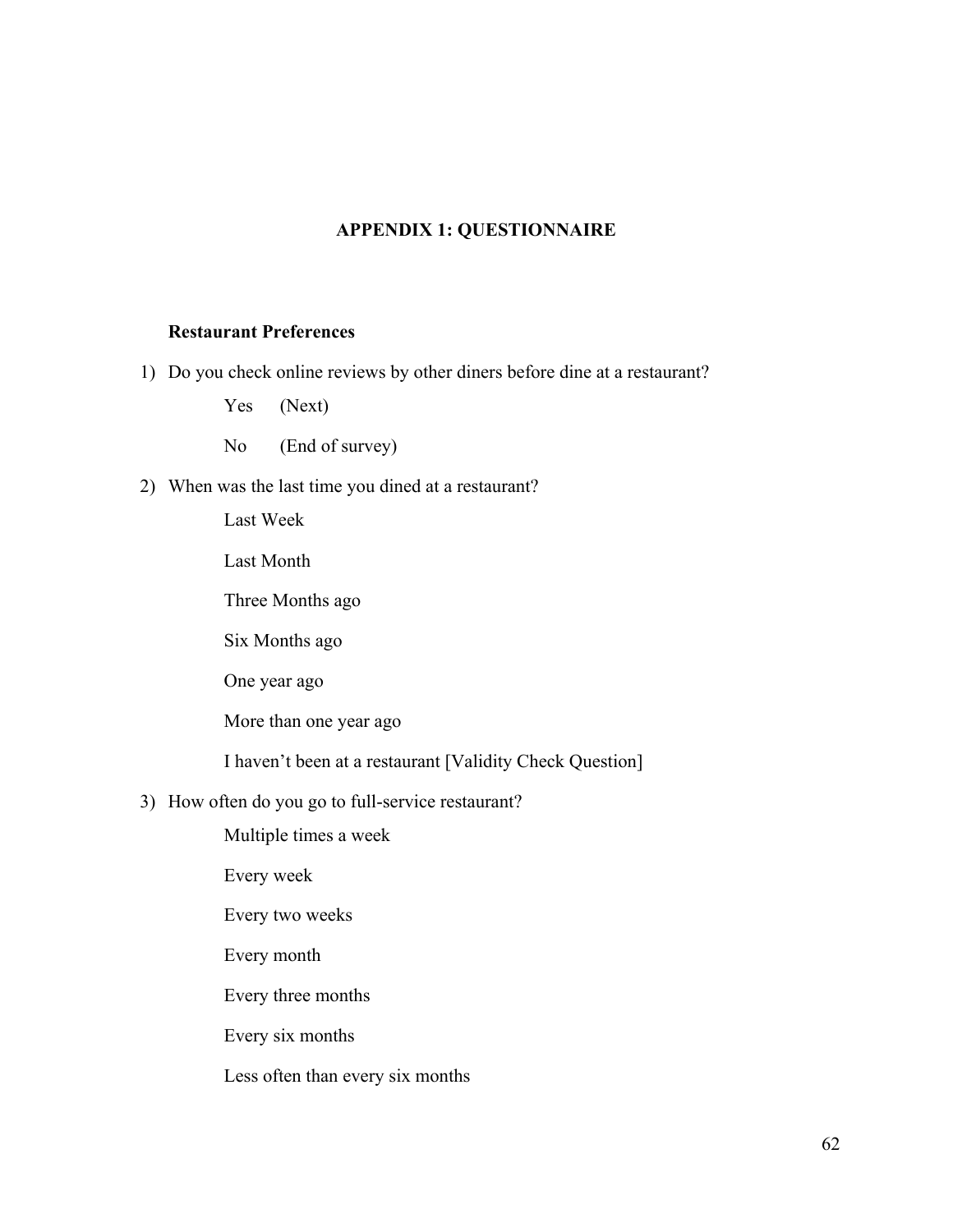## APPENDIX 1: QUESTIONNAIRE

**Restaurant Preferences**

1) Do you check online reviews by other diners before dine at a restaurant?

   Yes (Next)

   No (End of survey)

2) When was the last time you dined at a restaurant?

   Last Week

   Last Month

   Three Months ago

   Six Months ago

   One year ago

   More than one year ago

   I haven't been at a restaurant [Validity Check Question]

3) How often do you go to full-service restaurant?

   Multiple times a week

   Every week

   Every two weeks

   Every month

   Every three months

   Every six months

   Less often than every six months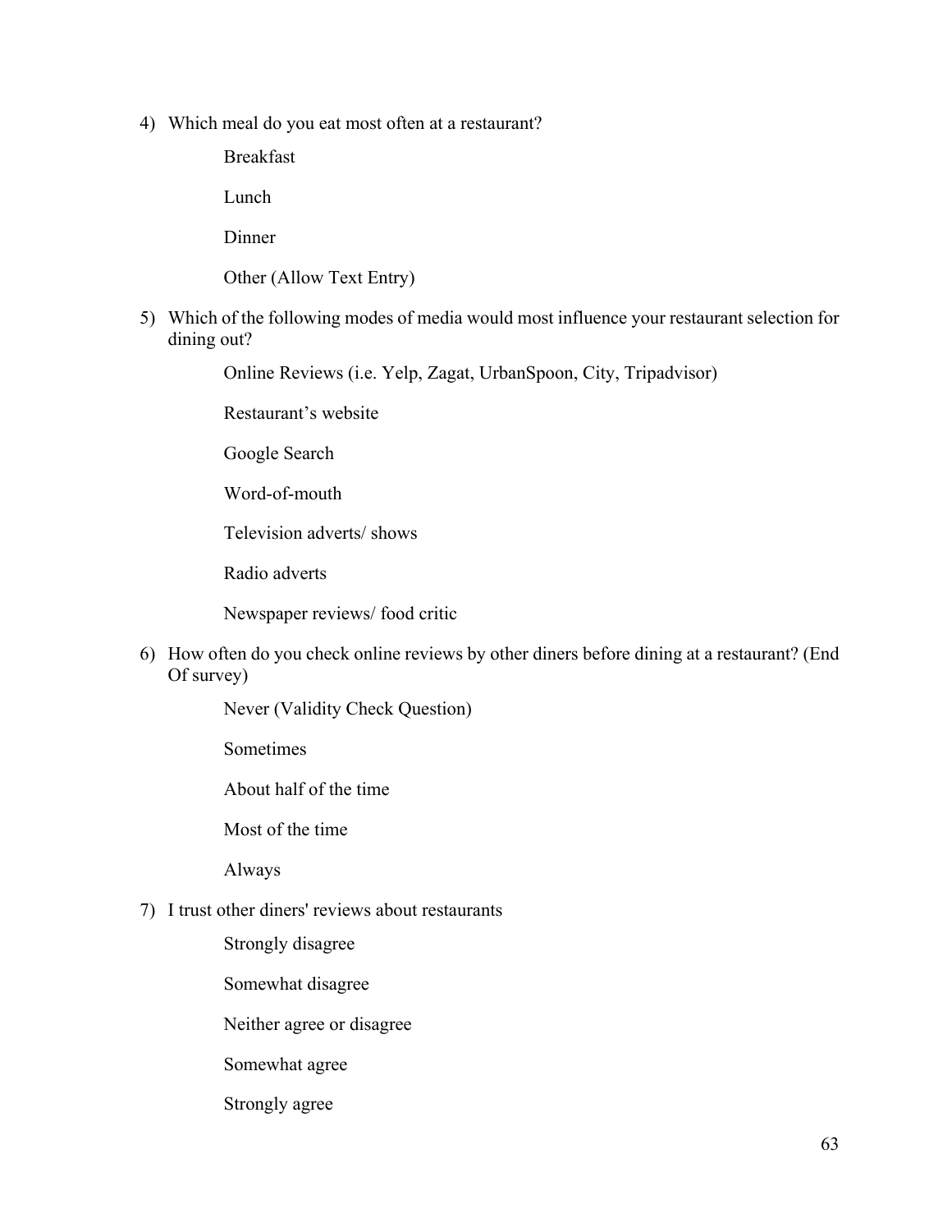4) Which meal do you eat most often at a restaurant?

    Breakfast

    Lunch

    Dinner

    Other (Allow Text Entry)

5) Which of the following modes of media would most influence your restaurant selection for dining out?

    Online Reviews (i.e. Yelp, Zagat, UrbanSpoon, City, Tripadvisor)

    Restaurant's website

    Google Search

    Word-of-mouth

    Television adverts/ shows

    Radio adverts

    Newspaper reviews/ food critic

6) How often do you check online reviews by other diners before dining at a restaurant? (End Of survey)

    Never (Validity Check Question)

    Sometimes

    About half of the time

    Most of the time

    Always

7) I trust other diners' reviews about restaurants

    Strongly disagree

    Somewhat disagree

    Neither agree or disagree

    Somewhat agree

    Strongly agree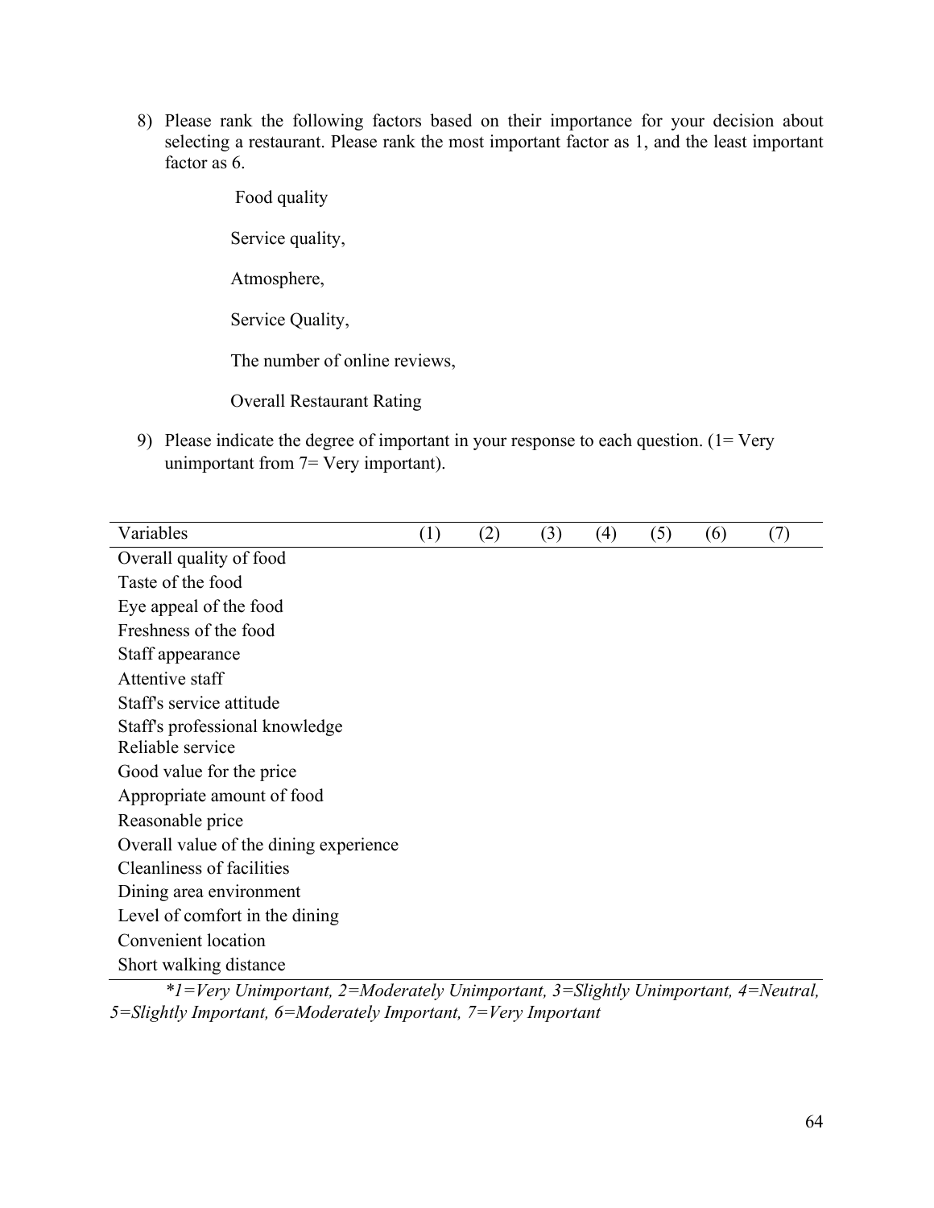8) Please rank the following factors based on their importance for your decision about selecting a restaurant. Please rank the most important factor as 1, and the least important factor as 6.

    Food quality

    Service quality,

    Atmosphere,

    Service Quality,

    The number of online reviews,

    Overall Restaurant Rating

9) Please indicate the degree of important in your response to each question. (1= Very unimportant from 7= Very important).

| Variables | (1) | (2) | (3) | (4) | (5) | (6) | (7) |
|---|---|---|---|---|---|---|---|
| Overall quality of food | | | | | | | |
| Taste of the food | | | | | | | |
| Eye appeal of the food | | | | | | | |
| Freshness of the food | | | | | | | |
| Staff appearance | | | | | | | |
| Attentive staff | | | | | | | |
| Staff's service attitude | | | | | | | |
| Staff's professional knowledge | | | | | | | |
| Reliable service | | | | | | | |
| Good value for the price | | | | | | | |
| Appropriate amount of food | | | | | | | |
| Reasonable price | | | | | | | |
| Overall value of the dining experience | | | | | | | |
| Cleanliness of facilities | | | | | | | |
| Dining area environment | | | | | | | |
| Level of comfort in the dining | | | | | | | |
| Convenient location | | | | | | | |
| Short walking distance | | | | | | | |

*\*1=Very Unimportant, 2=Moderately Unimportant, 3=Slightly Unimportant, 4=Neutral, 5=Slightly Important, 6=Moderately Important, 7=Very Important*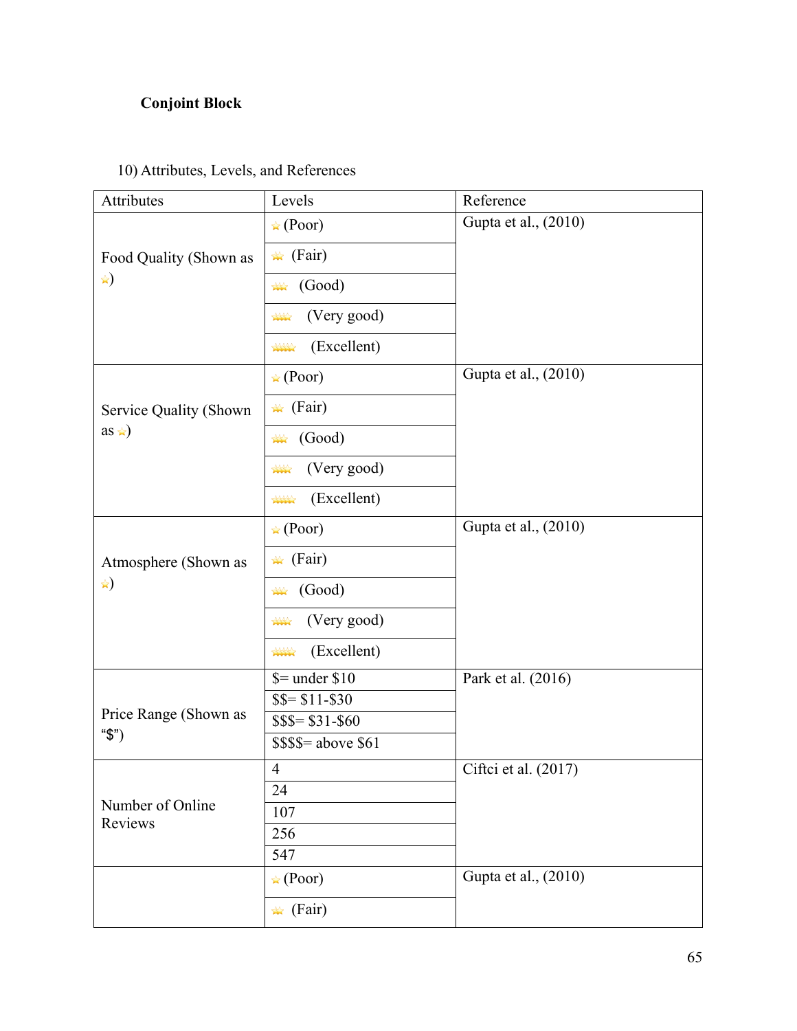**Conjoint Block**

10) Attributes, Levels, and References

| Attributes | Levels | Reference |
| --- | --- | --- |
| Food Quality (Shown as ⭐) | ⭐ (Poor) | Gupta et al., (2010) |
| | ⭐⭐ (Fair) | |
| | ⭐⭐⭐ (Good) | |
| | ⭐⭐⭐⭐ (Very good) | |
| | ⭐⭐⭐⭐⭐ (Excellent) | |
| Service Quality (Shown as ⭐) | ⭐ (Poor) | Gupta et al., (2010) |
| | ⭐⭐ (Fair) | |
| | ⭐⭐⭐ (Good) | |
| | ⭐⭐⭐⭐ (Very good) | |
| | ⭐⭐⭐⭐⭐ (Excellent) | |
| Atmosphere (Shown as ⭐) | ⭐ (Poor) | Gupta et al., (2010) |
| | ⭐⭐ (Fair) | |
| | ⭐⭐⭐ (Good) | |
| | ⭐⭐⭐⭐ (Very good) | |
| | ⭐⭐⭐⭐⭐ (Excellent) | |
| Price Range (Shown as "$") | $= under $10 | Park et al. (2016) |
| | $$= $11-$30 | |
| | $$$= $31-$60 | |
| | $$$$= above $61 | |
| Number of Online Reviews | 4 | Ciftci et al. (2017) |
| | 24 | |
| | 107 | |
| | 256 | |
| | 547 | |
| | ⭐ (Poor) | Gupta et al., (2010) |
| | ⭐⭐ (Fair) | |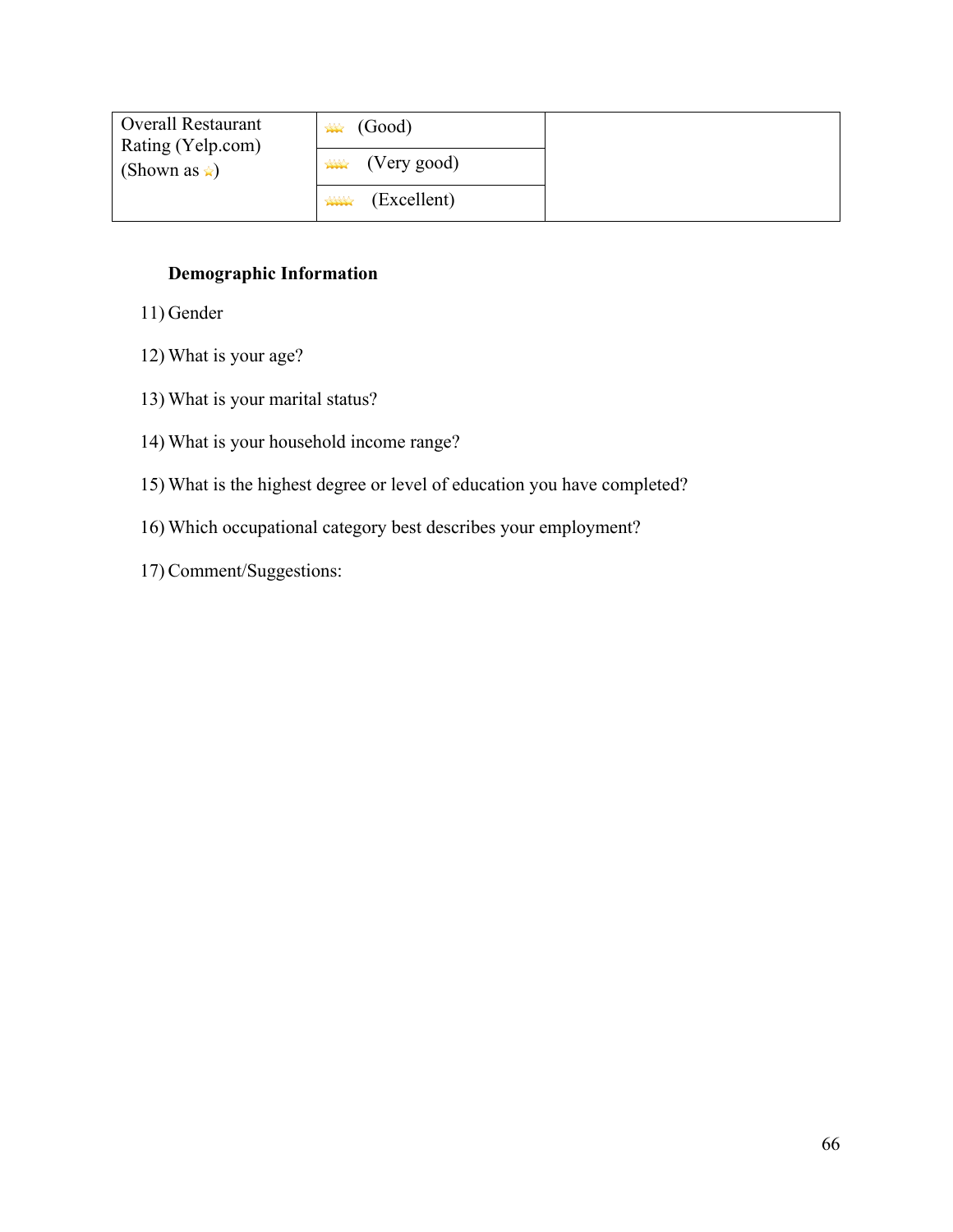| Overall Restaurant Rating (Yelp.com) (Shown as ★) | ★★★ (Good) | |
|---|---|---|
| | ★★★★ (Very good) | |
| | ★★★★★ (Excellent) | |

**Demographic Information**

11) Gender

12) What is your age?

13) What is your marital status?

14) What is your household income range?

15) What is the highest degree or level of education you have completed?

16) Which occupational category best describes your employment?

17) Comment/Suggestions: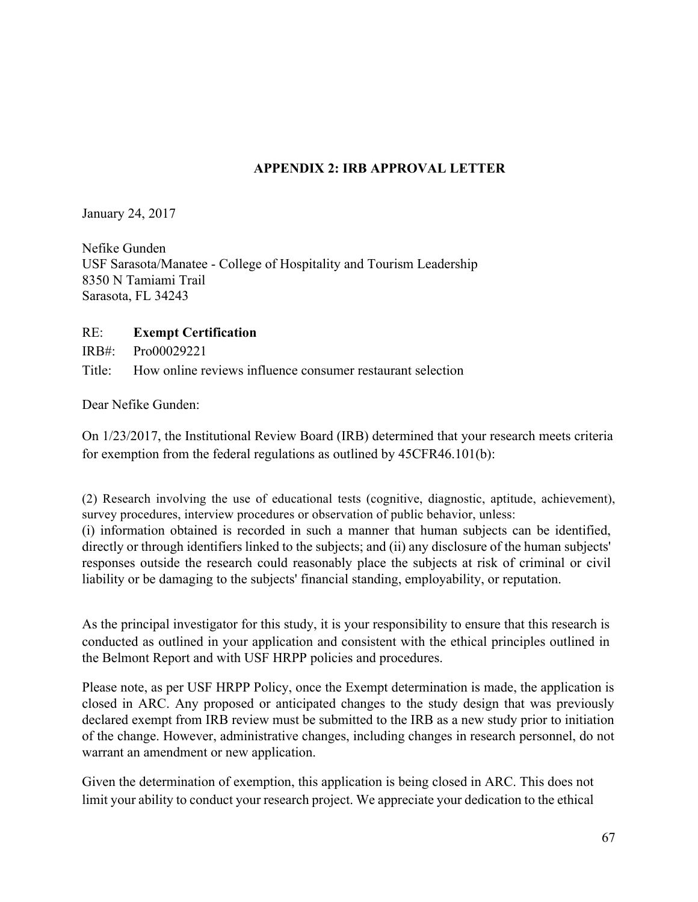## APPENDIX 2: IRB APPROVAL LETTER

January 24, 2017

Nefike Gunden  
USF Sarasota/Manatee - College of Hospitality and Tourism Leadership  
8350 N Tamiami Trail  
Sarasota, FL 34243

RE: **Exempt Certification**  
IRB#: Pro00029221  
Title: How online reviews influence consumer restaurant selection

Dear Nefike Gunden:

On 1/23/2017, the Institutional Review Board (IRB) determined that your research meets criteria for exemption from the federal regulations as outlined by 45CFR46.101(b):

(2) Research involving the use of educational tests (cognitive, diagnostic, aptitude, achievement), survey procedures, interview procedures or observation of public behavior, unless:
(i) information obtained is recorded in such a manner that human subjects can be identified, directly or through identifiers linked to the subjects; and (ii) any disclosure of the human subjects' responses outside the research could reasonably place the subjects at risk of criminal or civil liability or be damaging to the subjects' financial standing, employability, or reputation.

As the principal investigator for this study, it is your responsibility to ensure that this research is conducted as outlined in your application and consistent with the ethical principles outlined in the Belmont Report and with USF HRPP policies and procedures.

Please note, as per USF HRPP Policy, once the Exempt determination is made, the application is closed in ARC. Any proposed or anticipated changes to the study design that was previously declared exempt from IRB review must be submitted to the IRB as a new study prior to initiation of the change. However, administrative changes, including changes in research personnel, do not warrant an amendment or new application.

Given the determination of exemption, this application is being closed in ARC. This does not limit your ability to conduct your research project. We appreciate your dedication to the ethical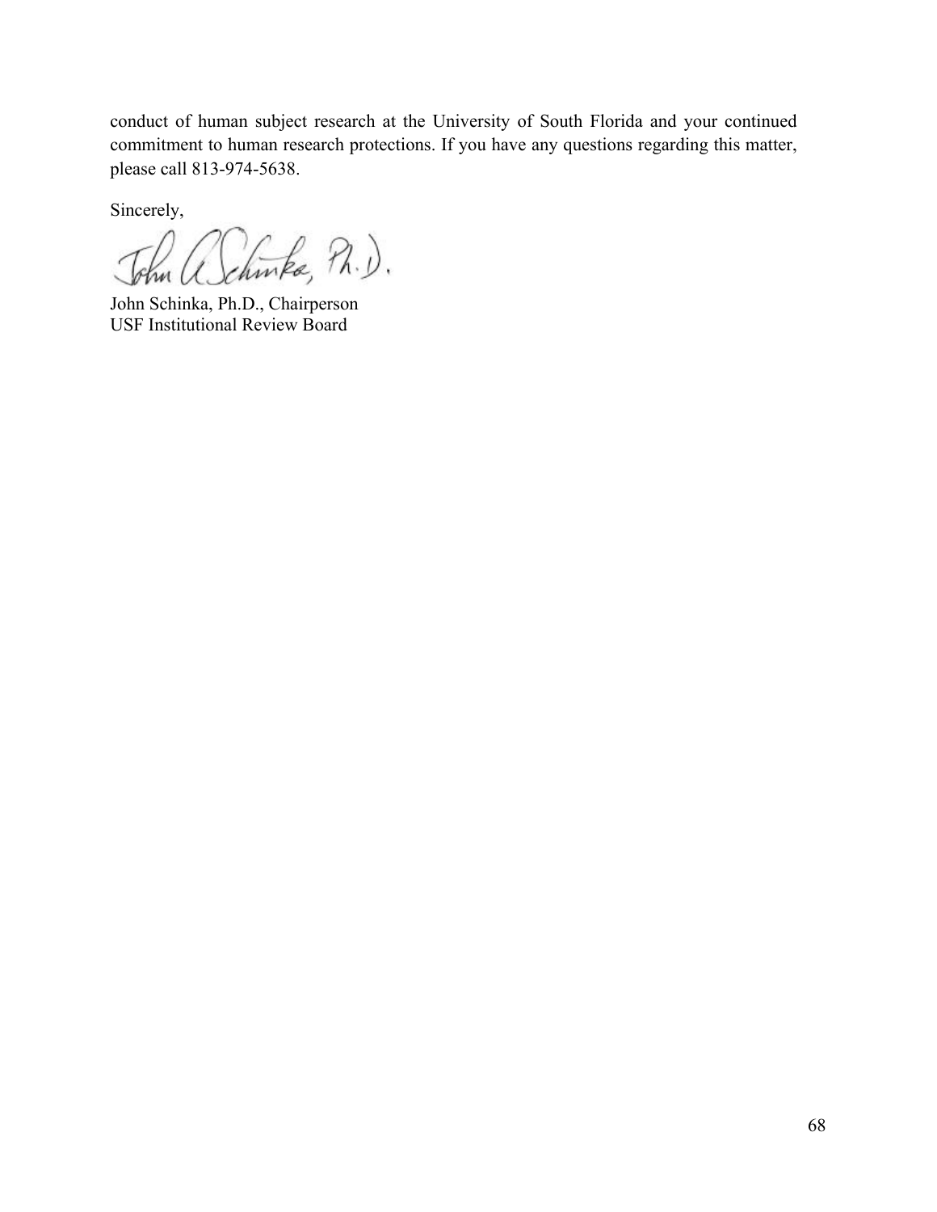conduct of human subject research at the University of South Florida and your continued commitment to human research protections. If you have any questions regarding this matter, please call 813-974-5638.

Sincerely,

John Schinka, Ph.D., Chairperson
USF Institutional Review Board